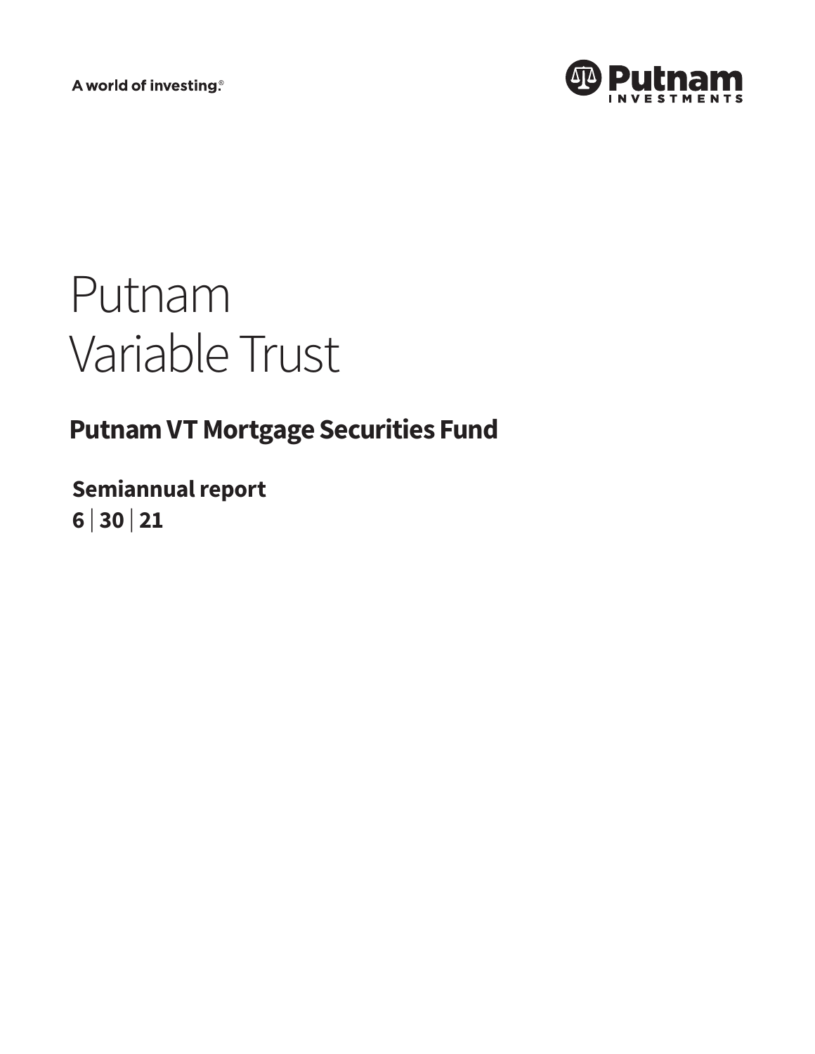A world of investing.®

Putnam INVESTMENTS

# Putnam Variable Trust

## Putnam VT Mortgage Securities Fund

**Semiannual report**
**6 | 30 | 21**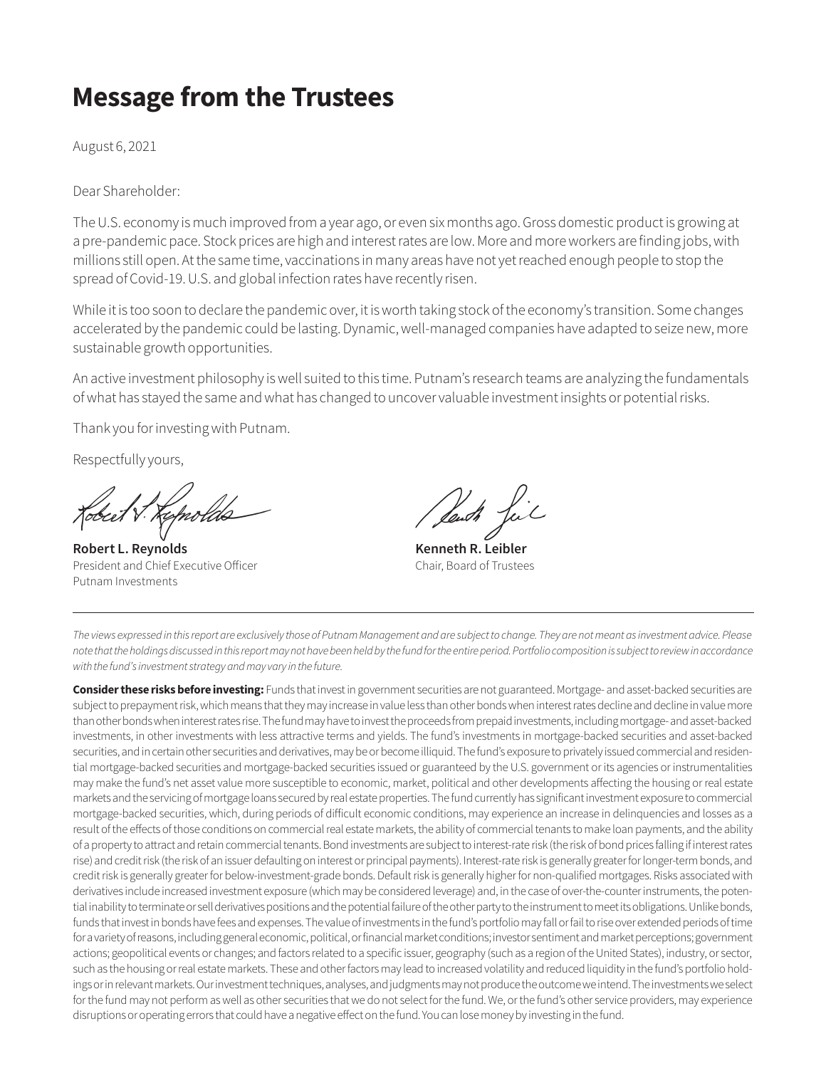# Message from the Trustees

August 6, 2021

Dear Shareholder:

The U.S. economy is much improved from a year ago, or even six months ago. Gross domestic product is growing at a pre-pandemic pace. Stock prices are high and interest rates are low. More and more workers are finding jobs, with millions still open. At the same time, vaccinations in many areas have not yet reached enough people to stop the spread of Covid-19. U.S. and global infection rates have recently risen.

While it is too soon to declare the pandemic over, it is worth taking stock of the economy's transition. Some changes accelerated by the pandemic could be lasting. Dynamic, well-managed companies have adapted to seize new, more sustainable growth opportunities.

An active investment philosophy is well suited to this time. Putnam's research teams are analyzing the fundamentals of what has stayed the same and what has changed to uncover valuable investment insights or potential risks.

Thank you for investing with Putnam.

Respectfully yours,

**Robert L. Reynolds**
President and Chief Executive Officer
Putnam Investments

**Kenneth R. Leibler**
Chair, Board of Trustees

---

*The views expressed in this report are exclusively those of Putnam Management and are subject to change. They are not meant as investment advice. Please note that the holdings discussed in this report may not have been held by the fund for the entire period. Portfolio composition is subject to review in accordance with the fund's investment strategy and may vary in the future.*

**Consider these risks before investing:** Funds that invest in government securities are not guaranteed. Mortgage- and asset-backed securities are subject to prepayment risk, which means that they may increase in value less than other bonds when interest rates decline and decline in value more than other bonds when interest rates rise. The fund may have to invest the proceeds from prepaid investments, including mortgage- and asset-backed investments, in other investments with less attractive terms and yields. The fund's investments in mortgage-backed securities and asset-backed securities, and in certain other securities and derivatives, may be or become illiquid. The fund's exposure to privately issued commercial and residential mortgage-backed securities and mortgage-backed securities issued or guaranteed by the U.S. government or its agencies or instrumentalities may make the fund's net asset value more susceptible to economic, market, political and other developments affecting the housing or real estate markets and the servicing of mortgage loans secured by real estate properties. The fund currently has significant investment exposure to commercial mortgage-backed securities, which, during periods of difficult economic conditions, may experience an increase in delinquencies and losses as a result of the effects of those conditions on commercial real estate markets, the ability of commercial tenants to make loan payments, and the ability of a property to attract and retain commercial tenants. Bond investments are subject to interest-rate risk (the risk of bond prices falling if interest rates rise) and credit risk (the risk of an issuer defaulting on interest or principal payments). Interest-rate risk is generally greater for longer-term bonds, and credit risk is generally greater for below-investment-grade bonds. Default risk is generally higher for non-qualified mortgages. Risks associated with derivatives include increased investment exposure (which may be considered leverage) and, in the case of over-the-counter instruments, the potential inability to terminate or sell derivatives positions and the potential failure of the other party to the instrument to meet its obligations. Unlike bonds, funds that invest in bonds have fees and expenses. The value of investments in the fund's portfolio may fall or fail to rise over extended periods of time for a variety of reasons, including general economic, political, or financial market conditions; investor sentiment and market perceptions; government actions; geopolitical events or changes; and factors related to a specific issuer, geography (such as a region of the United States), industry, or sector, such as the housing or real estate markets. These and other factors may lead to increased volatility and reduced liquidity in the fund's portfolio holdings or in relevant markets. Our investment techniques, analyses, and judgments may not produce the outcome we intend. The investments we select for the fund may not perform as well as other securities that we do not select for the fund. We, or the fund's other service providers, may experience disruptions or operating errors that could have a negative effect on the fund. You can lose money by investing in the fund.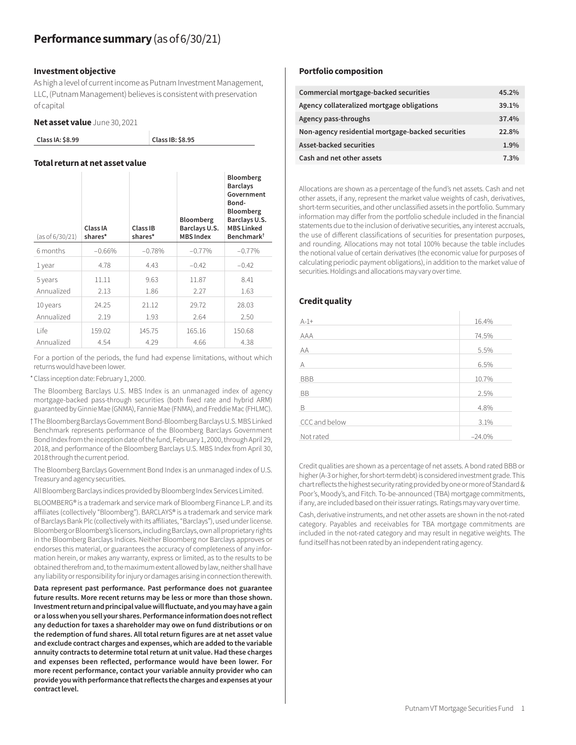# Performance summary (as of 6/30/21)

### Investment objective

As high a level of current income as Putnam Investment Management, LLC, (Putnam Management) believes is consistent with preservation of capital

### Net asset value June 30, 2021

| Class IA: $8.99 | Class IB: $8.95 |
|---|---|

### Total return at net asset value

| (as of 6/30/21) | Class IA shares* | Class IB shares* | Bloomberg Barclays U.S. MBS Index | Bloomberg Barclays Government Bond-Bloomberg Barclays U.S. MBS Linked Benchmark† |
|---|---|---|---|---|
| 6 months | −0.66% | −0.78% | −0.77% | −0.77% |
| 1 year | 4.78 | 4.43 | −0.42 | −0.42 |
| 5 years | 11.11 | 9.63 | 11.87 | 8.41 |
| Annualized | 2.13 | 1.86 | 2.27 | 1.63 |
| 10 years | 24.25 | 21.12 | 29.72 | 28.03 |
| Annualized | 2.19 | 1.93 | 2.64 | 2.50 |
| Life | 159.02 | 145.75 | 165.16 | 150.68 |
| Annualized | 4.54 | 4.29 | 4.66 | 4.38 |

For a portion of the periods, the fund had expense limitations, without which returns would have been lower.

* Class inception date: February 1, 2000.

The Bloomberg Barclays U.S. MBS Index is an unmanaged index of agency mortgage-backed pass-through securities (both fixed rate and hybrid ARM) guaranteed by Ginnie Mae (GNMA), Fannie Mae (FNMA), and Freddie Mac (FHLMC).

† The Bloomberg Barclays Government Bond-Bloomberg Barclays U.S. MBS Linked Benchmark represents performance of the Bloomberg Barclays Government Bond Index from the inception date of the fund, February 1, 2000, through April 29, 2018, and performance of the Bloomberg Barclays U.S. MBS Index from April 30, 2018 through the current period.

The Bloomberg Barclays Government Bond Index is an unmanaged index of U.S. Treasury and agency securities.

All Bloomberg Barclays indices provided by Bloomberg Index Services Limited.

BLOOMBERG® is a trademark and service mark of Bloomberg Finance L.P. and its affiliates (collectively "Bloomberg"). BARCLAYS® is a trademark and service mark of Barclays Bank Plc (collectively with its affiliates, "Barclays"), used under license. Bloomberg or Bloomberg's licensors, including Barclays, own all proprietary rights in the Bloomberg Barclays Indices. Neither Bloomberg nor Barclays approves or endorses this material, or guarantees the accuracy of completeness of any information herein, or makes any warranty, express or limited, as to the results to be obtained therefrom and, to the maximum extent allowed by law, neither shall have any liability or responsibility for injury or damages arising in connection therewith.

**Data represent past performance. Past performance does not guarantee future results. More recent returns may be less or more than those shown. Investment return and principal value will fluctuate, and you may have a gain or a loss when you sell your shares. Performance information does not reflect any deduction for taxes a shareholder may owe on fund distributions or on the redemption of fund shares. All total return figures are at net asset value and exclude contract charges and expenses, which are added to the variable annuity contracts to determine total return at unit value. Had these charges and expenses been reflected, performance would have been lower. For more recent performance, contact your variable annuity provider who can provide you with performance that reflects the charges and expenses at your contract level.**

### Portfolio composition

| | |
|---|---|
| Commercial mortgage-backed securities | 45.2% |
| Agency collateralized mortgage obligations | 39.1% |
| Agency pass-throughs | 37.4% |
| Non-agency residential mortgage-backed securities | 22.8% |
| Asset-backed securities | 1.9% |
| Cash and net other assets | 7.3% |

Allocations are shown as a percentage of the fund's net assets. Cash and net other assets, if any, represent the market value weights of cash, derivatives, short-term securities, and other unclassified assets in the portfolio. Summary information may differ from the portfolio schedule included in the financial statements due to the inclusion of derivative securities, any interest accruals, the use of different classifications of securities for presentation purposes, and rounding. Allocations may not total 100% because the table includes the notional value of certain derivatives (the economic value for purposes of calculating periodic payment obligations), in addition to the market value of securities. Holdings and allocations may vary over time.

### Credit quality

| | |
|---|---|
| A-1+ | 16.4% |
| AAA | 74.5% |
| AA | 5.5% |
| A | 6.5% |
| BBB | 10.7% |
| BB | 2.5% |
| B | 4.8% |
| CCC and below | 3.1% |
| Not rated | −24.0% |

Credit qualities are shown as a percentage of net assets. A bond rated BBB or higher (A-3 or higher, for short-term debt) is considered investment grade. This chart reflects the highest security rating provided by one or more of Standard & Poor's, Moody's, and Fitch. To-be-announced (TBA) mortgage commitments, if any, are included based on their issuer ratings. Ratings may vary over time.

Cash, derivative instruments, and net other assets are shown in the not-rated category. Payables and receivables for TBA mortgage commitments are included in the not-rated category and may result in negative weights. The fund itself has not been rated by an independent rating agency.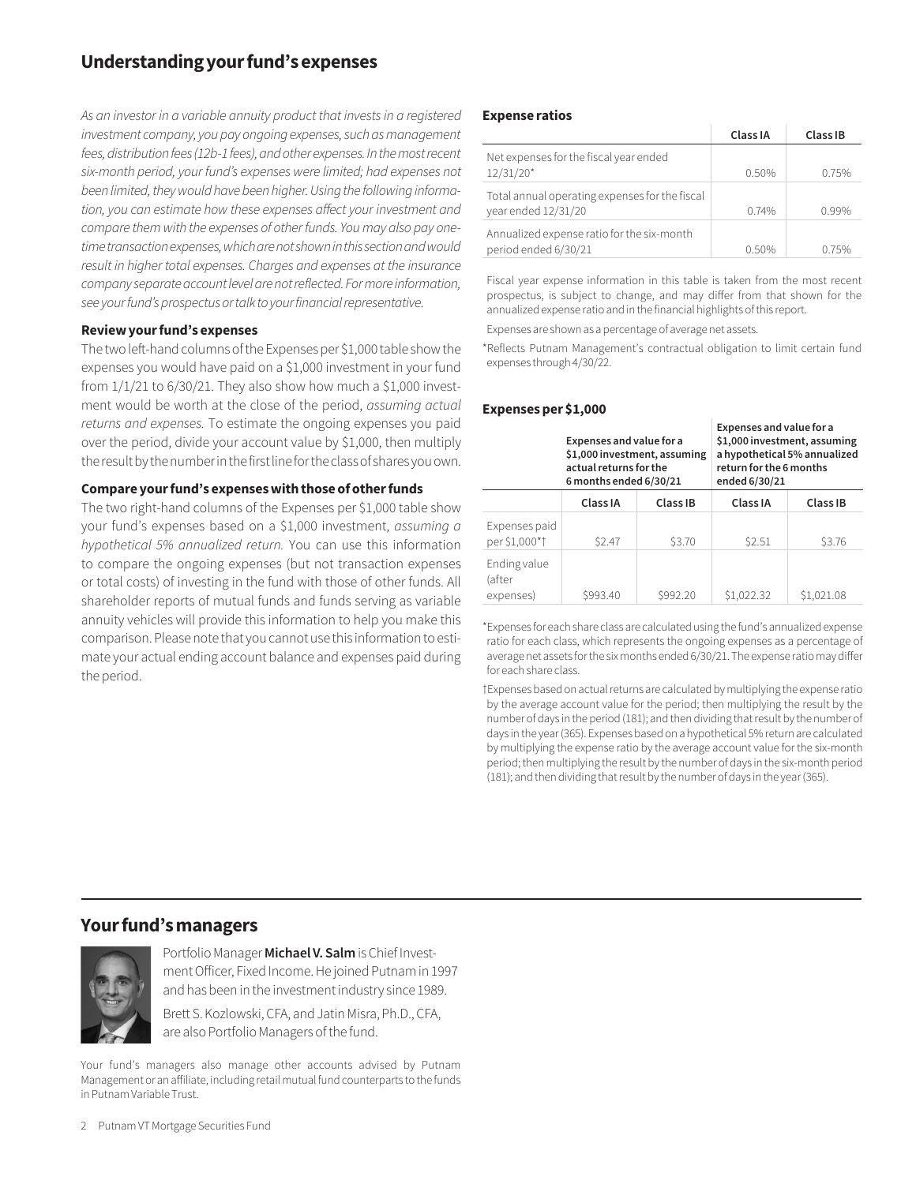## Understanding your fund's expenses

*As an investor in a variable annuity product that invests in a registered investment company, you pay ongoing expenses, such as management fees, distribution fees (12b-1 fees), and other expenses. In the most recent six-month period, your fund's expenses were limited; had expenses not been limited, they would have been higher. Using the following information, you can estimate how these expenses affect your investment and compare them with the expenses of other funds. You may also pay one-time transaction expenses, which are not shown in this section and would result in higher total expenses. Charges and expenses at the insurance company separate account level are not reflected. For more information, see your fund's prospectus or talk to your financial representative.*

### Review your fund's expenses

The two left-hand columns of the Expenses per $1,000 table show the expenses you would have paid on a $1,000 investment in your fund from 1/1/21 to 6/30/21. They also show how much a $1,000 investment would be worth at the close of the period, *assuming actual returns and expenses.* To estimate the ongoing expenses you paid over the period, divide your account value by $1,000, then multiply the result by the number in the first line for the class of shares you own.

### Compare your fund's expenses with those of other funds

The two right-hand columns of the Expenses per $1,000 table show your fund's expenses based on a $1,000 investment, *assuming a hypothetical 5% annualized return.* You can use this information to compare the ongoing expenses (but not transaction expenses or total costs) of investing in the fund with those of other funds. All shareholder reports of mutual funds and funds serving as variable annuity vehicles will provide this information to help you make this comparison. Please note that you cannot use this information to estimate your actual ending account balance and expenses paid during the period.

### Expense ratios

| | Class IA | Class IB |
|---|---|---|
| Net expenses for the fiscal year ended 12/31/20* | 0.50% | 0.75% |
| Total annual operating expenses for the fiscal year ended 12/31/20 | 0.74% | 0.99% |
| Annualized expense ratio for the six-month period ended 6/30/21 | 0.50% | 0.75% |

Fiscal year expense information in this table is taken from the most recent prospectus, is subject to change, and may differ from that shown for the annualized expense ratio and in the financial highlights of this report.

Expenses are shown as a percentage of average net assets.

*Reflects Putnam Management's contractual obligation to limit certain fund expenses through 4/30/22.

### Expenses per $1,000

| | Expenses and value for a $1,000 investment, assuming actual returns for the 6 months ended 6/30/21 | | Expenses and value for a $1,000 investment, assuming a hypothetical 5% annualized return for the 6 months ended 6/30/21 | |
|---|---|---|---|---|
| | Class IA | Class IB | Class IA | Class IB |
| Expenses paid per $1,000*† | $2.47 | $3.70 | $2.51 | $3.76 |
| Ending value (after expenses) | $993.40 | $992.20 | $1,022.32 | $1,021.08 |

*Expenses for each share class are calculated using the fund's annualized expense ratio for each class, which represents the ongoing expenses as a percentage of average net assets for the six months ended 6/30/21. The expense ratio may differ for each share class.

†Expenses based on actual returns are calculated by multiplying the expense ratio by the average account value for the period; then multiplying the result by the number of days in the period (181); and then dividing that result by the number of days in the year (365). Expenses based on a hypothetical 5% return are calculated by multiplying the expense ratio by the average account value for the six-month period; then multiplying the result by the number of days in the six-month period (181); and then dividing that result by the number of days in the year (365).

## Your fund's managers

Portfolio Manager **Michael V. Salm** is Chief Investment Officer, Fixed Income. He joined Putnam in 1997 and has been in the investment industry since 1989.

Brett S. Kozlowski, CFA, and Jatin Misra, Ph.D., CFA, are also Portfolio Managers of the fund.

Your fund's managers also manage other accounts advised by Putnam Management or an affiliate, including retail mutual fund counterparts to the funds in Putnam Variable Trust.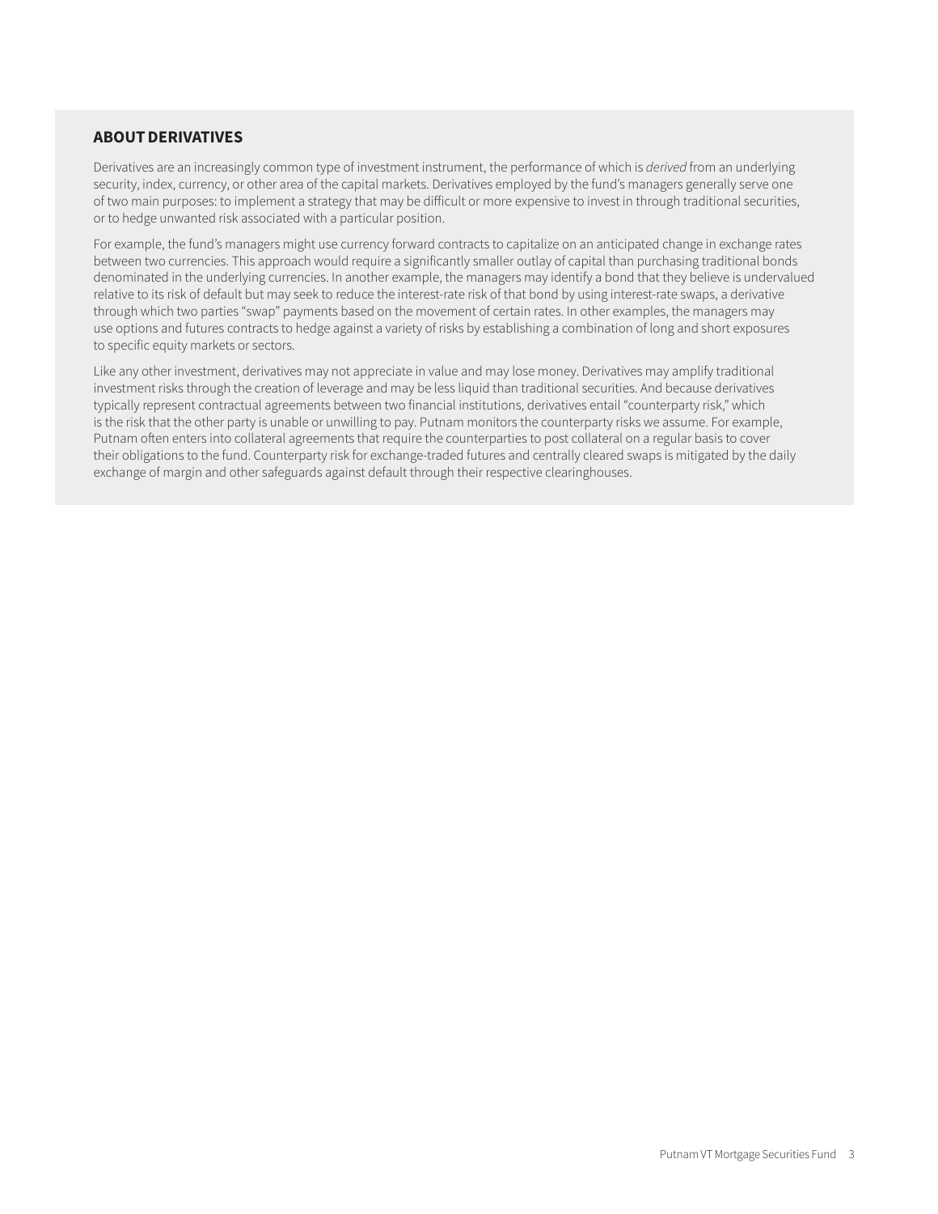## ABOUT DERIVATIVES

Derivatives are an increasingly common type of investment instrument, the performance of which is *derived* from an underlying security, index, currency, or other area of the capital markets. Derivatives employed by the fund's managers generally serve one of two main purposes: to implement a strategy that may be difficult or more expensive to invest in through traditional securities, or to hedge unwanted risk associated with a particular position.

For example, the fund's managers might use currency forward contracts to capitalize on an anticipated change in exchange rates between two currencies. This approach would require a significantly smaller outlay of capital than purchasing traditional bonds denominated in the underlying currencies. In another example, the managers may identify a bond that they believe is undervalued relative to its risk of default but may seek to reduce the interest-rate risk of that bond by using interest-rate swaps, a derivative through which two parties "swap" payments based on the movement of certain rates. In other examples, the managers may use options and futures contracts to hedge against a variety of risks by establishing a combination of long and short exposures to specific equity markets or sectors.

Like any other investment, derivatives may not appreciate in value and may lose money. Derivatives may amplify traditional investment risks through the creation of leverage and may be less liquid than traditional securities. And because derivatives typically represent contractual agreements between two financial institutions, derivatives entail "counterparty risk," which is the risk that the other party is unable or unwilling to pay. Putnam monitors the counterparty risks we assume. For example, Putnam often enters into collateral agreements that require the counterparties to post collateral on a regular basis to cover their obligations to the fund. Counterparty risk for exchange-traded futures and centrally cleared swaps is mitigated by the daily exchange of margin and other safeguards against default through their respective clearinghouses.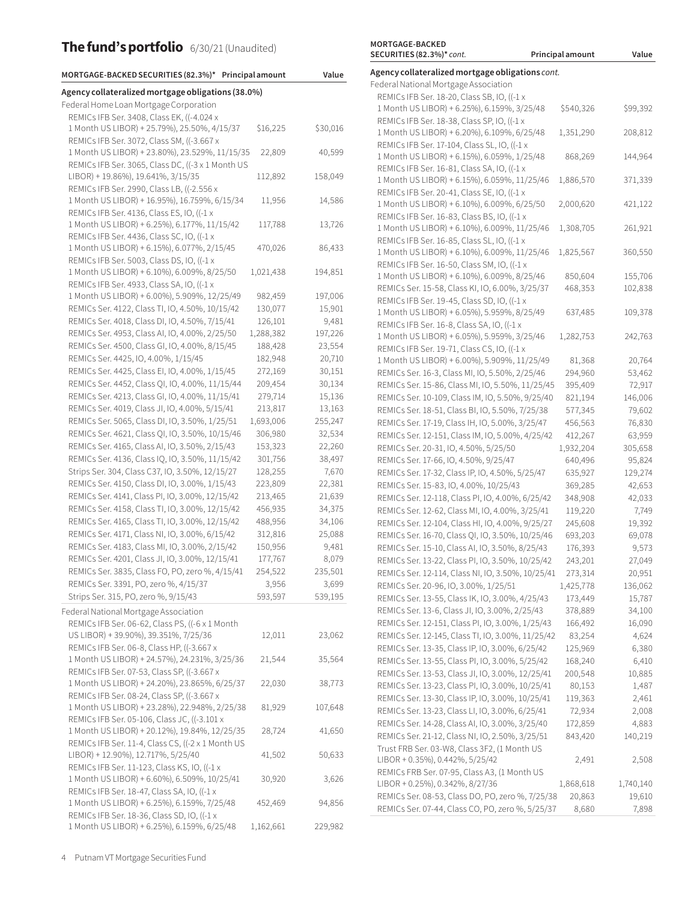# The fund's portfolio 6/30/21 (Unaudited)

| MORTGAGE-BACKED SECURITIES (82.3%)* | Principal amount | Value |
|---|---|---|
| **Agency collateralized mortgage obligations (38.0%)** | | |
| Federal Home Loan Mortgage Corporation | | |
| REMICs IFB Ser. 3408, Class EK, ((-4.024 x 1 Month US LIBOR) + 25.79%), 25.50%, 4/15/37 | $16,225 | $30,016 |
| REMICs IFB Ser. 3072, Class SM, ((-3.667 x 1 Month US LIBOR) + 23.80%), 23.529%, 11/15/35 | 22,809 | 40,599 |
| REMICs IFB Ser. 3065, Class DC, ((-3 x 1 Month US LIBOR) + 19.86%), 19.641%, 3/15/35 | 112,892 | 158,049 |
| REMICs IFB Ser. 2990, Class LB, ((-2.556 x 1 Month US LIBOR) + 16.95%), 16.759%, 6/15/34 | 11,956 | 14,586 |
| REMICs IFB Ser. 4136, Class ES, IO, ((-1 x 1 Month US LIBOR) + 6.25%), 6.177%, 11/15/42 | 117,788 | 13,726 |
| REMICs IFB Ser. 4436, Class SC, IO, ((-1 x 1 Month US LIBOR) + 6.15%), 6.077%, 2/15/45 | 470,026 | 86,433 |
| REMICs IFB Ser. 5003, Class DS, IO, ((-1 x 1 Month US LIBOR) + 6.10%), 6.009%, 8/25/50 | 1,021,438 | 194,851 |
| REMICs IFB Ser. 4933, Class SA, IO, ((-1 x 1 Month US LIBOR) + 6.00%), 5.909%, 12/25/49 | 982,459 | 197,006 |
| REMICs Ser. 4122, Class TI, IO, 4.50%, 10/15/42 | 130,077 | 15,901 |
| REMICs Ser. 4018, Class DI, IO, 4.50%, 7/15/41 | 126,101 | 9,481 |
| REMICs Ser. 4953, Class AI, IO, 4.00%, 2/25/50 | 1,288,382 | 197,226 |
| REMICs Ser. 4500, Class GI, IO, 4.00%, 8/15/45 | 188,428 | 23,554 |
| REMICs Ser. 4425, IO, 4.00%, 1/15/45 | 182,948 | 20,710 |
| REMICs Ser. 4425, Class EI, IO, 4.00%, 1/15/45 | 272,169 | 30,151 |
| REMICs Ser. 4452, Class QI, IO, 4.00%, 11/15/44 | 209,454 | 30,134 |
| REMICs Ser. 4213, Class GI, IO, 4.00%, 11/15/41 | 279,714 | 15,136 |
| REMICs Ser. 4019, Class JI, IO, 4.00%, 5/15/41 | 213,817 | 13,163 |
| REMICs Ser. 5065, Class DI, IO, 3.50%, 1/25/51 | 1,693,006 | 255,247 |
| REMICs Ser. 4621, Class QI, IO, 3.50%, 10/15/46 | 306,980 | 32,534 |
| REMICs Ser. 4165, Class AI, IO, 3.50%, 2/15/43 | 153,323 | 22,260 |
| REMICs Ser. 4136, Class IQ, IO, 3.50%, 11/15/42 | 301,756 | 38,497 |
| Strips Ser. 304, Class C37, IO, 3.50%, 12/15/27 | 128,255 | 7,670 |
| REMICs Ser. 4150, Class DI, IO, 3.00%, 1/15/43 | 223,809 | 22,381 |
| REMICs Ser. 4141, Class PI, IO, 3.00%, 12/15/42 | 213,465 | 21,639 |
| REMICs Ser. 4158, Class TI, IO, 3.00%, 12/15/42 | 456,935 | 34,375 |
| REMICs Ser. 4165, Class TI, IO, 3.00%, 12/15/42 | 488,956 | 34,106 |
| REMICs Ser. 4171, Class NI, IO, 3.00%, 6/15/42 | 312,816 | 25,088 |
| REMICs Ser. 4183, Class MI, IO, 3.00%, 2/15/42 | 150,956 | 9,481 |
| REMICs Ser. 4201, Class JI, IO, 3.00%, 12/15/41 | 177,767 | 8,079 |
| REMICs Ser. 3835, Class FO, PO, zero %, 4/15/41 | 254,522 | 235,501 |
| REMICs Ser. 3391, PO, zero %, 4/15/37 | 3,956 | 3,699 |
| Strips Ser. 315, PO, zero %, 9/15/43 | 593,597 | 539,195 |
| Federal National Mortgage Association | | |
| REMICs IFB Ser. 06-62, Class PS, ((-6 x 1 Month US LIBOR) + 39.90%), 39.351%, 7/25/36 | 12,011 | 23,062 |
| REMICs IFB Ser. 06-8, Class HP, ((-3.667 x 1 Month US LIBOR) + 24.57%), 24.231%, 3/25/36 | 21,544 | 35,564 |
| REMICs IFB Ser. 07-53, Class SP, ((-3.667 x 1 Month US LIBOR) + 24.20%), 23.865%, 6/25/37 | 22,030 | 38,773 |
| REMICs IFB Ser. 08-24, Class SP, ((-3.667 x 1 Month US LIBOR) + 23.28%), 22.948%, 2/25/38 | 81,929 | 107,648 |
| REMICs IFB Ser. 05-106, Class JC, ((-3.101 x 1 Month US LIBOR) + 20.12%), 19.84%, 12/25/35 | 28,724 | 41,650 |
| REMICs IFB Ser. 11-4, Class CS, ((-2 x 1 Month US LIBOR) + 12.90%), 12.717%, 5/25/40 | 41,502 | 50,633 |
| REMICs IFB Ser. 11-123, Class KS, IO, ((-1 x 1 Month US LIBOR) + 6.60%), 6.509%, 10/25/41 | 30,920 | 3,626 |
| REMICs IFB Ser. 18-47, Class SA, IO, ((-1 x 1 Month US LIBOR) + 6.25%), 6.159%, 7/25/48 | 452,469 | 94,856 |
| REMICs IFB Ser. 18-36, Class SD, IO, ((-1 x 1 Month US LIBOR) + 6.25%), 6.159%, 6/25/48 | 1,162,661 | 229,982 |

| MORTGAGE-BACKED SECURITIES (82.3%)* *cont.* | Principal amount | Value |
|---|---|---|
| **Agency collateralized mortgage obligations** *cont.* | | |
| Federal National Mortgage Association | | |
| REMICs IFB Ser. 18-20, Class SB, IO, ((-1 x 1 Month US LIBOR) + 6.25%), 6.159%, 3/25/48 | $540,326 | $99,392 |
| REMICs IFB Ser. 18-38, Class SP, IO, ((-1 x 1 Month US LIBOR) + 6.20%), 6.109%, 6/25/48 | 1,351,290 | 208,812 |
| REMICs IFB Ser. 17-104, Class SL, IO, ((-1 x 1 Month US LIBOR) + 6.15%), 6.059%, 1/25/48 | 868,269 | 144,964 |
| REMICs IFB Ser. 16-81, Class SA, IO, ((-1 x 1 Month US LIBOR) + 6.15%), 6.059%, 11/25/46 | 1,886,570 | 371,339 |
| REMICs IFB Ser. 20-41, Class SE, IO, ((-1 x 1 Month US LIBOR) + 6.10%), 6.009%, 6/25/50 | 2,000,620 | 421,122 |
| REMICs IFB Ser. 16-83, Class BS, IO, ((-1 x 1 Month US LIBOR) + 6.10%), 6.009%, 11/25/46 | 1,308,705 | 261,921 |
| REMICs IFB Ser. 16-85, Class SL, IO, ((-1 x 1 Month US LIBOR) + 6.10%), 6.009%, 11/25/46 | 1,825,567 | 360,550 |
| REMICs IFB Ser. 16-50, Class SM, IO, ((-1 x 1 Month US LIBOR) + 6.10%), 6.009%, 8/25/46 | 850,604 | 155,706 |
| REMICs Ser. 15-58, Class KI, IO, 6.00%, 3/25/37 | 468,353 | 102,838 |
| REMICs IFB Ser. 19-45, Class SD, IO, ((-1 x 1 Month US LIBOR) + 6.05%), 5.959%, 8/25/49 | 637,485 | 109,378 |
| REMICs IFB Ser. 16-8, Class SA, IO, ((-1 x 1 Month US LIBOR) + 6.05%), 5.959%, 3/25/46 | 1,282,753 | 242,763 |
| REMICs IFB Ser. 19-71, Class CS, IO, ((-1 x 1 Month US LIBOR) + 6.00%), 5.909%, 11/25/49 | 81,368 | 20,764 |
| REMICs Ser. 16-3, Class MI, IO, 5.50%, 2/25/46 | 294,960 | 53,462 |
| REMICs Ser. 15-86, Class MI, IO, 5.50%, 11/25/45 | 395,409 | 72,917 |
| REMICs Ser. 10-109, Class IM, IO, 5.50%, 9/25/40 | 821,194 | 146,006 |
| REMICs Ser. 18-51, Class BI, IO, 5.50%, 7/25/38 | 577,345 | 79,602 |
| REMICs Ser. 17-19, Class IH, IO, 5.00%, 3/25/47 | 456,563 | 76,830 |
| REMICs Ser. 12-151, Class IM, IO, 5.00%, 4/25/42 | 412,267 | 63,959 |
| REMICs Ser. 20-31, IO, 4.50%, 5/25/50 | 1,932,204 | 305,658 |
| REMICs Ser. 17-66, IO, 4.50%, 9/25/47 | 640,496 | 95,824 |
| REMICs Ser. 17-32, Class IP, IO, 4.50%, 5/25/47 | 635,927 | 129,274 |
| REMICs Ser. 15-83, IO, 4.00%, 10/25/43 | 369,285 | 42,653 |
| REMICs Ser. 12-118, Class PI, IO, 4.00%, 6/25/42 | 348,908 | 42,033 |
| REMICs Ser. 12-62, Class MI, IO, 4.00%, 3/25/41 | 119,220 | 7,749 |
| REMICs Ser. 12-104, Class HI, IO, 4.00%, 9/25/27 | 245,608 | 19,392 |
| REMICs Ser. 16-70, Class QI, IO, 3.50%, 10/25/46 | 693,203 | 69,078 |
| REMICs Ser. 15-10, Class AI, IO, 3.50%, 8/25/43 | 176,393 | 9,573 |
| REMICs Ser. 13-22, Class PI, IO, 3.50%, 10/25/42 | 243,201 | 27,049 |
| REMICs Ser. 12-114, Class NI, IO, 3.50%, 10/25/41 | 273,314 | 20,951 |
| REMICs Ser. 20-96, IO, 3.00%, 1/25/51 | 1,425,778 | 136,062 |
| REMICs Ser. 13-55, Class IK, IO, 3.00%, 4/25/43 | 173,449 | 15,787 |
| REMICs Ser. 13-6, Class JI, IO, 3.00%, 2/25/43 | 378,889 | 34,100 |
| REMICs Ser. 12-151, Class PI, IO, 3.00%, 1/25/43 | 166,492 | 16,090 |
| REMICs Ser. 12-145, Class TI, IO, 3.00%, 11/25/42 | 83,254 | 4,624 |
| REMICs Ser. 13-35, Class IP, IO, 3.00%, 6/25/42 | 125,969 | 6,380 |
| REMICs Ser. 13-55, Class PI, IO, 3.00%, 5/25/42 | 168,240 | 6,410 |
| REMICs Ser. 13-53, Class JI, IO, 3.00%, 12/25/41 | 200,548 | 10,885 |
| REMICs Ser. 13-23, Class PI, IO, 3.00%, 10/25/41 | 80,153 | 1,487 |
| REMICs Ser. 13-30, Class IP, IO, 3.00%, 10/25/41 | 119,363 | 2,461 |
| REMICs Ser. 13-23, Class LI, IO, 3.00%, 6/25/41 | 72,934 | 2,008 |
| REMICs Ser. 14-28, Class AI, IO, 3.00%, 3/25/40 | 172,859 | 4,883 |
| REMICs Ser. 21-12, Class NI, IO, 2.50%, 3/25/51 | 843,420 | 140,219 |
| Trust FRB Ser. 03-W8, Class 3F2, (1 Month US LIBOR + 0.35%), 0.442%, 5/25/42 | 2,491 | 2,508 |
| REMICs FRB Ser. 07-95, Class A3, (1 Month US LIBOR + 0.25%), 0.342%, 8/27/36 | 1,868,618 | 1,740,140 |
| REMICs Ser. 08-53, Class DO, PO, zero %, 7/25/38 | 20,863 | 19,610 |
| REMICs Ser. 07-44, Class CO, PO, zero %, 5/25/37 | 8,680 | 7,898 |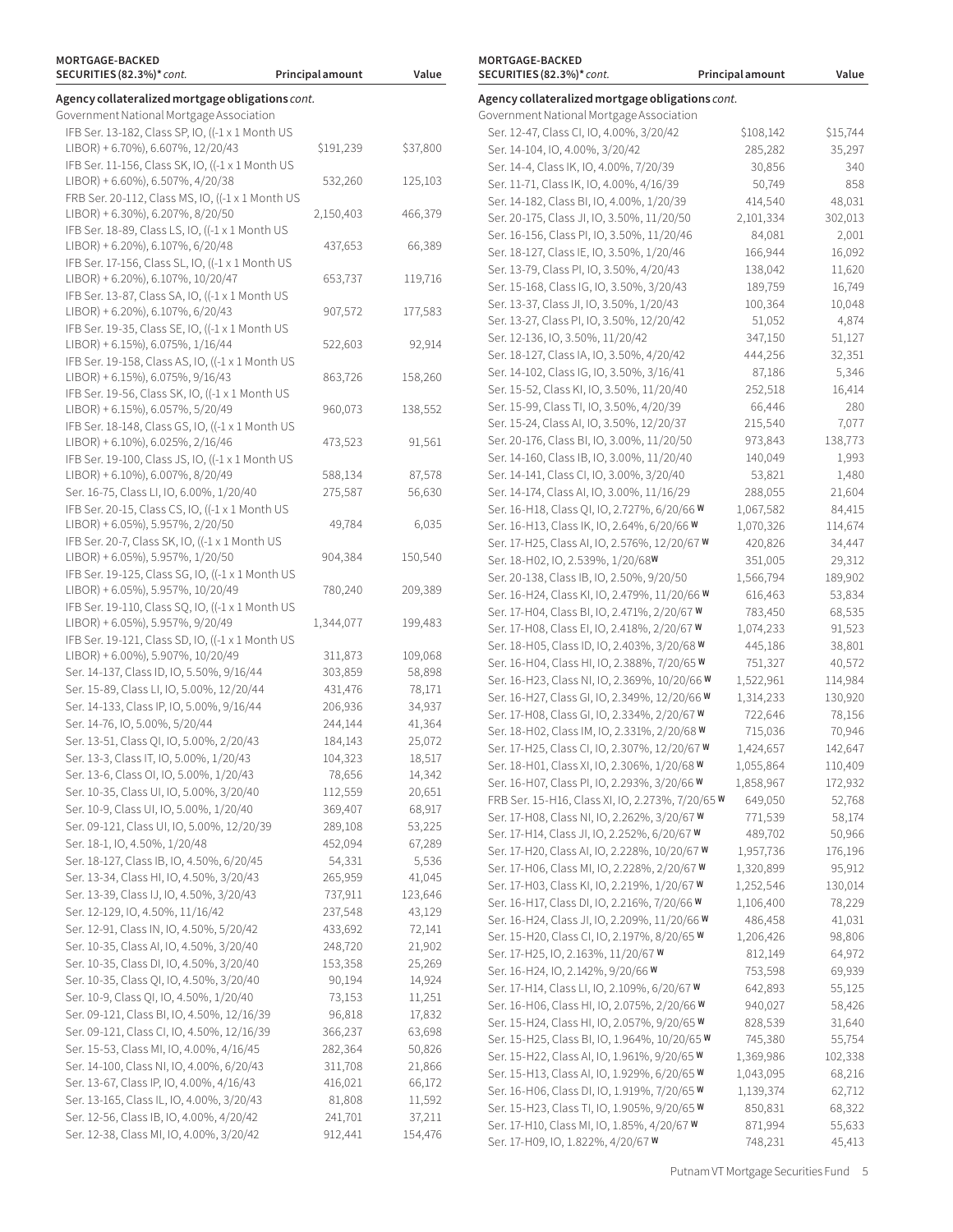| MORTGAGE-BACKED SECURITIES (82.3%)* *cont.* | Principal amount | Value |
|---|---|---|
| **Agency collateralized mortgage obligations** *cont.* | | |
| Government National Mortgage Association | | |
| IFB Ser. 13-182, Class SP, IO, ((-1 x 1 Month US LIBOR) + 6.70%), 6.607%, 12/20/43 | $191,239 | $37,800 |
| IFB Ser. 11-156, Class SK, IO, ((-1 x 1 Month US LIBOR) + 6.60%), 6.507%, 4/20/38 | 532,260 | 125,103 |
| FRB Ser. 20-112, Class MS, IO, ((-1 x 1 Month US LIBOR) + 6.30%), 6.207%, 8/20/50 | 2,150,403 | 466,379 |
| IFB Ser. 18-89, Class LS, IO, ((-1 x 1 Month US LIBOR) + 6.20%), 6.107%, 6/20/48 | 437,653 | 66,389 |
| IFB Ser. 17-156, Class SL, IO, ((-1 x 1 Month US LIBOR) + 6.20%), 6.107%, 10/20/47 | 653,737 | 119,716 |
| IFB Ser. 13-87, Class SA, IO, ((-1 x 1 Month US LIBOR) + 6.20%), 6.107%, 6/20/43 | 907,572 | 177,583 |
| IFB Ser. 19-35, Class SE, IO, ((-1 x 1 Month US LIBOR) + 6.15%), 6.075%, 1/16/44 | 522,603 | 92,914 |
| IFB Ser. 19-158, Class AS, IO, ((-1 x 1 Month US LIBOR) + 6.15%), 6.075%, 9/16/43 | 863,726 | 158,260 |
| IFB Ser. 19-56, Class SK, IO, ((-1 x 1 Month US LIBOR) + 6.15%), 6.057%, 5/20/49 | 960,073 | 138,552 |
| IFB Ser. 18-148, Class GS, IO, ((-1 x 1 Month US LIBOR) + 6.10%), 6.025%, 2/16/46 | 473,523 | 91,561 |
| IFB Ser. 19-100, Class JS, IO, ((-1 x 1 Month US LIBOR) + 6.10%), 6.007%, 8/20/49 | 588,134 | 87,578 |
| Ser. 16-75, Class LI, IO, 6.00%, 1/20/40 | 275,587 | 56,630 |
| IFB Ser. 20-15, Class CS, IO, ((-1 x 1 Month US LIBOR) + 6.05%), 5.957%, 2/20/50 | 49,784 | 6,035 |
| IFB Ser. 20-7, Class SK, IO, ((-1 x 1 Month US LIBOR) + 6.05%), 5.957%, 1/20/50 | 904,384 | 150,540 |
| IFB Ser. 19-125, Class SG, IO, ((-1 x 1 Month US LIBOR) + 6.05%), 5.957%, 10/20/49 | 780,240 | 209,389 |
| IFB Ser. 19-110, Class SQ, IO, ((-1 x 1 Month US LIBOR) + 6.05%), 5.957%, 9/20/49 | 1,344,077 | 199,483 |
| IFB Ser. 19-121, Class SD, IO, ((-1 x 1 Month US LIBOR) + 6.00%), 5.907%, 10/20/49 | 311,873 | 109,068 |
| Ser. 14-137, Class ID, IO, 5.50%, 9/16/44 | 303,859 | 58,898 |
| Ser. 15-89, Class LI, IO, 5.00%, 12/20/44 | 431,476 | 78,171 |
| Ser. 14-133, Class IP, IO, 5.00%, 9/16/44 | 206,936 | 34,937 |
| Ser. 14-76, IO, 5.00%, 5/20/44 | 244,144 | 41,364 |
| Ser. 13-51, Class QI, IO, 5.00%, 2/20/43 | 184,143 | 25,072 |
| Ser. 13-3, Class IT, IO, 5.00%, 1/20/43 | 104,323 | 18,517 |
| Ser. 13-6, Class OI, IO, 5.00%, 1/20/43 | 78,656 | 14,342 |
| Ser. 10-35, Class UI, IO, 5.00%, 3/20/40 | 112,559 | 20,651 |
| Ser. 10-9, Class UI, IO, 5.00%, 1/20/40 | 369,407 | 68,917 |
| Ser. 09-121, Class UI, IO, 5.00%, 12/20/39 | 289,108 | 53,225 |
| Ser. 18-1, IO, 4.50%, 1/20/48 | 452,094 | 67,289 |
| Ser. 18-127, Class IB, IO, 4.50%, 6/20/45 | 54,331 | 5,536 |
| Ser. 13-34, Class HI, IO, 4.50%, 3/20/43 | 265,959 | 41,045 |
| Ser. 13-39, Class IJ, IO, 4.50%, 3/20/43 | 737,911 | 123,646 |
| Ser. 12-129, IO, 4.50%, 11/16/42 | 237,548 | 43,129 |
| Ser. 12-91, Class IN, IO, 4.50%, 5/20/42 | 433,692 | 72,141 |
| Ser. 10-35, Class AI, IO, 4.50%, 3/20/40 | 248,720 | 21,902 |
| Ser. 10-35, Class DI, IO, 4.50%, 3/20/40 | 153,358 | 25,269 |
| Ser. 10-35, Class QI, IO, 4.50%, 3/20/40 | 90,194 | 14,924 |
| Ser. 10-9, Class QI, IO, 4.50%, 1/20/40 | 73,153 | 11,251 |
| Ser. 09-121, Class BI, IO, 4.50%, 12/16/39 | 96,818 | 17,832 |
| Ser. 09-121, Class CI, IO, 4.50%, 12/16/39 | 366,237 | 63,698 |
| Ser. 15-53, Class MI, IO, 4.00%, 4/16/45 | 282,364 | 50,826 |
| Ser. 14-100, Class NI, IO, 4.00%, 6/20/43 | 311,708 | 21,866 |
| Ser. 13-67, Class IP, IO, 4.00%, 4/16/43 | 416,021 | 66,172 |
| Ser. 13-165, Class IL, IO, 4.00%, 3/20/43 | 81,808 | 11,592 |
| Ser. 12-56, Class IB, IO, 4.00%, 4/20/42 | 241,701 | 37,211 |
| Ser. 12-38, Class MI, IO, 4.00%, 3/20/42 | 912,441 | 154,476 |
| Ser. 12-47, Class CI, IO, 4.00%, 3/20/42 | $108,142 | $15,744 |
| Ser. 14-104, IO, 4.00%, 3/20/42 | 285,282 | 35,297 |
| Ser. 14-4, Class IK, IO, 4.00%, 7/20/39 | 30,856 | 340 |
| Ser. 11-71, Class IK, IO, 4.00%, 4/16/39 | 50,749 | 858 |
| Ser. 14-182, Class BI, IO, 4.00%, 1/20/39 | 414,540 | 48,031 |
| Ser. 20-175, Class JI, IO, 3.50%, 11/20/50 | 2,101,334 | 302,013 |
| Ser. 16-156, Class PI, IO, 3.50%, 11/20/46 | 84,081 | 2,001 |
| Ser. 18-127, Class IE, IO, 3.50%, 1/20/46 | 166,944 | 16,092 |
| Ser. 13-79, Class PI, IO, 3.50%, 4/20/43 | 138,042 | 11,620 |
| Ser. 15-168, Class IG, IO, 3.50%, 3/20/43 | 189,759 | 16,749 |
| Ser. 13-37, Class JI, IO, 3.50%, 1/20/43 | 100,364 | 10,048 |
| Ser. 13-27, Class PI, IO, 3.50%, 12/20/42 | 51,052 | 4,874 |
| Ser. 12-136, IO, 3.50%, 11/20/42 | 347,150 | 51,127 |
| Ser. 18-127, Class IA, IO, 3.50%, 4/20/42 | 444,256 | 32,351 |
| Ser. 14-102, Class IG, IO, 3.50%, 3/16/41 | 87,186 | 5,346 |
| Ser. 15-52, Class KI, IO, 3.50%, 11/20/40 | 252,518 | 16,414 |
| Ser. 15-99, Class TI, IO, 3.50%, 4/20/39 | 66,446 | 280 |
| Ser. 15-24, Class AI, IO, 3.50%, 12/20/37 | 215,540 | 7,077 |
| Ser. 20-176, Class BI, IO, 3.00%, 11/20/50 | 973,843 | 138,773 |
| Ser. 14-160, Class IB, IO, 3.00%, 11/20/40 | 140,049 | 1,993 |
| Ser. 14-141, Class CI, IO, 3.00%, 3/20/40 | 53,821 | 1,480 |
| Ser. 14-174, Class AI, IO, 3.00%, 11/16/29 | 288,055 | 21,604 |
| Ser. 16-H18, Class QI, IO, 2.727%, 6/20/66 W | 1,067,582 | 84,415 |
| Ser. 16-H13, Class IK, IO, 2.64%, 6/20/66 W | 1,070,326 | 114,674 |
| Ser. 17-H25, Class AI, IO, 2.576%, 12/20/67 W | 420,826 | 34,447 |
| Ser. 18-H02, IO, 2.539%, 1/20/68 W | 351,005 | 29,312 |
| Ser. 20-138, Class IB, IO, 2.50%, 9/20/50 | 1,566,794 | 189,902 |
| Ser. 16-H24, Class KI, IO, 2.479%, 11/20/66 W | 616,463 | 53,834 |
| Ser. 17-H04, Class BI, IO, 2.471%, 2/20/67 W | 783,450 | 68,535 |
| Ser. 17-H08, Class EI, IO, 2.418%, 2/20/67 W | 1,074,233 | 91,523 |
| Ser. 18-H05, Class ID, IO, 2.403%, 3/20/68 W | 445,186 | 38,801 |
| Ser. 16-H04, Class HI, IO, 2.388%, 7/20/65 W | 751,327 | 40,572 |
| Ser. 16-H23, Class NI, IO, 2.369%, 10/20/66 W | 1,522,961 | 114,984 |
| Ser. 16-H27, Class GI, IO, 2.349%, 12/20/66 W | 1,314,233 | 130,920 |
| Ser. 17-H08, Class GI, IO, 2.334%, 2/20/67 W | 722,646 | 78,156 |
| Ser. 18-H02, Class IM, IO, 2.331%, 2/20/68 W | 715,036 | 70,946 |
| Ser. 17-H25, Class CI, IO, 2.307%, 12/20/67 W | 1,424,657 | 142,647 |
| Ser. 18-H01, Class XI, IO, 2.306%, 1/20/68 W | 1,055,864 | 110,409 |
| Ser. 16-H07, Class PI, IO, 2.293%, 3/20/66 W | 1,858,967 | 172,932 |
| FRB Ser. 15-H16, Class XI, IO, 2.273%, 7/20/65 W | 649,050 | 52,768 |
| Ser. 17-H08, Class NI, IO, 2.262%, 3/20/67 W | 771,539 | 58,174 |
| Ser. 17-H14, Class JI, IO, 2.252%, 6/20/67 W | 489,702 | 50,966 |
| Ser. 17-H20, Class AI, IO, 2.228%, 10/20/67 W | 1,957,736 | 176,196 |
| Ser. 17-H06, Class MI, IO, 2.228%, 2/20/67 W | 1,320,899 | 95,912 |
| Ser. 17-H03, Class KI, IO, 2.219%, 1/20/67 W | 1,252,546 | 130,014 |
| Ser. 16-H17, Class DI, IO, 2.216%, 7/20/66 W | 1,106,400 | 78,229 |
| Ser. 16-H24, Class JI, IO, 2.209%, 11/20/66 W | 486,458 | 41,031 |
| Ser. 15-H20, Class CI, IO, 2.197%, 8/20/65 W | 1,206,426 | 98,806 |
| Ser. 17-H25, IO, 2.163%, 11/20/67 W | 812,149 | 64,972 |
| Ser. 16-H24, IO, 2.142%, 9/20/66 W | 753,598 | 69,939 |
| Ser. 17-H14, Class LI, IO, 2.109%, 6/20/67 W | 642,893 | 55,125 |
| Ser. 16-H06, Class HI, IO, 2.075%, 2/20/66 W | 940,027 | 58,426 |
| Ser. 15-H24, Class HI, IO, 2.057%, 9/20/65 W | 828,539 | 31,640 |
| Ser. 15-H25, Class BI, IO, 1.964%, 10/20/65 W | 745,380 | 55,754 |
| Ser. 15-H22, Class AI, IO, 1.961%, 9/20/65 W | 1,369,986 | 102,338 |
| Ser. 15-H13, Class AI, IO, 1.929%, 6/20/65 W | 1,043,095 | 68,216 |
| Ser. 16-H06, Class DI, IO, 1.919%, 7/20/65 W | 1,139,374 | 62,712 |
| Ser. 15-H23, Class TI, IO, 1.905%, 9/20/65 W | 850,831 | 68,322 |
| Ser. 17-H10, Class MI, IO, 1.85%, 4/20/67 W | 871,994 | 55,633 |
| Ser. 17-H09, IO, 1.822%, 4/20/67 W | 748,231 | 45,413 |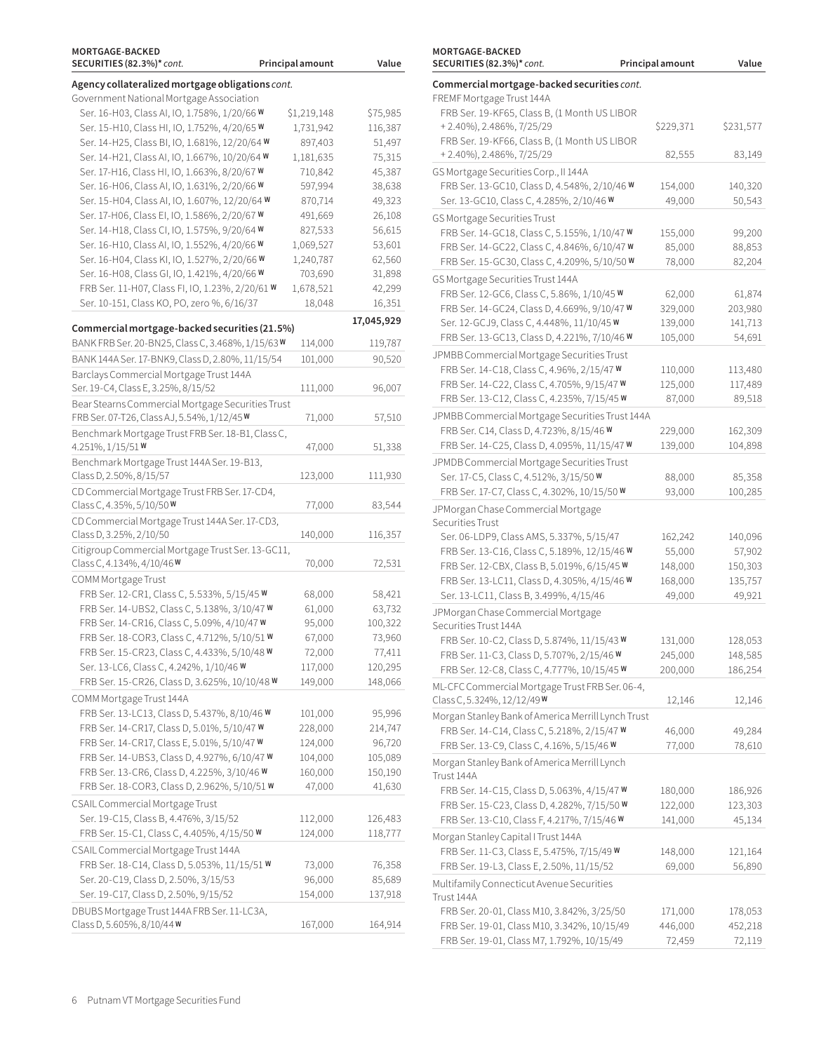| MORTGAGE-BACKED SECURITIES (82.3%)* *cont.* | Principal amount | Value |
|---|---|---|
| **Agency collateralized mortgage obligations** *cont.* | | |
| Government National Mortgage Association | | |
| Ser. 16-H03, Class AI, IO, 1.758%, 1/20/66 W | $1,219,148 | $75,985 |
| Ser. 15-H10, Class HI, IO, 1.752%, 4/20/65 W | 1,731,942 | 116,387 |
| Ser. 14-H25, Class BI, IO, 1.681%, 12/20/64 W | 897,403 | 51,497 |
| Ser. 14-H21, Class AI, IO, 1.667%, 10/20/64 W | 1,181,635 | 75,315 |
| Ser. 17-H16, Class HI, IO, 1.663%, 8/20/67 W | 710,842 | 45,387 |
| Ser. 16-H06, Class AI, IO, 1.631%, 2/20/66 W | 597,994 | 38,638 |
| Ser. 15-H04, Class AI, IO, 1.607%, 12/20/64 W | 870,714 | 49,323 |
| Ser. 17-H06, Class EI, IO, 1.586%, 2/20/67 W | 491,669 | 26,108 |
| Ser. 14-H18, Class CI, IO, 1.575%, 9/20/64 W | 827,533 | 56,615 |
| Ser. 16-H10, Class AI, IO, 1.552%, 4/20/66 W | 1,069,527 | 53,601 |
| Ser. 16-H04, Class KI, IO, 1.527%, 2/20/66 W | 1,240,787 | 62,560 |
| Ser. 16-H08, Class GI, IO, 1.421%, 4/20/66 W | 703,690 | 31,898 |
| FRB Ser. 11-H07, Class FI, IO, 1.23%, 2/20/61 W | 1,678,521 | 42,299 |
| Ser. 10-151, Class KO, PO, zero %, 6/16/37 | 18,048 | 16,351 |
| | | 17,045,929 |
| **Commercial mortgage-backed securities (21.5%)** | | |
| BANK FRB Ser. 20-BN25, Class C, 3.468%, 1/15/63 W | 114,000 | 119,787 |
| BANK 144A Ser. 17-BNK9, Class D, 2.80%, 11/15/54 | 101,000 | 90,520 |
| Barclays Commercial Mortgage Trust 144A Ser. 19-C4, Class E, 3.25%, 8/15/52 | 111,000 | 96,007 |
| Bear Stearns Commercial Mortgage Securities Trust FRB Ser. 07-T26, Class AJ, 5.54%, 1/12/45 W | 71,000 | 57,510 |
| Benchmark Mortgage Trust FRB Ser. 18-B1, Class C, 4.251%, 1/15/51 W | 47,000 | 51,338 |
| Benchmark Mortgage Trust 144A Ser. 19-B13, Class D, 2.50%, 8/15/57 | 123,000 | 111,930 |
| CD Commercial Mortgage Trust FRB Ser. 17-CD4, Class C, 4.35%, 5/10/50 W | 77,000 | 83,544 |
| CD Commercial Mortgage Trust 144A Ser. 17-CD3, Class D, 3.25%, 2/10/50 | 140,000 | 116,357 |
| Citigroup Commercial Mortgage Trust Ser. 13-GC11, Class C, 4.134%, 4/10/46 W | 70,000 | 72,531 |
| COMM Mortgage Trust | | |
| FRB Ser. 12-CR1, Class C, 5.533%, 5/15/45 W | 68,000 | 58,421 |
| FRB Ser. 14-UBS2, Class C, 5.138%, 3/10/47 W | 61,000 | 63,732 |
| FRB Ser. 14-CR16, Class C, 5.09%, 4/10/47 W | 95,000 | 100,322 |
| FRB Ser. 18-COR3, Class C, 4.712%, 5/10/51 W | 67,000 | 73,960 |
| FRB Ser. 15-CR23, Class C, 4.433%, 5/10/48 W | 72,000 | 77,411 |
| Ser. 13-LC6, Class C, 4.242%, 1/10/46 W | 117,000 | 120,295 |
| FRB Ser. 15-CR26, Class D, 3.625%, 10/10/48 W | 149,000 | 148,066 |
| COMM Mortgage Trust 144A | | |
| FRB Ser. 13-LC13, Class D, 5.437%, 8/10/46 W | 101,000 | 95,996 |
| FRB Ser. 14-CR17, Class D, 5.01%, 5/10/47 W | 228,000 | 214,747 |
| FRB Ser. 14-CR17, Class E, 5.01%, 5/10/47 W | 124,000 | 96,720 |
| FRB Ser. 14-UBS3, Class D, 4.927%, 6/10/47 W | 104,000 | 105,089 |
| FRB Ser. 13-CR6, Class D, 4.225%, 3/10/46 W | 160,000 | 150,190 |
| FRB Ser. 18-COR3, Class D, 2.962%, 5/10/51 W | 47,000 | 41,630 |
| CSAIL Commercial Mortgage Trust | | |
| Ser. 19-C15, Class B, 4.476%, 3/15/52 | 112,000 | 126,483 |
| FRB Ser. 15-C1, Class C, 4.405%, 4/15/50 W | 124,000 | 118,777 |
| CSAIL Commercial Mortgage Trust 144A | | |
| FRB Ser. 18-C14, Class D, 5.053%, 11/15/51 W | 73,000 | 76,358 |
| Ser. 20-C19, Class D, 2.50%, 3/15/53 | 96,000 | 85,689 |
| Ser. 19-C17, Class D, 2.50%, 9/15/52 | 154,000 | 137,918 |
| DBUBS Mortgage Trust 144A FRB Ser. 11-LC3A, Class D, 5.605%, 8/10/44 W | 167,000 | 164,914 |

| MORTGAGE-BACKED SECURITIES (82.3%)* *cont.* | Principal amount | Value |
|---|---|---|
| **Commercial mortgage-backed securities** *cont.* | | |
| FREMF Mortgage Trust 144A | | |
| FRB Ser. 19-KF65, Class B, (1 Month US LIBOR + 2.40%), 2.486%, 7/25/29 | $229,371 | $231,577 |
| FRB Ser. 19-KF66, Class B, (1 Month US LIBOR + 2.40%), 2.486%, 7/25/29 | 82,555 | 83,149 |
| GS Mortgage Securities Corp., II 144A | | |
| FRB Ser. 13-GC10, Class D, 4.548%, 2/10/46 W | 154,000 | 140,320 |
| Ser. 13-GC10, Class C, 4.285%, 2/10/46 W | 49,000 | 50,543 |
| GS Mortgage Securities Trust | | |
| FRB Ser. 14-GC18, Class C, 5.155%, 1/10/47 W | 155,000 | 99,200 |
| FRB Ser. 14-GC22, Class C, 4.846%, 6/10/47 W | 85,000 | 88,853 |
| FRB Ser. 15-GC30, Class C, 4.209%, 5/10/50 W | 78,000 | 82,204 |
| GS Mortgage Securities Trust 144A | | |
| FRB Ser. 12-GC6, Class C, 5.86%, 1/10/45 W | 62,000 | 61,874 |
| FRB Ser. 14-GC24, Class D, 4.669%, 9/10/47 W | 329,000 | 203,980 |
| Ser. 12-GCJ9, Class C, 4.448%, 11/10/45 W | 139,000 | 141,713 |
| FRB Ser. 13-GC13, Class D, 4.221%, 7/10/46 W | 105,000 | 54,691 |
| JPMBB Commercial Mortgage Securities Trust | | |
| FRB Ser. 14-C18, Class C, 4.96%, 2/15/47 W | 110,000 | 113,480 |
| FRB Ser. 14-C22, Class C, 4.705%, 9/15/47 W | 125,000 | 117,489 |
| FRB Ser. 13-C12, Class C, 4.235%, 7/15/45 W | 87,000 | 89,518 |
| JPMBB Commercial Mortgage Securities Trust 144A | | |
| FRB Ser. C14, Class D, 4.723%, 8/15/46 W | 229,000 | 162,309 |
| FRB Ser. 14-C25, Class D, 4.095%, 11/15/47 W | 139,000 | 104,898 |
| JPMDB Commercial Mortgage Securities Trust | | |
| Ser. 17-C5, Class C, 4.512%, 3/15/50 W | 88,000 | 85,358 |
| FRB Ser. 17-C7, Class C, 4.302%, 10/15/50 W | 93,000 | 100,285 |
| JPMorgan Chase Commercial Mortgage Securities Trust | | |
| Ser. 06-LDP9, Class AMS, 5.337%, 5/15/47 | 162,242 | 140,096 |
| FRB Ser. 13-C16, Class C, 5.189%, 12/15/46 W | 55,000 | 57,902 |
| FRB Ser. 12-CBX, Class B, 5.019%, 6/15/45 W | 148,000 | 150,303 |
| FRB Ser. 13-LC11, Class D, 4.305%, 4/15/46 W | 168,000 | 135,757 |
| Ser. 13-LC11, Class B, 3.499%, 4/15/46 | 49,000 | 49,921 |
| JPMorgan Chase Commercial Mortgage Securities Trust 144A | | |
| FRB Ser. 10-C2, Class D, 5.874%, 11/15/43 W | 131,000 | 128,053 |
| FRB Ser. 11-C3, Class D, 5.707%, 2/15/46 W | 245,000 | 148,585 |
| FRB Ser. 12-C8, Class C, 4.777%, 10/15/45 W | 200,000 | 186,254 |
| ML-CFC Commercial Mortgage Trust FRB Ser. 06-4, Class C, 5.324%, 12/12/49 W | 12,146 | 12,146 |
| Morgan Stanley Bank of America Merrill Lynch Trust | | |
| FRB Ser. 14-C14, Class C, 5.218%, 2/15/47 W | 46,000 | 49,284 |
| FRB Ser. 13-C9, Class C, 4.16%, 5/15/46 W | 77,000 | 78,610 |
| Morgan Stanley Bank of America Merrill Lynch Trust 144A | | |
| FRB Ser. 14-C15, Class D, 5.063%, 4/15/47 W | 180,000 | 186,926 |
| FRB Ser. 15-C23, Class D, 4.282%, 7/15/50 W | 122,000 | 123,303 |
| FRB Ser. 13-C10, Class F, 4.217%, 7/15/46 W | 141,000 | 45,134 |
| Morgan Stanley Capital I Trust 144A | | |
| FRB Ser. 11-C3, Class E, 5.475%, 7/15/49 W | 148,000 | 121,164 |
| FRB Ser. 19-L3, Class E, 2.50%, 11/15/52 | 69,000 | 56,890 |
| Multifamily Connecticut Avenue Securities Trust 144A | | |
| FRB Ser. 20-01, Class M10, 3.842%, 3/25/50 | 171,000 | 178,053 |
| FRB Ser. 19-01, Class M10, 3.342%, 10/15/49 | 446,000 | 452,218 |
| FRB Ser. 19-01, Class M7, 1.792%, 10/15/49 | 72,459 | 72,119 |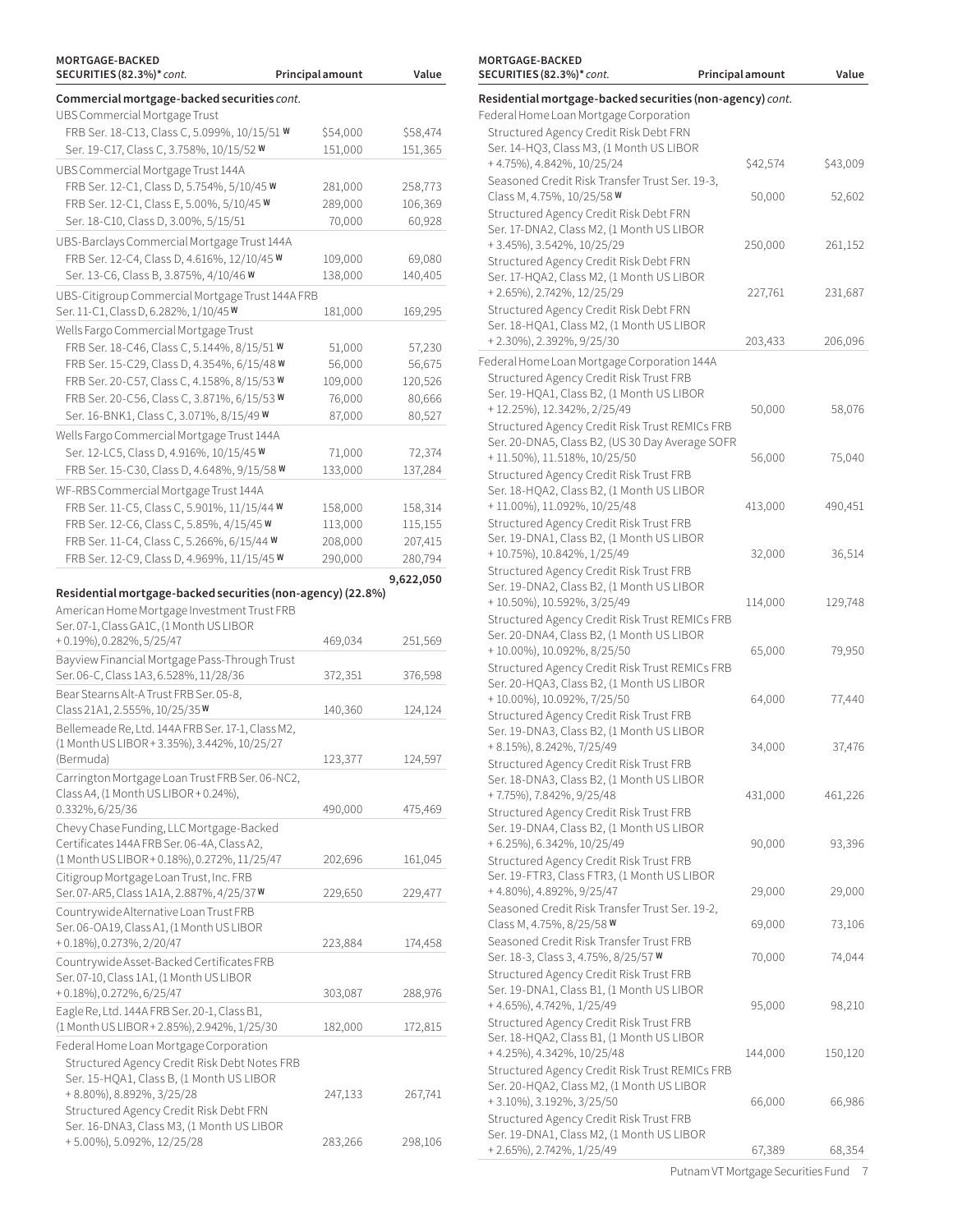| MORTGAGE-BACKED SECURITIES (82.3%)* *cont.* | Principal amount | Value |
|---|---|---|
| **Commercial mortgage-backed securities** *cont.* | | |
| UBS Commercial Mortgage Trust | | |
| FRB Ser. 18-C13, Class C, 5.099%, 10/15/51 W | $54,000 | $58,474 |
| Ser. 19-C17, Class C, 3.758%, 10/15/52 W | 151,000 | 151,365 |
| UBS Commercial Mortgage Trust 144A | | |
| FRB Ser. 12-C1, Class D, 5.754%, 5/10/45 W | 281,000 | 258,773 |
| FRB Ser. 12-C1, Class E, 5.00%, 5/10/45 W | 289,000 | 106,369 |
| Ser. 18-C10, Class D, 3.00%, 5/15/51 | 70,000 | 60,928 |
| UBS-Barclays Commercial Mortgage Trust 144A | | |
| FRB Ser. 12-C4, Class D, 4.616%, 12/10/45 W | 109,000 | 69,080 |
| Ser. 13-C6, Class B, 3.875%, 4/10/46 W | 138,000 | 140,405 |
| UBS-Citigroup Commercial Mortgage Trust 144A FRB Ser. 11-C1, Class D, 6.282%, 1/10/45 W | 181,000 | 169,295 |
| Wells Fargo Commercial Mortgage Trust | | |
| FRB Ser. 18-C46, Class C, 5.144%, 8/15/51 W | 51,000 | 57,230 |
| FRB Ser. 15-C29, Class D, 4.354%, 6/15/48 W | 56,000 | 56,675 |
| FRB Ser. 20-C57, Class C, 4.158%, 8/15/53 W | 109,000 | 120,526 |
| FRB Ser. 20-C56, Class C, 3.871%, 6/15/53 W | 76,000 | 80,666 |
| Ser. 16-BNK1, Class C, 3.071%, 8/15/49 W | 87,000 | 80,527 |
| Wells Fargo Commercial Mortgage Trust 144A | | |
| Ser. 12-LC5, Class D, 4.916%, 10/15/45 W | 71,000 | 72,374 |
| FRB Ser. 15-C30, Class D, 4.648%, 9/15/58 W | 133,000 | 137,284 |
| WF-RBS Commercial Mortgage Trust 144A | | |
| FRB Ser. 11-C5, Class C, 5.901%, 11/15/44 W | 158,000 | 158,314 |
| FRB Ser. 12-C6, Class C, 5.85%, 4/15/45 W | 113,000 | 115,155 |
| FRB Ser. 11-C4, Class C, 5.266%, 6/15/44 W | 208,000 | 207,415 |
| FRB Ser. 12-C9, Class D, 4.969%, 11/15/45 W | 290,000 | 280,794 |
| | | **9,622,050** |
| **Residential mortgage-backed securities (non-agency) (22.8%)** | | |
| American Home Mortgage Investment Trust FRB Ser. 07-1, Class GA1C, (1 Month US LIBOR + 0.19%), 0.282%, 5/25/47 | 469,034 | 251,569 |
| Bayview Financial Mortgage Pass-Through Trust Ser. 06-C, Class 1A3, 6.528%, 11/28/36 | 372,351 | 376,598 |
| Bear Stearns Alt-A Trust FRB Ser. 05-8, Class 21A1, 2.555%, 10/25/35 W | 140,360 | 124,124 |
| Bellemeade Re, Ltd. 144A FRB Ser. 17-1, Class M2, (1 Month US LIBOR + 3.35%), 3.442%, 10/25/27 (Bermuda) | 123,377 | 124,597 |
| Carrington Mortgage Loan Trust FRB Ser. 06-NC2, Class A4, (1 Month US LIBOR + 0.24%), 0.332%, 6/25/36 | 490,000 | 475,469 |
| Chevy Chase Funding, LLC Mortgage-Backed Certificates 144A FRB Ser. 06-4A, Class A2, (1 Month US LIBOR + 0.18%), 0.272%, 11/25/47 | 202,696 | 161,045 |
| Citigroup Mortgage Loan Trust, Inc. FRB Ser. 07-AR5, Class 1A1A, 2.887%, 4/25/37 W | 229,650 | 229,477 |
| Countrywide Alternative Loan Trust FRB Ser. 06-OA19, Class A1, (1 Month US LIBOR + 0.18%), 0.273%, 2/20/47 | 223,884 | 174,458 |
| Countrywide Asset-Backed Certificates FRB Ser. 07-10, Class 1A1, (1 Month US LIBOR + 0.18%), 0.272%, 6/25/47 | 303,087 | 288,976 |
| Eagle Re, Ltd. 144A FRB Ser. 20-1, Class B1, (1 Month US LIBOR + 2.85%), 2.942%, 1/25/30 | 182,000 | 172,815 |
| Federal Home Loan Mortgage Corporation | | |
| Structured Agency Credit Risk Debt Notes FRB Ser. 15-HQA1, Class B, (1 Month US LIBOR + 8.80%), 8.892%, 3/25/28 | 247,133 | 267,741 |
| Structured Agency Credit Risk Debt FRN Ser. 16-DNA3, Class M3, (1 Month US LIBOR + 5.00%), 5.092%, 12/25/28 | 283,266 | 298,106 |
| **Residential mortgage-backed securities (non-agency)** *cont.* | | |
| Federal Home Loan Mortgage Corporation | | |
| Structured Agency Credit Risk Debt FRN Ser. 14-HQ3, Class M3, (1 Month US LIBOR + 4.75%), 4.842%, 10/25/24 | $42,574 | $43,009 |
| Seasoned Credit Risk Transfer Trust Ser. 19-3, Class M, 4.75%, 10/25/58 W | 50,000 | 52,602 |
| Structured Agency Credit Risk Debt FRN Ser. 17-DNA2, Class M2, (1 Month US LIBOR + 3.45%), 3.542%, 10/25/29 | 250,000 | 261,152 |
| Structured Agency Credit Risk Debt FRN Ser. 17-HQA2, Class M2, (1 Month US LIBOR + 2.65%), 2.742%, 12/25/29 | 227,761 | 231,687 |
| Structured Agency Credit Risk Debt FRN Ser. 18-HQA1, Class M2, (1 Month US LIBOR + 2.30%), 2.392%, 9/25/30 | 203,433 | 206,096 |
| Federal Home Loan Mortgage Corporation 144A | | |
| Structured Agency Credit Risk Trust FRB Ser. 19-HQA1, Class B2, (1 Month US LIBOR + 12.25%), 12.342%, 2/25/49 | 50,000 | 58,076 |
| Structured Agency Credit Risk Trust REMICs FRB Ser. 20-DNA5, Class B2, (US 30 Day Average SOFR + 11.50%), 11.518%, 10/25/50 | 56,000 | 75,040 |
| Structured Agency Credit Risk Trust FRB Ser. 18-HQA2, Class B2, (1 Month US LIBOR + 11.00%), 11.092%, 10/25/48 | 413,000 | 490,451 |
| Structured Agency Credit Risk Trust FRB Ser. 19-DNA1, Class B2, (1 Month US LIBOR + 10.75%), 10.842%, 1/25/49 | 32,000 | 36,514 |
| Structured Agency Credit Risk Trust FRB Ser. 19-DNA2, Class B2, (1 Month US LIBOR + 10.50%), 10.592%, 3/25/49 | 114,000 | 129,748 |
| Structured Agency Credit Risk Trust REMICs FRB Ser. 20-DNA4, Class B2, (1 Month US LIBOR + 10.00%), 10.092%, 8/25/50 | 65,000 | 79,950 |
| Structured Agency Credit Risk Trust REMICs FRB Ser. 20-HQA3, Class B2, (1 Month US LIBOR + 10.00%), 10.092%, 7/25/50 | 64,000 | 77,440 |
| Structured Agency Credit Risk Trust FRB Ser. 19-DNA3, Class B2, (1 Month US LIBOR + 8.15%), 8.242%, 7/25/49 | 34,000 | 37,476 |
| Structured Agency Credit Risk Trust FRB Ser. 18-DNA3, Class B2, (1 Month US LIBOR + 7.75%), 7.842%, 9/25/48 | 431,000 | 461,226 |
| Structured Agency Credit Risk Trust FRB Ser. 19-DNA4, Class B2, (1 Month US LIBOR + 6.25%), 6.342%, 10/25/49 | 90,000 | 93,396 |
| Structured Agency Credit Risk Trust FRB Ser. 19-FTR3, Class FTR3, (1 Month US LIBOR + 4.80%), 4.892%, 9/25/47 | 29,000 | 29,000 |
| Seasoned Credit Risk Transfer Trust Ser. 19-2, Class M, 4.75%, 8/25/58 W | 69,000 | 73,106 |
| Seasoned Credit Risk Transfer Trust FRB Ser. 18-3, Class 3, 4.75%, 8/25/57 W | 70,000 | 74,044 |
| Structured Agency Credit Risk Trust FRB Ser. 19-DNA1, Class B1, (1 Month US LIBOR + 4.65%), 4.742%, 1/25/49 | 95,000 | 98,210 |
| Structured Agency Credit Risk Trust FRB Ser. 18-HQA2, Class B1, (1 Month US LIBOR + 4.25%), 4.342%, 10/25/48 | 144,000 | 150,120 |
| Structured Agency Credit Risk Trust REMICs FRB Ser. 20-HQA2, Class M2, (1 Month US LIBOR + 3.10%), 3.192%, 3/25/50 | 66,000 | 66,986 |
| Structured Agency Credit Risk Trust FRB Ser. 19-DNA1, Class M2, (1 Month US LIBOR + 2.65%), 2.742%, 1/25/49 | 67,389 | 68,354 |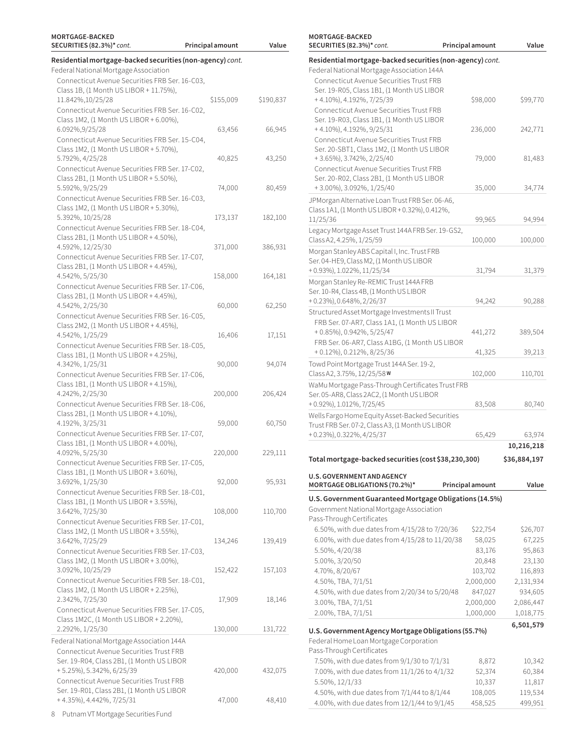| MORTGAGE-BACKED SECURITIES (82.3%)* *cont.* | Principal amount | Value |
|---|---|---|
| **Residential mortgage-backed securities (non-agency)** *cont.* | | |
| Federal National Mortgage Association | | |
| Connecticut Avenue Securities FRB Ser. 16-C03, Class 1B, (1 Month US LIBOR + 11.75%), 11.842%,10/25/28 | $155,009 | $190,837 |
| Connecticut Avenue Securities FRB Ser. 16-C02, Class 1M2, (1 Month US LIBOR + 6.00%), 6.092%,9/25/28 | 63,456 | 66,945 |
| Connecticut Avenue Securities FRB Ser. 15-C04, Class 1M2, (1 Month US LIBOR + 5.70%), 5.792%, 4/25/28 | 40,825 | 43,250 |
| Connecticut Avenue Securities FRB Ser. 17-C02, Class 2B1, (1 Month US LIBOR + 5.50%), 5.592%, 9/25/29 | 74,000 | 80,459 |
| Connecticut Avenue Securities FRB Ser. 16-C03, Class 1M2, (1 Month US LIBOR + 5.30%), 5.392%, 10/25/28 | 173,137 | 182,100 |
| Connecticut Avenue Securities FRB Ser. 18-C04, Class 2B1, (1 Month US LIBOR + 4.50%), 4.592%, 12/25/30 | 371,000 | 386,931 |
| Connecticut Avenue Securities FRB Ser. 17-C07, Class 2B1, (1 Month US LIBOR + 4.45%), 4.542%, 5/25/30 | 158,000 | 164,181 |
| Connecticut Avenue Securities FRB Ser. 17-C06, Class 2B1, (1 Month US LIBOR + 4.45%), 4.542%, 2/25/30 | 60,000 | 62,250 |
| Connecticut Avenue Securities FRB Ser. 16-C05, Class 2M2, (1 Month US LIBOR + 4.45%), 4.542%, 1/25/29 | 16,406 | 17,151 |
| Connecticut Avenue Securities FRB Ser. 18-C05, Class 1B1, (1 Month US LIBOR + 4.25%), 4.342%, 1/25/31 | 90,000 | 94,074 |
| Connecticut Avenue Securities FRB Ser. 17-C06, Class 1B1, (1 Month US LIBOR + 4.15%), 4.242%, 2/25/30 | 200,000 | 206,424 |
| Connecticut Avenue Securities FRB Ser. 18-C06, Class 2B1, (1 Month US LIBOR + 4.10%), 4.192%, 3/25/31 | 59,000 | 60,750 |
| Connecticut Avenue Securities FRB Ser. 17-C07, Class 1B1, (1 Month US LIBOR + 4.00%), 4.092%, 5/25/30 | 220,000 | 229,111 |
| Connecticut Avenue Securities FRB Ser. 17-C05, Class 1B1, (1 Month US LIBOR + 3.60%), 3.692%, 1/25/30 | 92,000 | 95,931 |
| Connecticut Avenue Securities FRB Ser. 18-C01, Class 1B1, (1 Month US LIBOR + 3.55%), 3.642%, 7/25/30 | 108,000 | 110,700 |
| Connecticut Avenue Securities FRB Ser. 17-C01, Class 1M2, (1 Month US LIBOR + 3.55%), 3.642%, 7/25/29 | 134,246 | 139,419 |
| Connecticut Avenue Securities FRB Ser. 17-C03, Class 1M2, (1 Month US LIBOR + 3.00%), 3.092%, 10/25/29 | 152,422 | 157,103 |
| Connecticut Avenue Securities FRB Ser. 18-C01, Class 1M2, (1 Month US LIBOR + 2.25%), 2.342%, 7/25/30 | 17,909 | 18,146 |
| Connecticut Avenue Securities FRB Ser. 17-C05, Class 1M2C, (1 Month US LIBOR + 2.20%), 2.292%, 1/25/30 | 130,000 | 131,722 |
| Federal National Mortgage Association 144A | | |
| Connecticut Avenue Securities Trust FRB Ser. 19-R04, Class 2B1, (1 Month US LIBOR + 5.25%), 5.342%, 6/25/39 | 420,000 | 432,075 |
| Connecticut Avenue Securities Trust FRB Ser. 19-R01, Class 2B1, (1 Month US LIBOR + 4.35%), 4.442%, 7/25/31 | 47,000 | 48,410 |
| Connecticut Avenue Securities Trust FRB Ser. 19-R05, Class 1B1, (1 Month US LIBOR + 4.10%), 4.192%, 7/25/39 | $98,000 | $99,770 |
| Connecticut Avenue Securities Trust FRB Ser. 19-R03, Class 1B1, (1 Month US LIBOR + 4.10%), 4.192%, 9/25/31 | 236,000 | 242,771 |
| Connecticut Avenue Securities Trust FRB Ser. 20-SBT1, Class 1M2, (1 Month US LIBOR + 3.65%), 3.742%, 2/25/40 | 79,000 | 81,483 |
| Connecticut Avenue Securities Trust FRB Ser. 20-R02, Class 2B1, (1 Month US LIBOR + 3.00%), 3.092%, 1/25/40 | 35,000 | 34,774 |
| JPMorgan Alternative Loan Trust FRB Ser. 06-A6, Class 1A1, (1 Month US LIBOR + 0.32%), 0.412%, 11/25/36 | 99,965 | 94,994 |
| Legacy Mortgage Asset Trust 144A FRB Ser. 19-GS2, Class A2, 4.25%, 1/25/59 | 100,000 | 100,000 |
| Morgan Stanley ABS Capital I, Inc. Trust FRB Ser. 04-HE9, Class M2, (1 Month US LIBOR + 0.93%), 1.022%, 11/25/34 | 31,794 | 31,379 |
| Morgan Stanley Re-REMIC Trust 144A FRB Ser. 10-R4, Class 4B, (1 Month US LIBOR + 0.23%), 0.648%, 2/26/37 | 94,242 | 90,288 |
| Structured Asset Mortgage Investments II Trust | | |
| FRB Ser. 07-AR7, Class 1A1, (1 Month US LIBOR + 0.85%), 0.942%, 5/25/47 | 441,272 | 389,504 |
| FRB Ser. 06-AR7, Class A1BG, (1 Month US LIBOR + 0.12%), 0.212%, 8/25/36 | 41,325 | 39,213 |
| Towd Point Mortgage Trust 144A Ser. 19-2, Class A2, 3.75%, 12/25/58 **W** | 102,000 | 110,701 |
| WaMu Mortgage Pass-Through Certificates Trust FRB Ser. 05-AR8, Class 2AC2, (1 Month US LIBOR + 0.92%), 1.012%, 7/25/45 | 83,508 | 80,740 |
| Wells Fargo Home Equity Asset-Backed Securities Trust FRB Ser. 07-2, Class A3, (1 Month US LIBOR + 0.23%), 0.322%, 4/25/37 | 65,429 | 63,974 |
| | | **10,216,218** |
| **Total mortgage-backed securities (cost $38,230,300)** | | **$36,884,197** |

| U.S. GOVERNMENT AND AGENCY MORTGAGE OBLIGATIONS (70.2%)* | Principal amount | Value |
|---|---|---|
| **U.S. Government Guaranteed Mortgage Obligations (14.5%)** | | |
| Government National Mortgage Association Pass-Through Certificates | | |
| 6.50%, with due dates from 4/15/28 to 7/20/36 | $22,754 | $26,707 |
| 6.00%, with due dates from 4/15/28 to 11/20/38 | 58,025 | 67,225 |
| 5.50%, 4/20/38 | 83,176 | 95,863 |
| 5.00%, 3/20/50 | 20,848 | 23,130 |
| 4.70%, 8/20/67 | 103,702 | 116,893 |
| 4.50%, TBA, 7/1/51 | 2,000,000 | 2,131,934 |
| 4.50%, with due dates from 2/20/34 to 5/20/48 | 847,027 | 934,605 |
| 3.00%, TBA, 7/1/51 | 2,000,000 | 2,086,447 |
| 2.00%, TBA, 7/1/51 | 1,000,000 | 1,018,775 |
| | | **6,501,579** |
| **U.S. Government Agency Mortgage Obligations (55.7%)** | | |
| Federal Home Loan Mortgage Corporation Pass-Through Certificates | | |
| 7.50%, with due dates from 9/1/30 to 7/1/31 | 8,872 | 10,342 |
| 7.00%, with due dates from 11/1/26 to 4/1/32 | 52,374 | 60,384 |
| 5.50%, 12/1/33 | 10,337 | 11,817 |
| 4.50%, with due dates from 7/1/44 to 8/1/44 | 108,005 | 119,534 |
| 4.00%, with due dates from 12/1/44 to 9/1/45 | 458,525 | 499,951 |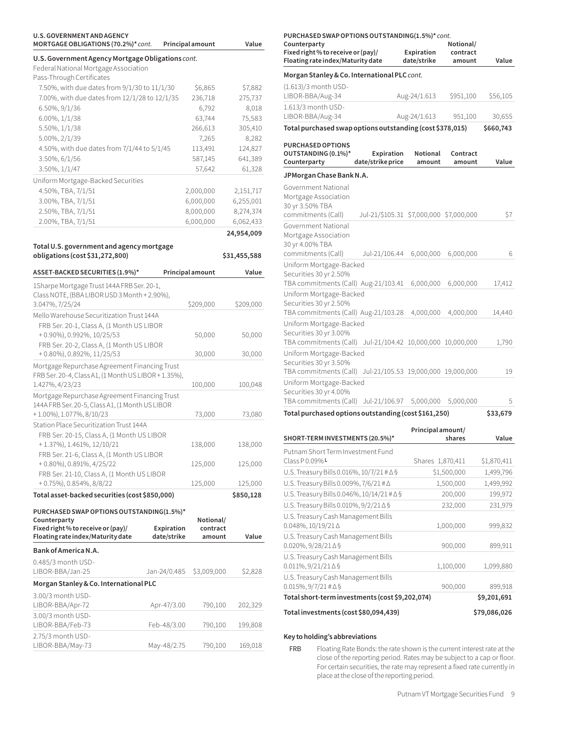| U.S. GOVERNMENT AND AGENCY MORTGAGE OBLIGATIONS (70.2%)* *cont.* | Principal amount | Value |
|---|---|---|
| **U.S. Government Agency Mortgage Obligations** *cont.* | | |
| Federal National Mortgage Association Pass-Through Certificates | | |
| 7.50%, with due dates from 9/1/30 to 11/1/30 | $6,865 | $7,882 |
| 7.00%, with due dates from 12/1/28 to 12/1/35 | 236,718 | 275,737 |
| 6.50%, 9/1/36 | 6,792 | 8,018 |
| 6.00%, 1/1/38 | 63,744 | 75,583 |
| 5.50%, 1/1/38 | 266,613 | 305,410 |
| 5.00%, 2/1/39 | 7,265 | 8,282 |
| 4.50%, with due dates from 7/1/44 to 5/1/45 | 113,491 | 124,827 |
| 3.50%, 6/1/56 | 587,145 | 641,389 |
| 3.50%, 1/1/47 | 57,642 | 61,328 |
| Uniform Mortgage-Backed Securities | | |
| 4.50%, TBA, 7/1/51 | 2,000,000 | 2,151,717 |
| 3.00%, TBA, 7/1/51 | 6,000,000 | 6,255,001 |
| 2.50%, TBA, 7/1/51 | 8,000,000 | 8,274,374 |
| 2.00%, TBA, 7/1/51 | 6,000,000 | 6,062,433 |
| | | 24,954,009 |
| **Total U.S. government and agency mortgage obligations (cost $31,272,800)** | | **$31,455,588** |

| ASSET-BACKED SECURITIES (1.9%)* | Principal amount | Value |
|---|---|---|
| 1Sharpe Mortgage Trust 144A FRB Ser. 20-1, Class NOTE, (BBA LIBOR USD 3 Month + 2.90%), 3.047%, 7/25/24 | $209,000 | $209,000 |
| Mello Warehouse Securitization Trust 144A | | |
| FRB Ser. 20-1, Class A, (1 Month US LIBOR + 0.90%), 0.992%, 10/25/53 | 50,000 | 50,000 |
| FRB Ser. 20-2, Class A, (1 Month US LIBOR + 0.80%), 0.892%, 11/25/53 | 30,000 | 30,000 |
| Mortgage Repurchase Agreement Financing Trust FRB Ser. 20-4, Class A1, (1 Month US LIBOR + 1.35%), 1.427%, 4/23/23 | 100,000 | 100,048 |
| Mortgage Repurchase Agreement Financing Trust 144A FRB Ser. 20-5, Class A1, (1 Month US LIBOR + 1.00%), 1.077%, 8/10/23 | 73,000 | 73,080 |
| Station Place Securitization Trust 144A | | |
| FRB Ser. 20-15, Class A, (1 Month US LIBOR + 1.37%), 1.461%, 12/10/21 | 138,000 | 138,000 |
| FRB Ser. 21-6, Class A, (1 Month US LIBOR + 0.80%), 0.891%, 4/25/22 | 125,000 | 125,000 |
| FRB Ser. 21-10, Class A, (1 Month US LIBOR + 0.75%), 0.854%, 8/8/22 | 125,000 | 125,000 |
| **Total asset-backed securities (cost $850,000)** | | **$850,128** |

| PURCHASED SWAP OPTIONS OUTSTANDING (1.5%)* Counterparty Fixed right % to receive or (pay)/ Floating rate index/Maturity date | Expiration date/strike | Notional/ contract amount | Value |
|---|---|---|---|
| **Bank of America N.A.** | | | |
| 0.485/3 month USD-LIBOR-BBA/Jan-25 | Jan-24/0.485 | $3,009,000 | $2,828 |
| **Morgan Stanley & Co. International PLC** | | | |
| 3.00/3 month USD-LIBOR-BBA/Apr-72 | Apr-47/3.00 | 790,100 | 202,329 |
| 3.00/3 month USD-LIBOR-BBA/Feb-73 | Feb-48/3.00 | 790,100 | 199,808 |
| 2.75/3 month USD-LIBOR-BBA/May-73 | May-48/2.75 | 790,100 | 169,018 |
| **Morgan Stanley & Co. International PLC** *cont.* | | | |
| (1.613)/3 month USD-LIBOR-BBA/Aug-34 | Aug-24/1.613 | $951,100 | $56,105 |
| 1.613/3 month USD-LIBOR-BBA/Aug-34 | Aug-24/1.613 | 951,100 | 30,655 |
| **Total purchased swap options outstanding (cost $378,015)** | | | **$660,743** |

| PURCHASED OPTIONS OUTSTANDING (0.1%)* Counterparty | Expiration date/strike price | Notional amount | Contract amount | Value |
|---|---|---|---|---|
| **JPMorgan Chase Bank N.A.** | | | | |
| Government National Mortgage Association 30 yr 3.50% TBA commitments (Call) | Jul-21/$105.31 | $7,000,000 | $7,000,000 | $7 |
| Government National Mortgage Association 30 yr 4.00% TBA commitments (Call) | Jul-21/106.44 | 6,000,000 | 6,000,000 | 6 |
| Uniform Mortgage-Backed Securities 30 yr 2.50% TBA commitments (Call) | Aug-21/103.41 | 6,000,000 | 6,000,000 | 17,412 |
| Uniform Mortgage-Backed Securities 30 yr 2.50% TBA commitments (Call) | Aug-21/103.28 | 4,000,000 | 4,000,000 | 14,440 |
| Uniform Mortgage-Backed Securities 30 yr 3.00% TBA commitments (Call) | Jul-21/104.42 | 10,000,000 | 10,000,000 | 1,790 |
| Uniform Mortgage-Backed Securities 30 yr 3.50% TBA commitments (Call) | Jul-21/105.53 | 19,000,000 | 19,000,000 | 19 |
| Uniform Mortgage-Backed Securities 30 yr 4.00% TBA commitments (Call) | Jul-21/106.97 | 5,000,000 | 5,000,000 | 5 |
| **Total purchased options outstanding (cost $161,250)** | | | | **$33,679** |

| SHORT-TERM INVESTMENTS (20.5%)* | Principal amount/ shares | Value |
|---|---|---|
| Putnam Short Term Investment Fund Class P 0.09% L | Shares 1,870,411 | $1,870,411 |
| U.S. Treasury Bills 0.016%, 10/7/21 # Δ § | $1,500,000 | 1,499,796 |
| U.S. Treasury Bills 0.009%, 7/6/21 # Δ | 1,500,000 | 1,499,992 |
| U.S. Treasury Bills 0.046%, 10/14/21 # Δ § | 200,000 | 199,972 |
| U.S. Treasury Bills 0.010%, 9/2/21 Δ § | 232,000 | 231,979 |
| U.S. Treasury Cash Management Bills 0.048%, 10/19/21 Δ | 1,000,000 | 999,832 |
| U.S. Treasury Cash Management Bills 0.020%, 9/28/21 Δ § | 900,000 | 899,911 |
| U.S. Treasury Cash Management Bills 0.011%, 9/21/21 Δ § | 1,100,000 | 1,099,880 |
| U.S. Treasury Cash Management Bills 0.015%, 9/7/21 # Δ § | 900,000 | 899,918 |
| **Total short-term investments (cost $9,202,074)** | | **$9,201,691** |
| **Total investments (cost $80,094,439)** | | **$79,086,026** |

**Key to holding's abbreviations**

FRB Floating Rate Bonds: the rate shown is the current interest rate at the close of the reporting period. Rates may be subject to a cap or floor. For certain securities, the rate may represent a fixed rate currently in place at the close of the reporting period.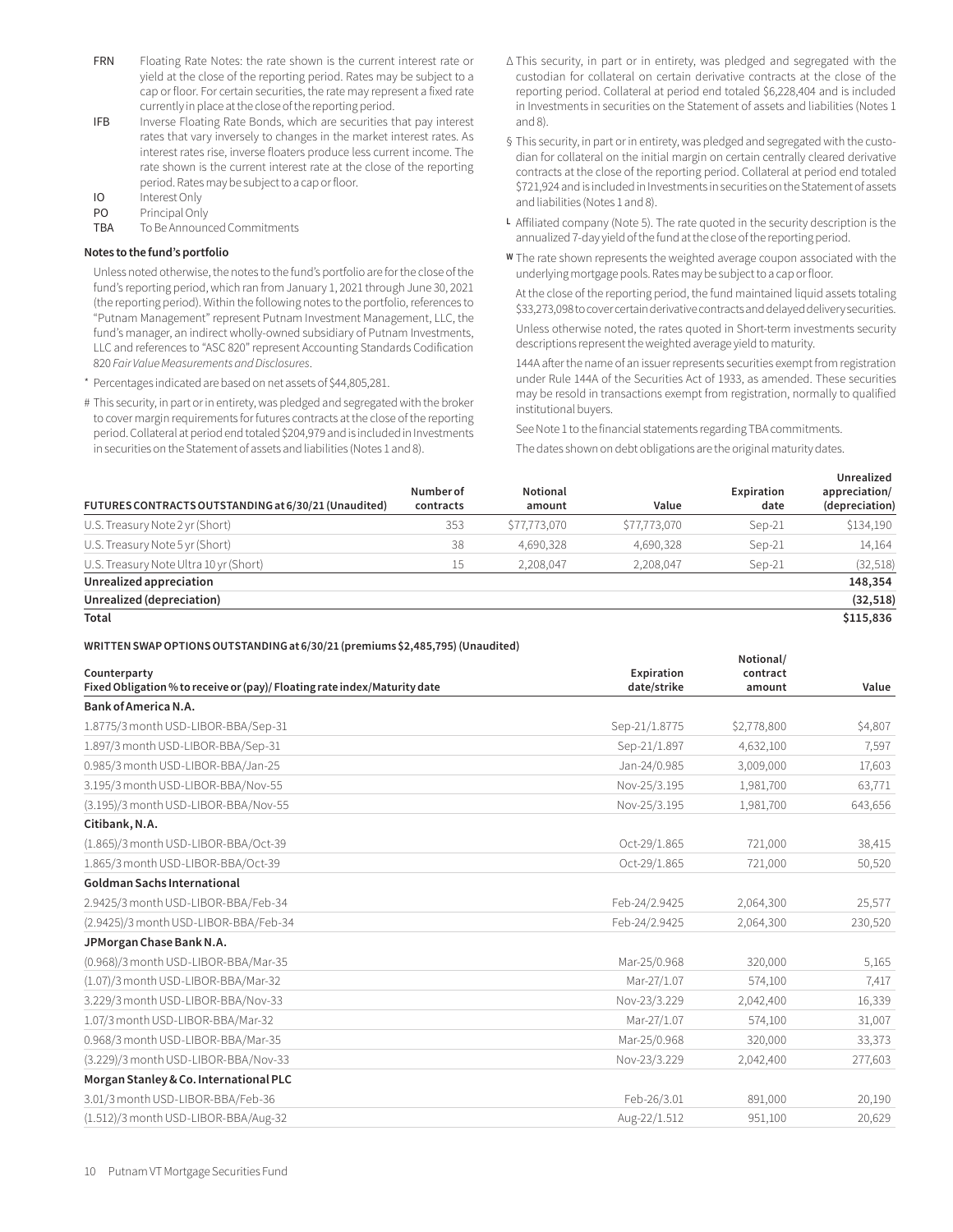| | |
|---|---|
| FRN | Floating Rate Notes: the rate shown is the current interest rate or yield at the close of the reporting period. Rates may be subject to a cap or floor. For certain securities, the rate may represent a fixed rate currently in place at the close of the reporting period. |
| IFB | Inverse Floating Rate Bonds, which are securities that pay interest rates that vary inversely to changes in the market interest rates. As interest rates rise, inverse floaters produce less current income. The rate shown is the current interest rate at the close of the reporting period. Rates may be subject to a cap or floor. |
| IO | Interest Only |
| PO | Principal Only |
| TBA | To Be Announced Commitments |

**Notes to the fund's portfolio**

Unless noted otherwise, the notes to the fund's portfolio are for the close of the fund's reporting period, which ran from January 1, 2021 through June 30, 2021 (the reporting period). Within the following notes to the portfolio, references to "Putnam Management" represent Putnam Investment Management, LLC, the fund's manager, an indirect wholly-owned subsidiary of Putnam Investments, LLC and references to "ASC 820" represent Accounting Standards Codification 820 *Fair Value Measurements and Disclosures*.

* Percentages indicated are based on net assets of $44,805,281.

# This security, in part or in entirety, was pledged and segregated with the broker to cover margin requirements for futures contracts at the close of the reporting period. Collateral at period end totaled $204,979 and is included in Investments in securities on the Statement of assets and liabilities (Notes 1 and 8).

Δ This security, in part or in entirety, was pledged and segregated with the custodian for collateral on certain derivative contracts at the close of the reporting period. Collateral at period end totaled $6,228,404 and is included in Investments in securities on the Statement of assets and liabilities (Notes 1 and 8).

§ This security, in part or in entirety, was pledged and segregated with the custodian for collateral on the initial margin on certain centrally cleared derivative contracts at the close of the reporting period. Collateral at period end totaled $721,924 and is included in Investments in securities on the Statement of assets and liabilities (Notes 1 and 8).

L Affiliated company (Note 5). The rate quoted in the security description is the annualized 7-day yield of the fund at the close of the reporting period.

W The rate shown represents the weighted average coupon associated with the underlying mortgage pools. Rates may be subject to a cap or floor.

At the close of the reporting period, the fund maintained liquid assets totaling $33,273,098 to cover certain derivative contracts and delayed delivery securities.

Unless otherwise noted, the rates quoted in Short-term investments security descriptions represent the weighted average yield to maturity.

144A after the name of an issuer represents securities exempt from registration under Rule 144A of the Securities Act of 1933, as amended. These securities may be resold in transactions exempt from registration, normally to qualified institutional buyers.

See Note 1 to the financial statements regarding TBA commitments.

The dates shown on debt obligations are the original maturity dates.

| FUTURES CONTRACTS OUTSTANDING at 6/30/21 (Unaudited) | Number of contracts | Notional amount | Value | Expiration date | Unrealized appreciation/ (depreciation) |
|---|---|---|---|---|---|
| U.S. Treasury Note 2 yr (Short) | 353 | $77,773,070 | $77,773,070 | Sep-21 | $134,190 |
| U.S. Treasury Note 5 yr (Short) | 38 | 4,690,328 | 4,690,328 | Sep-21 | 14,164 |
| U.S. Treasury Note Ultra 10 yr (Short) | 15 | 2,208,047 | 2,208,047 | Sep-21 | (32,518) |
| **Unrealized appreciation** | | | | | **148,354** |
| **Unrealized (depreciation)** | | | | | **(32,518)** |
| **Total** | | | | | **$115,836** |

**WRITTEN SWAP OPTIONS OUTSTANDING at 6/30/21 (premiums $2,485,795) (Unaudited)**

| Counterparty<br>Fixed Obligation % to receive or (pay)/ Floating rate index/Maturity date | Expiration date/strike | Notional/ contract amount | Value |
|---|---|---|---|
| **Bank of America N.A.** | | | |
| 1.8775/3 month USD-LIBOR-BBA/Sep-31 | Sep-21/1.8775 | $2,778,800 | $4,807 |
| 1.897/3 month USD-LIBOR-BBA/Sep-31 | Sep-21/1.897 | 4,632,100 | 7,597 |
| 0.985/3 month USD-LIBOR-BBA/Jan-25 | Jan-24/0.985 | 3,009,000 | 17,603 |
| 3.195/3 month USD-LIBOR-BBA/Nov-55 | Nov-25/3.195 | 1,981,700 | 63,771 |
| (3.195)/3 month USD-LIBOR-BBA/Nov-55 | Nov-25/3.195 | 1,981,700 | 643,656 |
| **Citibank, N.A.** | | | |
| (1.865)/3 month USD-LIBOR-BBA/Oct-39 | Oct-29/1.865 | 721,000 | 38,415 |
| 1.865/3 month USD-LIBOR-BBA/Oct-39 | Oct-29/1.865 | 721,000 | 50,520 |
| **Goldman Sachs International** | | | |
| 2.9425/3 month USD-LIBOR-BBA/Feb-34 | Feb-24/2.9425 | 2,064,300 | 25,577 |
| (2.9425)/3 month USD-LIBOR-BBA/Feb-34 | Feb-24/2.9425 | 2,064,300 | 230,520 |
| **JPMorgan Chase Bank N.A.** | | | |
| (0.968)/3 month USD-LIBOR-BBA/Mar-35 | Mar-25/0.968 | 320,000 | 5,165 |
| (1.07)/3 month USD-LIBOR-BBA/Mar-32 | Mar-27/1.07 | 574,100 | 7,417 |
| 3.229/3 month USD-LIBOR-BBA/Nov-33 | Nov-23/3.229 | 2,042,400 | 16,339 |
| 1.07/3 month USD-LIBOR-BBA/Mar-32 | Mar-27/1.07 | 574,100 | 31,007 |
| 0.968/3 month USD-LIBOR-BBA/Mar-35 | Mar-25/0.968 | 320,000 | 33,373 |
| (3.229)/3 month USD-LIBOR-BBA/Nov-33 | Nov-23/3.229 | 2,042,400 | 277,603 |
| **Morgan Stanley & Co. International PLC** | | | |
| 3.01/3 month USD-LIBOR-BBA/Feb-36 | Feb-26/3.01 | 891,000 | 20,190 |
| (1.512)/3 month USD-LIBOR-BBA/Aug-32 | Aug-22/1.512 | 951,100 | 20,629 |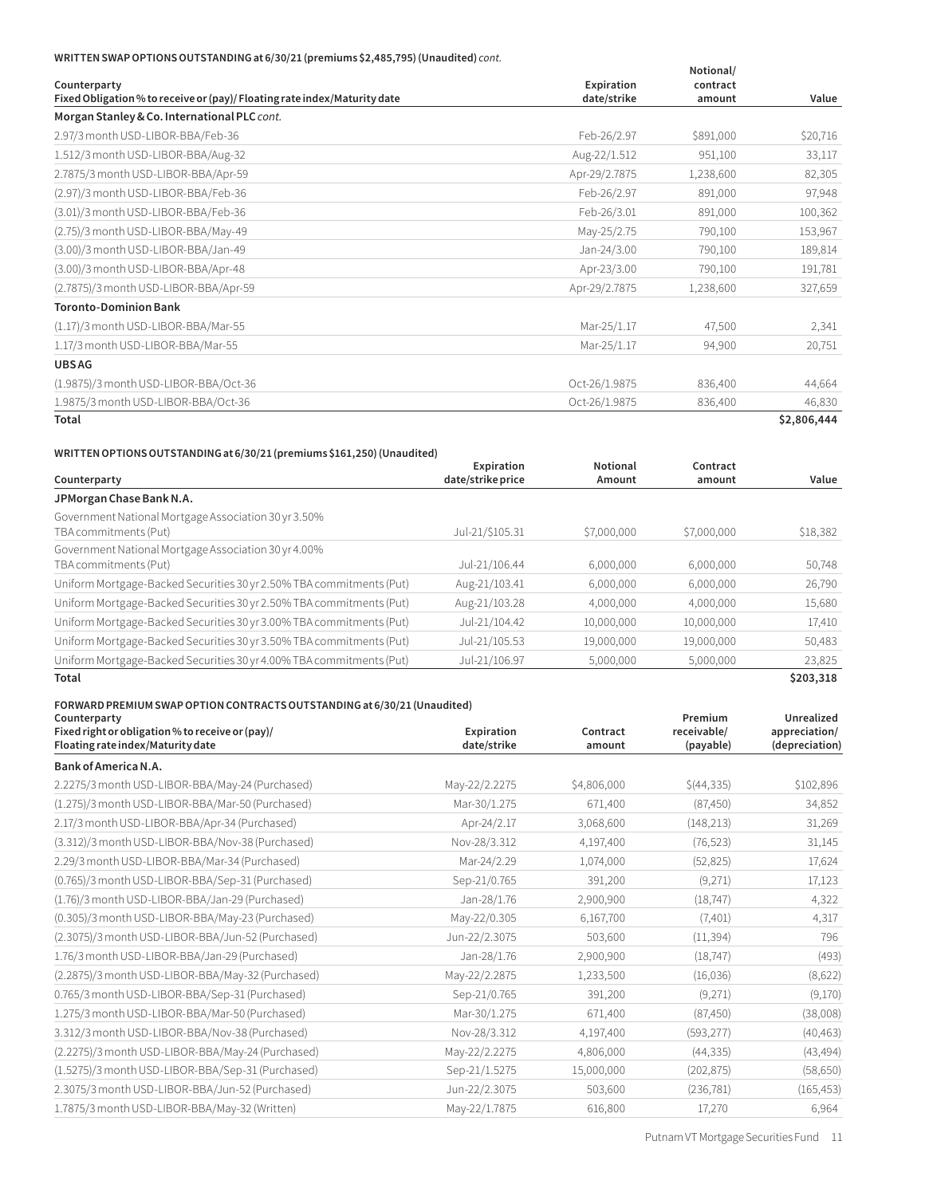**WRITTEN SWAP OPTIONS OUTSTANDING at 6/30/21 (premiums $2,485,795) (Unaudited)** *cont.*

| Counterparty<br>Fixed Obligation % to receive or (pay)/ Floating rate index/Maturity date | Expiration date/strike | Notional/ contract amount | Value |
|---|---|---|---|
| **Morgan Stanley & Co. International PLC** *cont.* | | | |
| 2.97/3 month USD-LIBOR-BBA/Feb-36 | Feb-26/2.97 | $891,000 | $20,716 |
| 1.512/3 month USD-LIBOR-BBA/Aug-32 | Aug-22/1.512 | 951,100 | 33,117 |
| 2.7875/3 month USD-LIBOR-BBA/Apr-59 | Apr-29/2.7875 | 1,238,600 | 82,305 |
| (2.97)/3 month USD-LIBOR-BBA/Feb-36 | Feb-26/2.97 | 891,000 | 97,948 |
| (3.01)/3 month USD-LIBOR-BBA/Feb-36 | Feb-26/3.01 | 891,000 | 100,362 |
| (2.75)/3 month USD-LIBOR-BBA/May-49 | May-25/2.75 | 790,100 | 153,967 |
| (3.00)/3 month USD-LIBOR-BBA/Jan-49 | Jan-24/3.00 | 790,100 | 189,814 |
| (3.00)/3 month USD-LIBOR-BBA/Apr-48 | Apr-23/3.00 | 790,100 | 191,781 |
| (2.7875)/3 month USD-LIBOR-BBA/Apr-59 | Apr-29/2.7875 | 1,238,600 | 327,659 |
| **Toronto-Dominion Bank** | | | |
| (1.17)/3 month USD-LIBOR-BBA/Mar-55 | Mar-25/1.17 | 47,500 | 2,341 |
| 1.17/3 month USD-LIBOR-BBA/Mar-55 | Mar-25/1.17 | 94,900 | 20,751 |
| **UBS AG** | | | |
| (1.9875)/3 month USD-LIBOR-BBA/Oct-36 | Oct-26/1.9875 | 836,400 | 44,664 |
| 1.9875/3 month USD-LIBOR-BBA/Oct-36 | Oct-26/1.9875 | 836,400 | 46,830 |
| **Total** | | | **$2,806,444** |

**WRITTEN OPTIONS OUTSTANDING at 6/30/21 (premiums $161,250) (Unaudited)**

| Counterparty | Expiration date/strike price | Notional Amount | Contract amount | Value |
|---|---|---|---|---|
| **JPMorgan Chase Bank N.A.** | | | | |
| Government National Mortgage Association 30 yr 3.50% TBA commitments (Put) | Jul-21/$105.31 | $7,000,000 | $7,000,000 | $18,382 |
| Government National Mortgage Association 30 yr 4.00% TBA commitments (Put) | Jul-21/106.44 | 6,000,000 | 6,000,000 | 50,748 |
| Uniform Mortgage-Backed Securities 30 yr 2.50% TBA commitments (Put) | Aug-21/103.41 | 6,000,000 | 6,000,000 | 26,790 |
| Uniform Mortgage-Backed Securities 30 yr 2.50% TBA commitments (Put) | Aug-21/103.28 | 4,000,000 | 4,000,000 | 15,680 |
| Uniform Mortgage-Backed Securities 30 yr 3.00% TBA commitments (Put) | Jul-21/104.42 | 10,000,000 | 10,000,000 | 17,410 |
| Uniform Mortgage-Backed Securities 30 yr 3.50% TBA commitments (Put) | Jul-21/105.53 | 19,000,000 | 19,000,000 | 50,483 |
| Uniform Mortgage-Backed Securities 30 yr 4.00% TBA commitments (Put) | Jul-21/106.97 | 5,000,000 | 5,000,000 | 23,825 |
| **Total** | | | | **$203,318** |

**FORWARD PREMIUM SWAP OPTION CONTRACTS OUTSTANDING at 6/30/21 (Unaudited)**

| Counterparty<br>Fixed right or obligation % to receive or (pay)/ Floating rate index/Maturity date | Expiration date/strike | Contract amount | Premium receivable/ (payable) | Unrealized appreciation/ (depreciation) |
|---|---|---|---|---|
| **Bank of America N.A.** | | | | |
| 2.2275/3 month USD-LIBOR-BBA/May-24 (Purchased) | May-22/2.2275 | $4,806,000 | $(44,335) | $102,896 |
| (1.275)/3 month USD-LIBOR-BBA/Mar-50 (Purchased) | Mar-30/1.275 | 671,400 | (87,450) | 34,852 |
| 2.17/3 month USD-LIBOR-BBA/Apr-34 (Purchased) | Apr-24/2.17 | 3,068,600 | (148,213) | 31,269 |
| (3.312)/3 month USD-LIBOR-BBA/Nov-38 (Purchased) | Nov-28/3.312 | 4,197,400 | (76,523) | 31,145 |
| 2.29/3 month USD-LIBOR-BBA/Mar-34 (Purchased) | Mar-24/2.29 | 1,074,000 | (52,825) | 17,624 |
| (0.765)/3 month USD-LIBOR-BBA/Sep-31 (Purchased) | Sep-21/0.765 | 391,200 | (9,271) | 17,123 |
| (1.76)/3 month USD-LIBOR-BBA/Jan-29 (Purchased) | Jan-28/1.76 | 2,900,900 | (18,747) | 4,322 |
| (0.305)/3 month USD-LIBOR-BBA/May-23 (Purchased) | May-22/0.305 | 6,167,700 | (7,401) | 4,317 |
| (2.3075)/3 month USD-LIBOR-BBA/Jun-52 (Purchased) | Jun-22/2.3075 | 503,600 | (11,394) | 796 |
| 1.76/3 month USD-LIBOR-BBA/Jan-29 (Purchased) | Jan-28/1.76 | 2,900,900 | (18,747) | (493) |
| (2.2875)/3 month USD-LIBOR-BBA/May-32 (Purchased) | May-22/2.2875 | 1,233,500 | (16,036) | (8,622) |
| 0.765/3 month USD-LIBOR-BBA/Sep-31 (Purchased) | Sep-21/0.765 | 391,200 | (9,271) | (9,170) |
| 1.275/3 month USD-LIBOR-BBA/Mar-50 (Purchased) | Mar-30/1.275 | 671,400 | (87,450) | (38,008) |
| 3.312/3 month USD-LIBOR-BBA/Nov-38 (Purchased) | Nov-28/3.312 | 4,197,400 | (593,277) | (40,463) |
| (2.2275)/3 month USD-LIBOR-BBA/May-24 (Purchased) | May-22/2.2275 | 4,806,000 | (44,335) | (43,494) |
| (1.5275)/3 month USD-LIBOR-BBA/Sep-31 (Purchased) | Sep-21/1.5275 | 15,000,000 | (202,875) | (58,650) |
| 2.3075/3 month USD-LIBOR-BBA/Jun-52 (Purchased) | Jun-22/2.3075 | 503,600 | (236,781) | (165,453) |
| 1.7875/3 month USD-LIBOR-BBA/May-32 (Written) | May-22/1.7875 | 616,800 | 17,270 | 6,964 |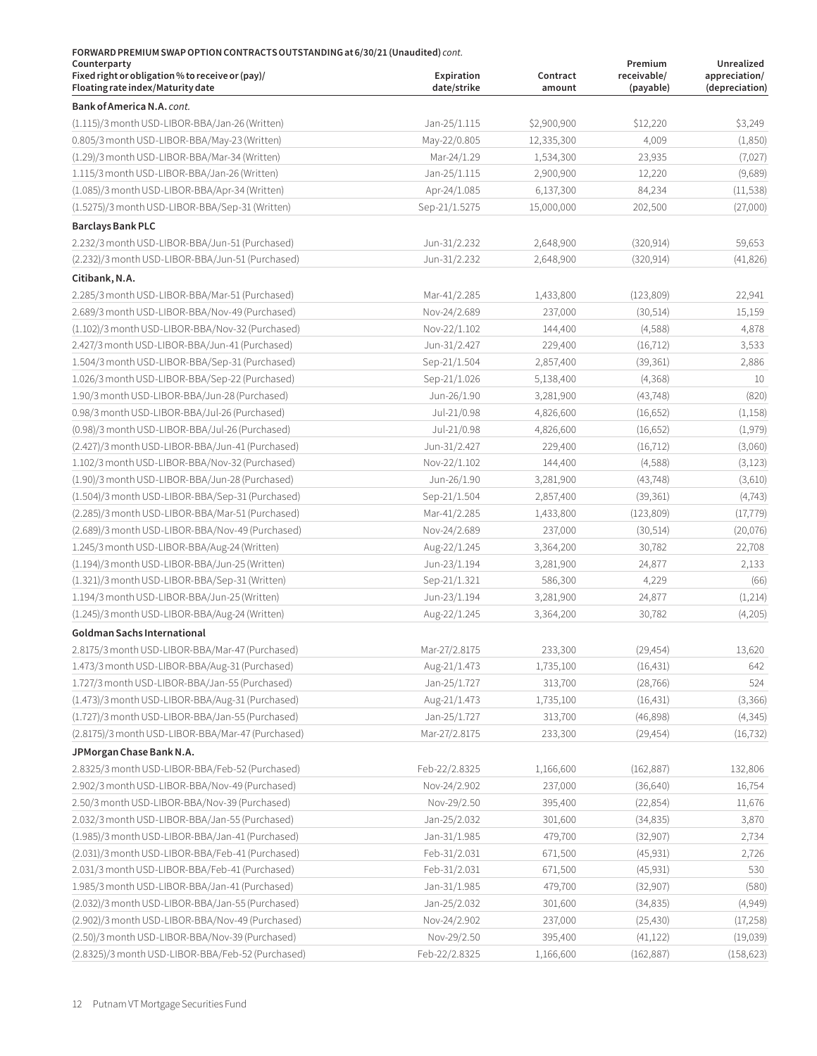**FORWARD PREMIUM SWAP OPTION CONTRACTS OUTSTANDING at 6/30/21 (Unaudited)** *cont.*

| Counterparty<br>Fixed right or obligation % to receive or (pay)/<br>Floating rate index/Maturity date | Expiration date/strike | Contract amount | Premium receivable/ (payable) | Unrealized appreciation/ (depreciation) |
|---|---|---|---|---|
| **Bank of America N.A.** *cont.* | | | | |
| (1.115)/3 month USD-LIBOR-BBA/Jan-26 (Written) | Jan-25/1.115 | $2,900,900 | $12,220 | $3,249 |
| 0.805/3 month USD-LIBOR-BBA/May-23 (Written) | May-22/0.805 | 12,335,300 | 4,009 | (1,850) |
| (1.29)/3 month USD-LIBOR-BBA/Mar-34 (Written) | Mar-24/1.29 | 1,534,300 | 23,935 | (7,027) |
| 1.115/3 month USD-LIBOR-BBA/Jan-26 (Written) | Jan-25/1.115 | 2,900,900 | 12,220 | (9,689) |
| (1.085)/3 month USD-LIBOR-BBA/Apr-34 (Written) | Apr-24/1.085 | 6,137,300 | 84,234 | (11,538) |
| (1.5275)/3 month USD-LIBOR-BBA/Sep-31 (Written) | Sep-21/1.5275 | 15,000,000 | 202,500 | (27,000) |
| **Barclays Bank PLC** | | | | |
| 2.232/3 month USD-LIBOR-BBA/Jun-51 (Purchased) | Jun-31/2.232 | 2,648,900 | (320,914) | 59,653 |
| (2.232)/3 month USD-LIBOR-BBA/Jun-51 (Purchased) | Jun-31/2.232 | 2,648,900 | (320,914) | (41,826) |
| **Citibank, N.A.** | | | | |
| 2.285/3 month USD-LIBOR-BBA/Mar-51 (Purchased) | Mar-41/2.285 | 1,433,800 | (123,809) | 22,941 |
| 2.689/3 month USD-LIBOR-BBA/Nov-49 (Purchased) | Nov-24/2.689 | 237,000 | (30,514) | 15,159 |
| (1.102)/3 month USD-LIBOR-BBA/Nov-32 (Purchased) | Nov-22/1.102 | 144,400 | (4,588) | 4,878 |
| 2.427/3 month USD-LIBOR-BBA/Jun-41 (Purchased) | Jun-31/2.427 | 229,400 | (16,712) | 3,533 |
| 1.504/3 month USD-LIBOR-BBA/Sep-31 (Purchased) | Sep-21/1.504 | 2,857,400 | (39,361) | 2,886 |
| 1.026/3 month USD-LIBOR-BBA/Sep-22 (Purchased) | Sep-21/1.026 | 5,138,400 | (4,368) | 10 |
| 1.90/3 month USD-LIBOR-BBA/Jun-28 (Purchased) | Jun-26/1.90 | 3,281,900 | (43,748) | (820) |
| 0.98/3 month USD-LIBOR-BBA/Jul-26 (Purchased) | Jul-21/0.98 | 4,826,600 | (16,652) | (1,158) |
| (0.98)/3 month USD-LIBOR-BBA/Jul-26 (Purchased) | Jul-21/0.98 | 4,826,600 | (16,652) | (1,979) |
| (2.427)/3 month USD-LIBOR-BBA/Jun-41 (Purchased) | Jun-31/2.427 | 229,400 | (16,712) | (3,060) |
| 1.102/3 month USD-LIBOR-BBA/Nov-32 (Purchased) | Nov-22/1.102 | 144,400 | (4,588) | (3,123) |
| (1.90)/3 month USD-LIBOR-BBA/Jun-28 (Purchased) | Jun-26/1.90 | 3,281,900 | (43,748) | (3,610) |
| (1.504)/3 month USD-LIBOR-BBA/Sep-31 (Purchased) | Sep-21/1.504 | 2,857,400 | (39,361) | (4,743) |
| (2.285)/3 month USD-LIBOR-BBA/Mar-51 (Purchased) | Mar-41/2.285 | 1,433,800 | (123,809) | (17,779) |
| (2.689)/3 month USD-LIBOR-BBA/Nov-49 (Purchased) | Nov-24/2.689 | 237,000 | (30,514) | (20,076) |
| 1.245/3 month USD-LIBOR-BBA/Aug-24 (Written) | Aug-22/1.245 | 3,364,200 | 30,782 | 22,708 |
| (1.194)/3 month USD-LIBOR-BBA/Jun-25 (Written) | Jun-23/1.194 | 3,281,900 | 24,877 | 2,133 |
| (1.321)/3 month USD-LIBOR-BBA/Sep-31 (Written) | Sep-21/1.321 | 586,300 | 4,229 | (66) |
| 1.194/3 month USD-LIBOR-BBA/Jun-25 (Written) | Jun-23/1.194 | 3,281,900 | 24,877 | (1,214) |
| (1.245)/3 month USD-LIBOR-BBA/Aug-24 (Written) | Aug-22/1.245 | 3,364,200 | 30,782 | (4,205) |
| **Goldman Sachs International** | | | | |
| 2.8175/3 month USD-LIBOR-BBA/Mar-47 (Purchased) | Mar-27/2.8175 | 233,300 | (29,454) | 13,620 |
| 1.473/3 month USD-LIBOR-BBA/Aug-31 (Purchased) | Aug-21/1.473 | 1,735,100 | (16,431) | 642 |
| 1.727/3 month USD-LIBOR-BBA/Jan-55 (Purchased) | Jan-25/1.727 | 313,700 | (28,766) | 524 |
| (1.473)/3 month USD-LIBOR-BBA/Aug-31 (Purchased) | Aug-21/1.473 | 1,735,100 | (16,431) | (3,366) |
| (1.727)/3 month USD-LIBOR-BBA/Jan-55 (Purchased) | Jan-25/1.727 | 313,700 | (46,898) | (4,345) |
| (2.8175)/3 month USD-LIBOR-BBA/Mar-47 (Purchased) | Mar-27/2.8175 | 233,300 | (29,454) | (16,732) |
| **JPMorgan Chase Bank N.A.** | | | | |
| 2.8325/3 month USD-LIBOR-BBA/Feb-52 (Purchased) | Feb-22/2.8325 | 1,166,600 | (162,887) | 132,806 |
| 2.902/3 month USD-LIBOR-BBA/Nov-49 (Purchased) | Nov-24/2.902 | 237,000 | (36,640) | 16,754 |
| 2.50/3 month USD-LIBOR-BBA/Nov-39 (Purchased) | Nov-29/2.50 | 395,400 | (22,854) | 11,676 |
| 2.032/3 month USD-LIBOR-BBA/Jan-55 (Purchased) | Jan-25/2.032 | 301,600 | (34,835) | 3,870 |
| (1.985)/3 month USD-LIBOR-BBA/Jan-41 (Purchased) | Jan-31/1.985 | 479,700 | (32,907) | 2,734 |
| (2.031)/3 month USD-LIBOR-BBA/Feb-41 (Purchased) | Feb-31/2.031 | 671,500 | (45,931) | 2,726 |
| 2.031/3 month USD-LIBOR-BBA/Feb-41 (Purchased) | Feb-31/2.031 | 671,500 | (45,931) | 530 |
| 1.985/3 month USD-LIBOR-BBA/Jan-41 (Purchased) | Jan-31/1.985 | 479,700 | (32,907) | (580) |
| (2.032)/3 month USD-LIBOR-BBA/Jan-55 (Purchased) | Jan-25/2.032 | 301,600 | (34,835) | (4,949) |
| (2.902)/3 month USD-LIBOR-BBA/Nov-49 (Purchased) | Nov-24/2.902 | 237,000 | (25,430) | (17,258) |
| (2.50)/3 month USD-LIBOR-BBA/Nov-39 (Purchased) | Nov-29/2.50 | 395,400 | (41,122) | (19,039) |
| (2.8325)/3 month USD-LIBOR-BBA/Feb-52 (Purchased) | Feb-22/2.8325 | 1,166,600 | (162,887) | (158,623) |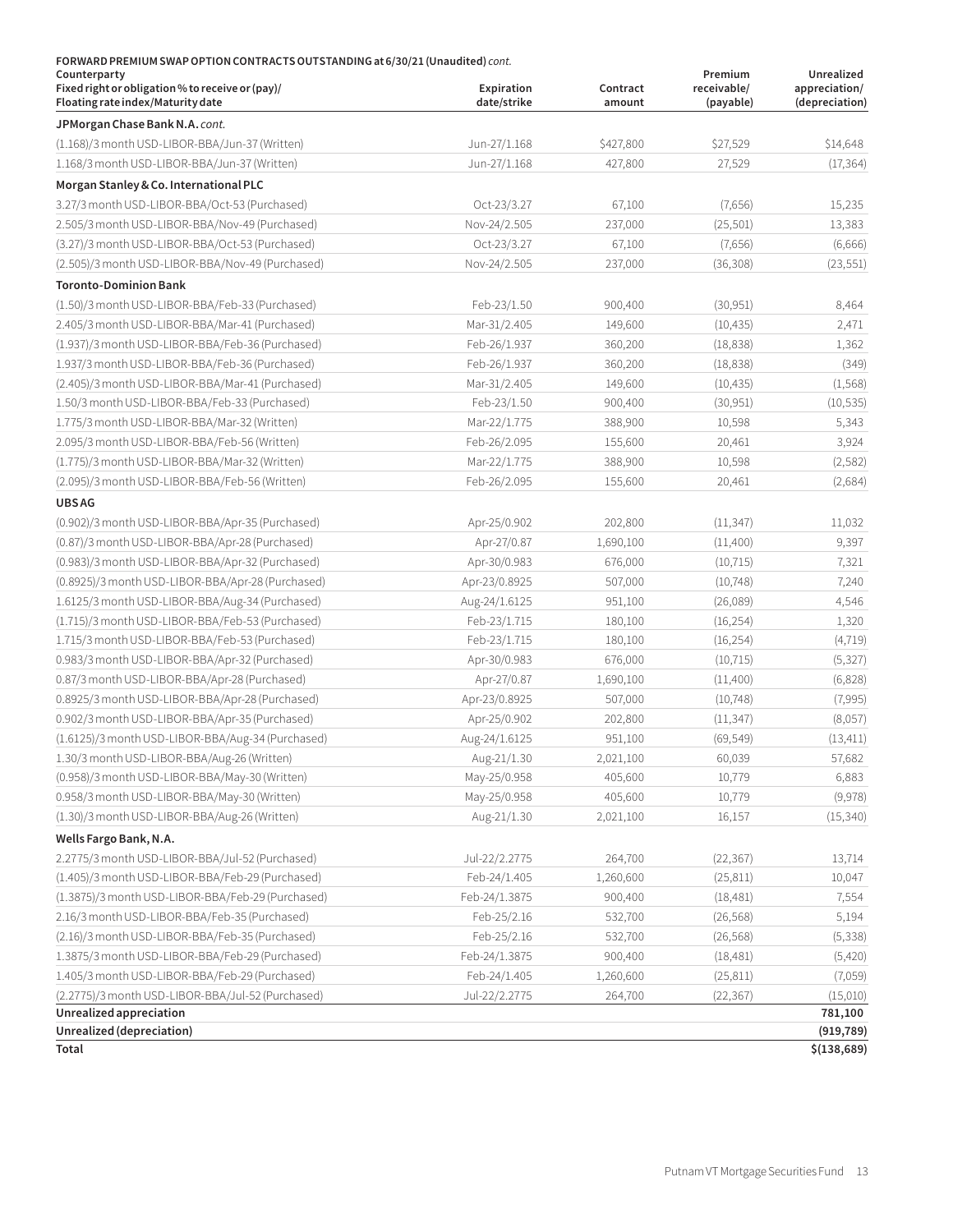**FORWARD PREMIUM SWAP OPTION CONTRACTS OUTSTANDING at 6/30/21 (Unaudited)** *cont.*

| Counterparty<br>Fixed right or obligation % to receive or (pay)/<br>Floating rate index/Maturity date | Expiration date/strike | Contract amount | Premium receivable/ (payable) | Unrealized appreciation/ (depreciation) |
|---|---|---|---|---|
| **JPMorgan Chase Bank N.A.** *cont.* | | | | |
| (1.168)/3 month USD-LIBOR-BBA/Jun-37 (Written) | Jun-27/1.168 | $427,800 | $27,529 | $14,648 |
| 1.168/3 month USD-LIBOR-BBA/Jun-37 (Written) | Jun-27/1.168 | 427,800 | 27,529 | (17,364) |
| **Morgan Stanley & Co. International PLC** | | | | |
| 3.27/3 month USD-LIBOR-BBA/Oct-53 (Purchased) | Oct-23/3.27 | 67,100 | (7,656) | 15,235 |
| 2.505/3 month USD-LIBOR-BBA/Nov-49 (Purchased) | Nov-24/2.505 | 237,000 | (25,501) | 13,383 |
| (3.27)/3 month USD-LIBOR-BBA/Oct-53 (Purchased) | Oct-23/3.27 | 67,100 | (7,656) | (6,666) |
| (2.505)/3 month USD-LIBOR-BBA/Nov-49 (Purchased) | Nov-24/2.505 | 237,000 | (36,308) | (23,551) |
| **Toronto-Dominion Bank** | | | | |
| (1.50)/3 month USD-LIBOR-BBA/Feb-33 (Purchased) | Feb-23/1.50 | 900,400 | (30,951) | 8,464 |
| 2.405/3 month USD-LIBOR-BBA/Mar-41 (Purchased) | Mar-31/2.405 | 149,600 | (10,435) | 2,471 |
| (1.937)/3 month USD-LIBOR-BBA/Feb-36 (Purchased) | Feb-26/1.937 | 360,200 | (18,838) | 1,362 |
| 1.937/3 month USD-LIBOR-BBA/Feb-36 (Purchased) | Feb-26/1.937 | 360,200 | (18,838) | (349) |
| (2.405)/3 month USD-LIBOR-BBA/Mar-41 (Purchased) | Mar-31/2.405 | 149,600 | (10,435) | (1,568) |
| 1.50/3 month USD-LIBOR-BBA/Feb-33 (Purchased) | Feb-23/1.50 | 900,400 | (30,951) | (10,535) |
| 1.775/3 month USD-LIBOR-BBA/Mar-32 (Written) | Mar-22/1.775 | 388,900 | 10,598 | 5,343 |
| 2.095/3 month USD-LIBOR-BBA/Feb-56 (Written) | Feb-26/2.095 | 155,600 | 20,461 | 3,924 |
| (1.775)/3 month USD-LIBOR-BBA/Mar-32 (Written) | Mar-22/1.775 | 388,900 | 10,598 | (2,582) |
| (2.095)/3 month USD-LIBOR-BBA/Feb-56 (Written) | Feb-26/2.095 | 155,600 | 20,461 | (2,684) |
| **UBS AG** | | | | |
| (0.902)/3 month USD-LIBOR-BBA/Apr-35 (Purchased) | Apr-25/0.902 | 202,800 | (11,347) | 11,032 |
| (0.87)/3 month USD-LIBOR-BBA/Apr-28 (Purchased) | Apr-27/0.87 | 1,690,100 | (11,400) | 9,397 |
| (0.983)/3 month USD-LIBOR-BBA/Apr-32 (Purchased) | Apr-30/0.983 | 676,000 | (10,715) | 7,321 |
| (0.8925)/3 month USD-LIBOR-BBA/Apr-28 (Purchased) | Apr-23/0.8925 | 507,000 | (10,748) | 7,240 |
| 1.6125/3 month USD-LIBOR-BBA/Aug-34 (Purchased) | Aug-24/1.6125 | 951,100 | (26,089) | 4,546 |
| (1.715)/3 month USD-LIBOR-BBA/Feb-53 (Purchased) | Feb-23/1.715 | 180,100 | (16,254) | 1,320 |
| 1.715/3 month USD-LIBOR-BBA/Feb-53 (Purchased) | Feb-23/1.715 | 180,100 | (16,254) | (4,719) |
| 0.983/3 month USD-LIBOR-BBA/Apr-32 (Purchased) | Apr-30/0.983 | 676,000 | (10,715) | (5,327) |
| 0.87/3 month USD-LIBOR-BBA/Apr-28 (Purchased) | Apr-27/0.87 | 1,690,100 | (11,400) | (6,828) |
| 0.8925/3 month USD-LIBOR-BBA/Apr-28 (Purchased) | Apr-23/0.8925 | 507,000 | (10,748) | (7,995) |
| 0.902/3 month USD-LIBOR-BBA/Apr-35 (Purchased) | Apr-25/0.902 | 202,800 | (11,347) | (8,057) |
| (1.6125)/3 month USD-LIBOR-BBA/Aug-34 (Purchased) | Aug-24/1.6125 | 951,100 | (69,549) | (13,411) |
| 1.30/3 month USD-LIBOR-BBA/Aug-26 (Written) | Aug-21/1.30 | 2,021,100 | 60,039 | 57,682 |
| (0.958)/3 month USD-LIBOR-BBA/May-30 (Written) | May-25/0.958 | 405,600 | 10,779 | 6,883 |
| 0.958/3 month USD-LIBOR-BBA/May-30 (Written) | May-25/0.958 | 405,600 | 10,779 | (9,978) |
| (1.30)/3 month USD-LIBOR-BBA/Aug-26 (Written) | Aug-21/1.30 | 2,021,100 | 16,157 | (15,340) |
| **Wells Fargo Bank, N.A.** | | | | |
| 2.2775/3 month USD-LIBOR-BBA/Jul-52 (Purchased) | Jul-22/2.2775 | 264,700 | (22,367) | 13,714 |
| (1.405)/3 month USD-LIBOR-BBA/Feb-29 (Purchased) | Feb-24/1.405 | 1,260,600 | (25,811) | 10,047 |
| (1.3875)/3 month USD-LIBOR-BBA/Feb-29 (Purchased) | Feb-24/1.3875 | 900,400 | (18,481) | 7,554 |
| 2.16/3 month USD-LIBOR-BBA/Feb-35 (Purchased) | Feb-25/2.16 | 532,700 | (26,568) | 5,194 |
| (2.16)/3 month USD-LIBOR-BBA/Feb-35 (Purchased) | Feb-25/2.16 | 532,700 | (26,568) | (5,338) |
| 1.3875/3 month USD-LIBOR-BBA/Feb-29 (Purchased) | Feb-24/1.3875 | 900,400 | (18,481) | (5,420) |
| 1.405/3 month USD-LIBOR-BBA/Feb-29 (Purchased) | Feb-24/1.405 | 1,260,600 | (25,811) | (7,059) |
| (2.2775)/3 month USD-LIBOR-BBA/Jul-52 (Purchased) | Jul-22/2.2775 | 264,700 | (22,367) | (15,010) |
| **Unrealized appreciation** | | | | **781,100** |
| **Unrealized (depreciation)** | | | | **(919,789)** |
| **Total** | | | | **$(138,689)** |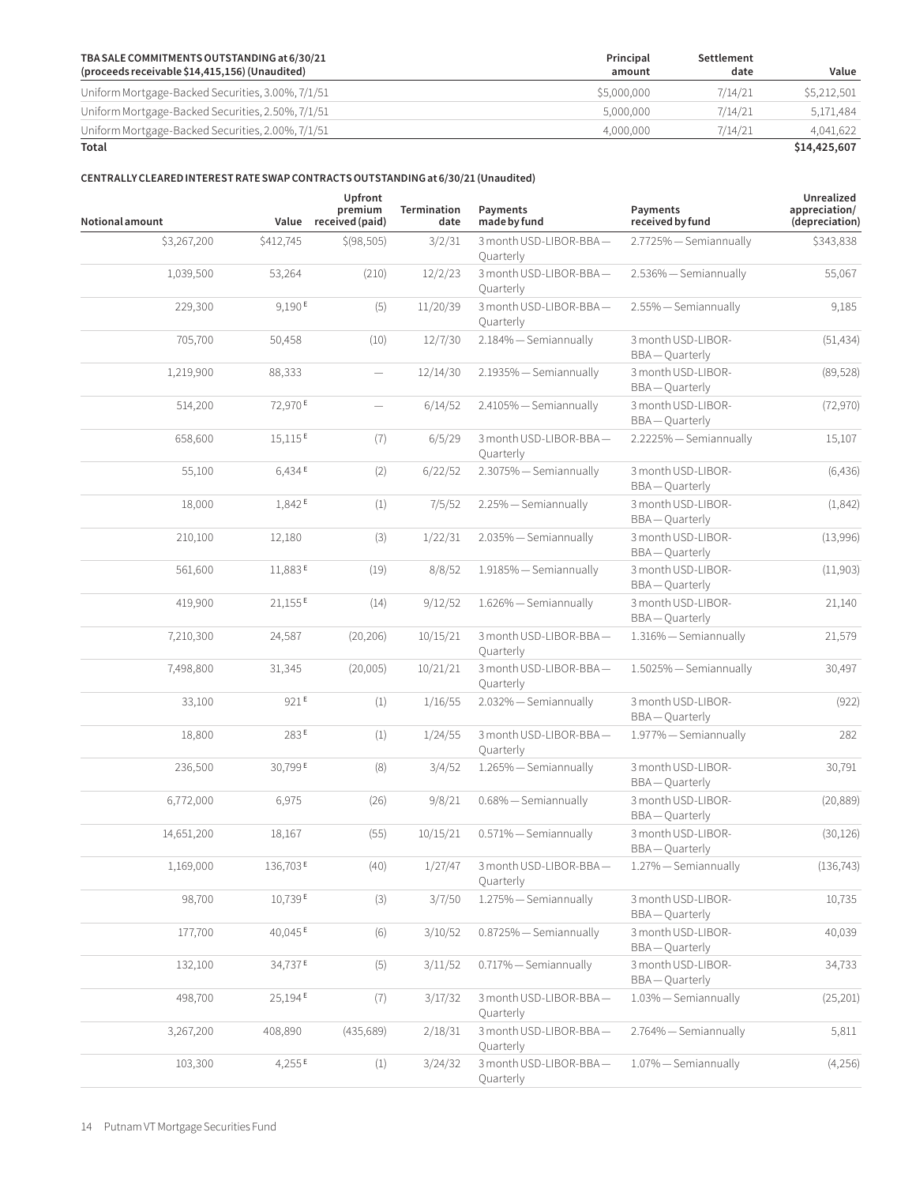**TBA SALE COMMITMENTS OUTSTANDING at 6/30/21 (proceeds receivable $14,415,156) (Unaudited)**

| TBA SALE COMMITMENTS OUTSTANDING at 6/30/21 (proceeds receivable $14,415,156) (Unaudited) | Principal amount | Settlement date | Value |
|---|---|---|---|
| Uniform Mortgage-Backed Securities, 3.00%, 7/1/51 | $5,000,000 | 7/14/21 | $5,212,501 |
| Uniform Mortgage-Backed Securities, 2.50%, 7/1/51 | 5,000,000 | 7/14/21 | 5,171,484 |
| Uniform Mortgage-Backed Securities, 2.00%, 7/1/51 | 4,000,000 | 7/14/21 | 4,041,622 |
| **Total** | | | **$14,425,607** |

**CENTRALLY CLEARED INTEREST RATE SWAP CONTRACTS OUTSTANDING at 6/30/21 (Unaudited)**

| Notional amount | Value | Upfront premium received (paid) | Termination date | Payments made by fund | Payments received by fund | Unrealized appreciation/ (depreciation) |
|---|---|---|---|---|---|---|
| $3,267,200 | $412,745 | $(98,505) | 3/2/31 | 3 month USD-LIBOR-BBA — Quarterly | 2.7725% — Semiannually | $343,838 |
| 1,039,500 | 53,264 | (210) | 12/2/23 | 3 month USD-LIBOR-BBA — Quarterly | 2.536% — Semiannually | 55,067 |
| 229,300 | 9,190 E | (5) | 11/20/39 | 3 month USD-LIBOR-BBA — Quarterly | 2.55% — Semiannually | 9,185 |
| 705,700 | 50,458 | (10) | 12/7/30 | 2.184% — Semiannually | 3 month USD-LIBOR-BBA — Quarterly | (51,434) |
| 1,219,900 | 88,333 | — | 12/14/30 | 2.1935% — Semiannually | 3 month USD-LIBOR-BBA — Quarterly | (89,528) |
| 514,200 | 72,970 E | — | 6/14/52 | 2.4105% — Semiannually | 3 month USD-LIBOR-BBA — Quarterly | (72,970) |
| 658,600 | 15,115 E | (7) | 6/5/29 | 3 month USD-LIBOR-BBA — Quarterly | 2.2225% — Semiannually | 15,107 |
| 55,100 | 6,434 E | (2) | 6/22/52 | 2.3075% — Semiannually | 3 month USD-LIBOR-BBA — Quarterly | (6,436) |
| 18,000 | 1,842 E | (1) | 7/5/52 | 2.25% — Semiannually | 3 month USD-LIBOR-BBA — Quarterly | (1,842) |
| 210,100 | 12,180 | (3) | 1/22/31 | 2.035% — Semiannually | 3 month USD-LIBOR-BBA — Quarterly | (13,996) |
| 561,600 | 11,883 E | (19) | 8/8/52 | 1.9185% — Semiannually | 3 month USD-LIBOR-BBA — Quarterly | (11,903) |
| 419,900 | 21,155 E | (14) | 9/12/52 | 1.626% — Semiannually | 3 month USD-LIBOR-BBA — Quarterly | 21,140 |
| 7,210,300 | 24,587 | (20,206) | 10/15/21 | 3 month USD-LIBOR-BBA — Quarterly | 1.316% — Semiannually | 21,579 |
| 7,498,800 | 31,345 | (20,005) | 10/21/21 | 3 month USD-LIBOR-BBA — Quarterly | 1.5025% — Semiannually | 30,497 |
| 33,100 | 921 E | (1) | 1/16/55 | 2.032% — Semiannually | 3 month USD-LIBOR-BBA — Quarterly | (922) |
| 18,800 | 283 E | (1) | 1/24/55 | 3 month USD-LIBOR-BBA — Quarterly | 1.977% — Semiannually | 282 |
| 236,500 | 30,799 E | (8) | 3/4/52 | 1.265% — Semiannually | 3 month USD-LIBOR-BBA — Quarterly | 30,791 |
| 6,772,000 | 6,975 | (26) | 9/8/21 | 0.68% — Semiannually | 3 month USD-LIBOR-BBA — Quarterly | (20,889) |
| 14,651,200 | 18,167 | (55) | 10/15/21 | 0.571% — Semiannually | 3 month USD-LIBOR-BBA — Quarterly | (30,126) |
| 1,169,000 | 136,703 E | (40) | 1/27/47 | 3 month USD-LIBOR-BBA — Quarterly | 1.27% — Semiannually | (136,743) |
| 98,700 | 10,739 E | (3) | 3/7/50 | 1.275% — Semiannually | 3 month USD-LIBOR-BBA — Quarterly | 10,735 |
| 177,700 | 40,045 E | (6) | 3/10/52 | 0.8725% — Semiannually | 3 month USD-LIBOR-BBA — Quarterly | 40,039 |
| 132,100 | 34,737 E | (5) | 3/11/52 | 0.717% — Semiannually | 3 month USD-LIBOR-BBA — Quarterly | 34,733 |
| 498,700 | 25,194 E | (7) | 3/17/32 | 3 month USD-LIBOR-BBA — Quarterly | 1.03% — Semiannually | (25,201) |
| 3,267,200 | 408,890 | (435,689) | 2/18/31 | 3 month USD-LIBOR-BBA — Quarterly | 2.764% — Semiannually | 5,811 |
| 103,300 | 4,255 E | (1) | 3/24/32 | 3 month USD-LIBOR-BBA — Quarterly | 1.07% — Semiannually | (4,256) |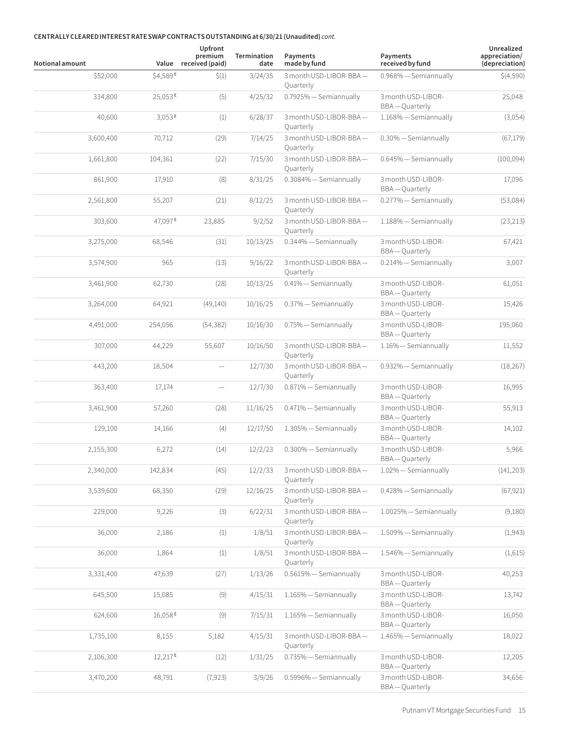**CENTRALLY CLEARED INTEREST RATE SWAP CONTRACTS OUTSTANDING at 6/30/21 (Unaudited)** *cont.*

| Notional amount | Value | Upfront premium received (paid) | Termination date | Payments made by fund | Payments received by fund | Unrealized appreciation/ (depreciation) |
|---|---|---|---|---|---|---|
| $52,000 | $4,589 E | $(1) | 3/24/35 | 3 month USD-LIBOR-BBA — Quarterly | 0.968% — Semiannually | $(4,590) |
| 334,800 | 25,053 E | (5) | 4/25/32 | 0.7925% — Semiannually | 3 month USD-LIBOR-BBA — Quarterly | 25,048 |
| 40,600 | 3,053 E | (1) | 6/28/37 | 3 month USD-LIBOR-BBA — Quarterly | 1.168% — Semiannually | (3,054) |
| 3,600,400 | 70,712 | (29) | 7/14/25 | 3 month USD-LIBOR-BBA — Quarterly | 0.30% — Semiannually | (67,179) |
| 1,661,800 | 104,361 | (22) | 7/15/30 | 3 month USD-LIBOR-BBA — Quarterly | 0.645% — Semiannually | (100,094) |
| 861,900 | 17,910 | (8) | 8/31/25 | 0.3084% — Semiannually | 3 month USD-LIBOR-BBA — Quarterly | 17,096 |
| 2,561,800 | 55,207 | (21) | 8/12/25 | 3 month USD-LIBOR-BBA — Quarterly | 0.277% — Semiannually | (53,084) |
| 303,600 | 47,097 E | 23,885 | 9/2/52 | 3 month USD-LIBOR-BBA — Quarterly | 1.188% — Semiannually | (23,213) |
| 3,275,000 | 68,546 | (31) | 10/13/25 | 0.344% — Semiannually | 3 month USD-LIBOR-BBA — Quarterly | 67,421 |
| 3,574,900 | 965 | (13) | 9/16/22 | 3 month USD-LIBOR-BBA — Quarterly | 0.214% — Semiannually | 3,007 |
| 3,461,900 | 62,730 | (28) | 10/13/25 | 0.41% — Semiannually | 3 month USD-LIBOR-BBA — Quarterly | 61,051 |
| 3,264,000 | 64,921 | (49,140) | 10/16/25 | 0.37% — Semiannually | 3 month USD-LIBOR-BBA — Quarterly | 15,426 |
| 4,491,000 | 254,056 | (54,382) | 10/16/30 | 0.75% — Semiannually | 3 month USD-LIBOR-BBA — Quarterly | 195,060 |
| 307,000 | 44,229 | 55,607 | 10/16/50 | 3 month USD-LIBOR-BBA — Quarterly | 1.16% — Semiannually | 11,552 |
| 443,200 | 18,504 | — | 12/7/30 | 3 month USD-LIBOR-BBA — Quarterly | 0.932% — Semiannually | (18,267) |
| 363,400 | 17,174 | — | 12/7/30 | 0.871% — Semiannually | 3 month USD-LIBOR-BBA — Quarterly | 16,995 |
| 3,461,900 | 57,260 | (28) | 11/16/25 | 0.471% — Semiannually | 3 month USD-LIBOR-BBA — Quarterly | 55,913 |
| 129,100 | 14,166 | (4) | 12/17/50 | 1.305% — Semiannually | 3 month USD-LIBOR-BBA — Quarterly | 14,102 |
| 2,155,300 | 6,272 | (14) | 12/2/23 | 0.300% — Semiannually | 3 month USD-LIBOR-BBA — Quarterly | 5,966 |
| 2,340,000 | 142,834 | (45) | 12/2/33 | 3 month USD-LIBOR-BBA — Quarterly | 1.02% — Semiannually | (141,203) |
| 3,539,600 | 68,350 | (29) | 12/16/25 | 3 month USD-LIBOR-BBA — Quarterly | 0.428% — Semiannually | (67,921) |
| 229,000 | 9,226 | (3) | 6/22/31 | 3 month USD-LIBOR-BBA — Quarterly | 1.0025% — Semiannually | (9,180) |
| 36,000 | 2,186 | (1) | 1/8/51 | 3 month USD-LIBOR-BBA — Quarterly | 1.509% — Semiannually | (1,943) |
| 36,000 | 1,864 | (1) | 1/8/51 | 3 month USD-LIBOR-BBA — Quarterly | 1.546% — Semiannually | (1,615) |
| 3,331,400 | 47,639 | (27) | 1/13/26 | 0.5615% — Semiannually | 3 month USD-LIBOR-BBA — Quarterly | 40,253 |
| 645,500 | 15,085 | (9) | 4/15/31 | 1.165% — Semiannually | 3 month USD-LIBOR-BBA — Quarterly | 13,742 |
| 624,600 | 16,058 E | (9) | 7/15/31 | 1.165% — Semiannually | 3 month USD-LIBOR-BBA — Quarterly | 16,050 |
| 1,735,100 | 8,155 | 5,182 | 4/15/31 | 3 month USD-LIBOR-BBA — Quarterly | 1.465% — Semiannually | 18,022 |
| 2,106,300 | 12,217 E | (12) | 1/31/25 | 0.735% — Semiannually | 3 month USD-LIBOR-BBA — Quarterly | 12,205 |
| 3,470,200 | 48,791 | (7,923) | 3/9/26 | 0.5996% — Semiannually | 3 month USD-LIBOR-BBA — Quarterly | 34,656 |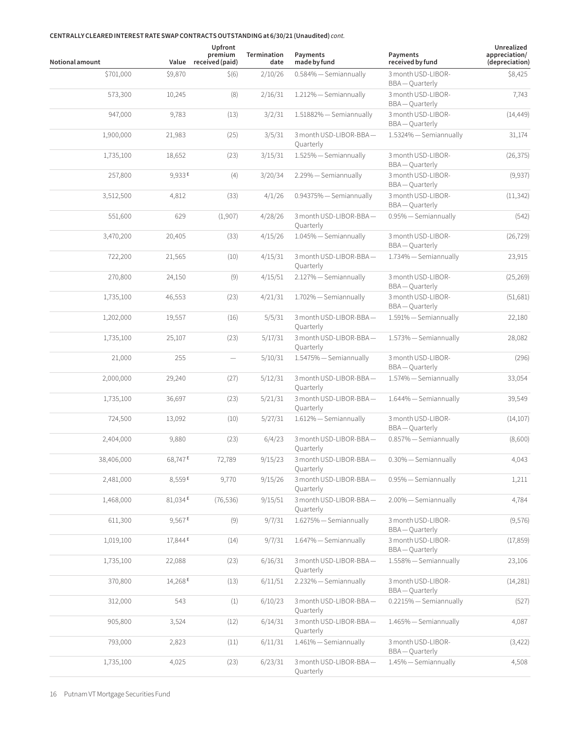**CENTRALLY CLEARED INTEREST RATE SWAP CONTRACTS OUTSTANDING at 6/30/21 (Unaudited)** *cont.*

| Notional amount | Value | Upfront premium received (paid) | Termination date | Payments made by fund | Payments received by fund | Unrealized appreciation/ (depreciation) |
|---|---|---|---|---|---|---|
| $701,000 | $9,870 | $(6) | 2/10/26 | 0.584% — Semiannually | 3 month USD-LIBOR-BBA — Quarterly | $8,425 |
| 573,300 | 10,245 | (8) | 2/16/31 | 1.212% — Semiannually | 3 month USD-LIBOR-BBA — Quarterly | 7,743 |
| 947,000 | 9,783 | (13) | 3/2/31 | 1.51882% — Semiannually | 3 month USD-LIBOR-BBA — Quarterly | (14,449) |
| 1,900,000 | 21,983 | (25) | 3/5/31 | 3 month USD-LIBOR-BBA — Quarterly | 1.5324% — Semiannually | 31,174 |
| 1,735,100 | 18,652 | (23) | 3/15/31 | 1.525% — Semiannually | 3 month USD-LIBOR-BBA — Quarterly | (26,375) |
| 257,800 | 9,933 E | (4) | 3/20/34 | 2.29% — Semiannually | 3 month USD-LIBOR-BBA — Quarterly | (9,937) |
| 3,512,500 | 4,812 | (33) | 4/1/26 | 0.94375% — Semiannually | 3 month USD-LIBOR-BBA — Quarterly | (11,342) |
| 551,600 | 629 | (1,907) | 4/28/26 | 3 month USD-LIBOR-BBA — Quarterly | 0.95% — Semiannually | (542) |
| 3,470,200 | 20,405 | (33) | 4/15/26 | 1.045% — Semiannually | 3 month USD-LIBOR-BBA — Quarterly | (26,729) |
| 722,200 | 21,565 | (10) | 4/15/31 | 3 month USD-LIBOR-BBA — Quarterly | 1.734% — Semiannually | 23,915 |
| 270,800 | 24,150 | (9) | 4/15/51 | 2.127% — Semiannually | 3 month USD-LIBOR-BBA — Quarterly | (25,269) |
| 1,735,100 | 46,553 | (23) | 4/21/31 | 1.702% — Semiannually | 3 month USD-LIBOR-BBA — Quarterly | (51,681) |
| 1,202,000 | 19,557 | (16) | 5/5/31 | 3 month USD-LIBOR-BBA — Quarterly | 1.591% — Semiannually | 22,180 |
| 1,735,100 | 25,107 | (23) | 5/17/31 | 3 month USD-LIBOR-BBA — Quarterly | 1.573% — Semiannually | 28,082 |
| 21,000 | 255 | — | 5/10/31 | 1.5475% — Semiannually | 3 month USD-LIBOR-BBA — Quarterly | (296) |
| 2,000,000 | 29,240 | (27) | 5/12/31 | 3 month USD-LIBOR-BBA — Quarterly | 1.574% — Semiannually | 33,054 |
| 1,735,100 | 36,697 | (23) | 5/21/31 | 3 month USD-LIBOR-BBA — Quarterly | 1.644% — Semiannually | 39,549 |
| 724,500 | 13,092 | (10) | 5/27/31 | 1.612% — Semiannually | 3 month USD-LIBOR-BBA — Quarterly | (14,107) |
| 2,404,000 | 9,880 | (23) | 6/4/23 | 3 month USD-LIBOR-BBA — Quarterly | 0.857% — Semiannually | (8,600) |
| 38,406,000 | 68,747 E | 72,789 | 9/15/23 | 3 month USD-LIBOR-BBA — Quarterly | 0.30% — Semiannually | 4,043 |
| 2,481,000 | 8,559 E | 9,770 | 9/15/26 | 3 month USD-LIBOR-BBA — Quarterly | 0.95% — Semiannually | 1,211 |
| 1,468,000 | 81,034 E | (76,536) | 9/15/51 | 3 month USD-LIBOR-BBA — Quarterly | 2.00% — Semiannually | 4,784 |
| 611,300 | 9,567 E | (9) | 9/7/31 | 1.6275% — Semiannually | 3 month USD-LIBOR-BBA — Quarterly | (9,576) |
| 1,019,100 | 17,844 E | (14) | 9/7/31 | 1.647% — Semiannually | 3 month USD-LIBOR-BBA — Quarterly | (17,859) |
| 1,735,100 | 22,088 | (23) | 6/16/31 | 3 month USD-LIBOR-BBA — Quarterly | 1.558% — Semiannually | 23,106 |
| 370,800 | 14,268 E | (13) | 6/11/51 | 2.232% — Semiannually | 3 month USD-LIBOR-BBA — Quarterly | (14,281) |
| 312,000 | 543 | (1) | 6/10/23 | 3 month USD-LIBOR-BBA — Quarterly | 0.2215% — Semiannually | (527) |
| 905,800 | 3,524 | (12) | 6/14/31 | 3 month USD-LIBOR-BBA — Quarterly | 1.465% — Semiannually | 4,087 |
| 793,000 | 2,823 | (11) | 6/11/31 | 1.461% — Semiannually | 3 month USD-LIBOR-BBA — Quarterly | (3,422) |
| 1,735,100 | 4,025 | (23) | 6/23/31 | 3 month USD-LIBOR-BBA — Quarterly | 1.45% — Semiannually | 4,508 |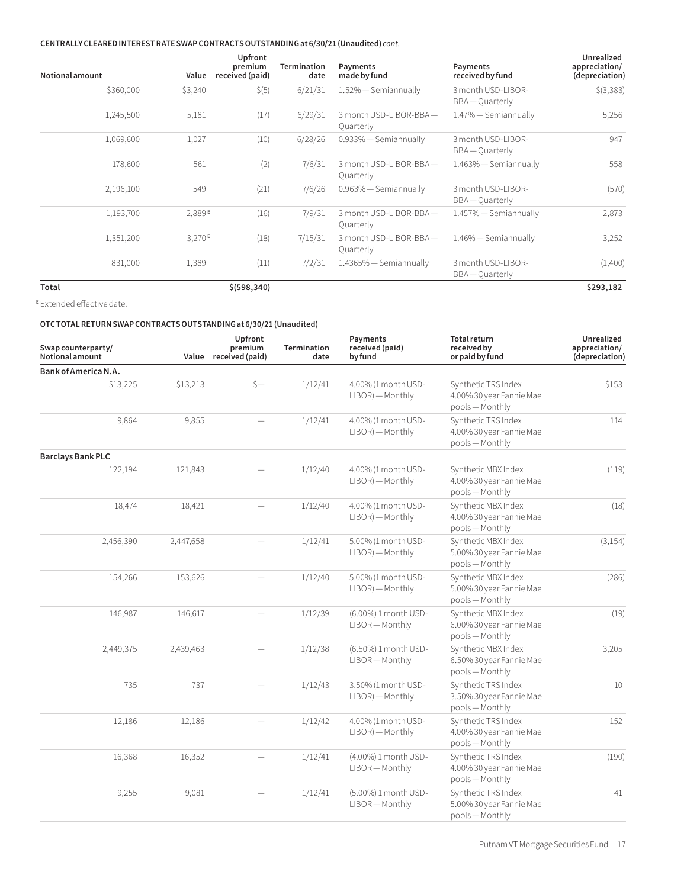**CENTRALLY CLEARED INTEREST RATE SWAP CONTRACTS OUTSTANDING at 6/30/21 (Unaudited)** *cont.*

| Notional amount | Value | Upfront premium received (paid) | Termination date | Payments made by fund | Payments received by fund | Unrealized appreciation/ (depreciation) |
|---|---|---|---|---|---|---|
| $360,000 | $3,240 | $(5) | 6/21/31 | 1.52% — Semiannually | 3 month USD-LIBOR-BBA — Quarterly | $(3,383) |
| 1,245,500 | 5,181 | (17) | 6/29/31 | 3 month USD-LIBOR-BBA — Quarterly | 1.47% — Semiannually | 5,256 |
| 1,069,600 | 1,027 | (10) | 6/28/26 | 0.933% — Semiannually | 3 month USD-LIBOR-BBA — Quarterly | 947 |
| 178,600 | 561 | (2) | 7/6/31 | 3 month USD-LIBOR-BBA — Quarterly | 1.463% — Semiannually | 558 |
| 2,196,100 | 549 | (21) | 7/6/26 | 0.963% — Semiannually | 3 month USD-LIBOR-BBA — Quarterly | (570) |
| 1,193,700 | 2,889 E | (16) | 7/9/31 | 3 month USD-LIBOR-BBA — Quarterly | 1.457% — Semiannually | 2,873 |
| 1,351,200 | 3,270 E | (18) | 7/15/31 | 3 month USD-LIBOR-BBA — Quarterly | 1.46% — Semiannually | 3,252 |
| 831,000 | 1,389 | (11) | 7/2/31 | 1.4365% — Semiannually | 3 month USD-LIBOR-BBA — Quarterly | (1,400) |
| **Total** | | **$(598,340)** | | | | **$293,182** |

E Extended effective date.

**OTC TOTAL RETURN SWAP CONTRACTS OUTSTANDING at 6/30/21 (Unaudited)**

| Swap counterparty/ Notional amount | Value | Upfront premium received (paid) | Termination date | Payments received (paid) by fund | Total return received by or paid by fund | Unrealized appreciation/ (depreciation) |
|---|---|---|---|---|---|---|
| **Bank of America N.A.** | | | | | | |
| $13,225 | $13,213 | $— | 1/12/41 | 4.00% (1 month USD-LIBOR) — Monthly | Synthetic TRS Index 4.00% 30 year Fannie Mae pools — Monthly | $153 |
| 9,864 | 9,855 | — | 1/12/41 | 4.00% (1 month USD-LIBOR) — Monthly | Synthetic TRS Index 4.00% 30 year Fannie Mae pools — Monthly | 114 |
| **Barclays Bank PLC** | | | | | | |
| 122,194 | 121,843 | — | 1/12/40 | 4.00% (1 month USD-LIBOR) — Monthly | Synthetic MBX Index 4.00% 30 year Fannie Mae pools — Monthly | (119) |
| 18,474 | 18,421 | — | 1/12/40 | 4.00% (1 month USD-LIBOR) — Monthly | Synthetic MBX Index 4.00% 30 year Fannie Mae pools — Monthly | (18) |
| 2,456,390 | 2,447,658 | — | 1/12/41 | 5.00% (1 month USD-LIBOR) — Monthly | Synthetic MBX Index 5.00% 30 year Fannie Mae pools — Monthly | (3,154) |
| 154,266 | 153,626 | — | 1/12/40 | 5.00% (1 month USD-LIBOR) — Monthly | Synthetic MBX Index 5.00% 30 year Fannie Mae pools — Monthly | (286) |
| 146,987 | 146,617 | — | 1/12/39 | (6.00%) 1 month USD-LIBOR — Monthly | Synthetic MBX Index 6.00% 30 year Fannie Mae pools — Monthly | (19) |
| 2,449,375 | 2,439,463 | — | 1/12/38 | (6.50%) 1 month USD-LIBOR — Monthly | Synthetic MBX Index 6.50% 30 year Fannie Mae pools — Monthly | 3,205 |
| 735 | 737 | — | 1/12/43 | 3.50% (1 month USD-LIBOR) — Monthly | Synthetic TRS Index 3.50% 30 year Fannie Mae pools — Monthly | 10 |
| 12,186 | 12,186 | — | 1/12/42 | 4.00% (1 month USD-LIBOR) — Monthly | Synthetic TRS Index 4.00% 30 year Fannie Mae pools — Monthly | 152 |
| 16,368 | 16,352 | — | 1/12/41 | (4.00%) 1 month USD-LIBOR — Monthly | Synthetic TRS Index 4.00% 30 year Fannie Mae pools — Monthly | (190) |
| 9,255 | 9,081 | — | 1/12/41 | (5.00%) 1 month USD-LIBOR — Monthly | Synthetic TRS Index 5.00% 30 year Fannie Mae pools — Monthly | 41 |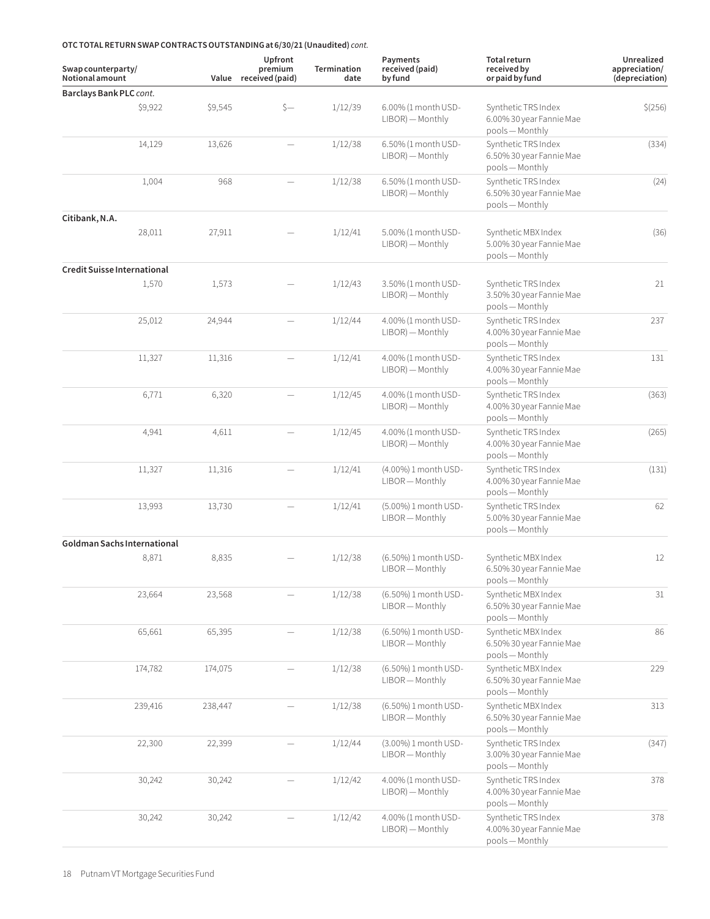**OTC TOTAL RETURN SWAP CONTRACTS OUTSTANDING at 6/30/21 (Unaudited)** *cont.*

| Swap counterparty/ Notional amount | Value | Upfront premium received (paid) | Termination date | Payments received (paid) by fund | Total return received by or paid by fund | Unrealized appreciation/ (depreciation) |
|---|---|---|---|---|---|---|
| **Barclays Bank PLC** *cont.* | | | | | | |
| $9,922 | $9,545 | $— | 1/12/39 | 6.00% (1 month USD-LIBOR) — Monthly | Synthetic TRS Index 6.00% 30 year Fannie Mae pools — Monthly | $(256) |
| 14,129 | 13,626 | — | 1/12/38 | 6.50% (1 month USD-LIBOR) — Monthly | Synthetic TRS Index 6.50% 30 year Fannie Mae pools — Monthly | (334) |
| 1,004 | 968 | — | 1/12/38 | 6.50% (1 month USD-LIBOR) — Monthly | Synthetic TRS Index 6.50% 30 year Fannie Mae pools — Monthly | (24) |
| **Citibank, N.A.** | | | | | | |
| 28,011 | 27,911 | — | 1/12/41 | 5.00% (1 month USD-LIBOR) — Monthly | Synthetic MBX Index 5.00% 30 year Fannie Mae pools — Monthly | (36) |
| **Credit Suisse International** | | | | | | |
| 1,570 | 1,573 | — | 1/12/43 | 3.50% (1 month USD-LIBOR) — Monthly | Synthetic TRS Index 3.50% 30 year Fannie Mae pools — Monthly | 21 |
| 25,012 | 24,944 | — | 1/12/44 | 4.00% (1 month USD-LIBOR) — Monthly | Synthetic TRS Index 4.00% 30 year Fannie Mae pools — Monthly | 237 |
| 11,327 | 11,316 | — | 1/12/41 | 4.00% (1 month USD-LIBOR) — Monthly | Synthetic TRS Index 4.00% 30 year Fannie Mae pools — Monthly | 131 |
| 6,771 | 6,320 | — | 1/12/45 | 4.00% (1 month USD-LIBOR) — Monthly | Synthetic TRS Index 4.00% 30 year Fannie Mae pools — Monthly | (363) |
| 4,941 | 4,611 | — | 1/12/45 | 4.00% (1 month USD-LIBOR) — Monthly | Synthetic TRS Index 4.00% 30 year Fannie Mae pools — Monthly | (265) |
| 11,327 | 11,316 | — | 1/12/41 | (4.00%) 1 month USD-LIBOR — Monthly | Synthetic TRS Index 4.00% 30 year Fannie Mae pools — Monthly | (131) |
| 13,993 | 13,730 | — | 1/12/41 | (5.00%) 1 month USD-LIBOR — Monthly | Synthetic TRS Index 5.00% 30 year Fannie Mae pools — Monthly | 62 |
| **Goldman Sachs International** | | | | | | |
| 8,871 | 8,835 | — | 1/12/38 | (6.50%) 1 month USD-LIBOR — Monthly | Synthetic MBX Index 6.50% 30 year Fannie Mae pools — Monthly | 12 |
| 23,664 | 23,568 | — | 1/12/38 | (6.50%) 1 month USD-LIBOR — Monthly | Synthetic MBX Index 6.50% 30 year Fannie Mae pools — Monthly | 31 |
| 65,661 | 65,395 | — | 1/12/38 | (6.50%) 1 month USD-LIBOR — Monthly | Synthetic MBX Index 6.50% 30 year Fannie Mae pools — Monthly | 86 |
| 174,782 | 174,075 | — | 1/12/38 | (6.50%) 1 month USD-LIBOR — Monthly | Synthetic MBX Index 6.50% 30 year Fannie Mae pools — Monthly | 229 |
| 239,416 | 238,447 | — | 1/12/38 | (6.50%) 1 month USD-LIBOR — Monthly | Synthetic MBX Index 6.50% 30 year Fannie Mae pools — Monthly | 313 |
| 22,300 | 22,399 | — | 1/12/44 | (3.00%) 1 month USD-LIBOR — Monthly | Synthetic TRS Index 3.00% 30 year Fannie Mae pools — Monthly | (347) |
| 30,242 | 30,242 | — | 1/12/42 | 4.00% (1 month USD-LIBOR) — Monthly | Synthetic TRS Index 4.00% 30 year Fannie Mae pools — Monthly | 378 |
| 30,242 | 30,242 | — | 1/12/42 | 4.00% (1 month USD-LIBOR) — Monthly | Synthetic TRS Index 4.00% 30 year Fannie Mae pools — Monthly | 378 |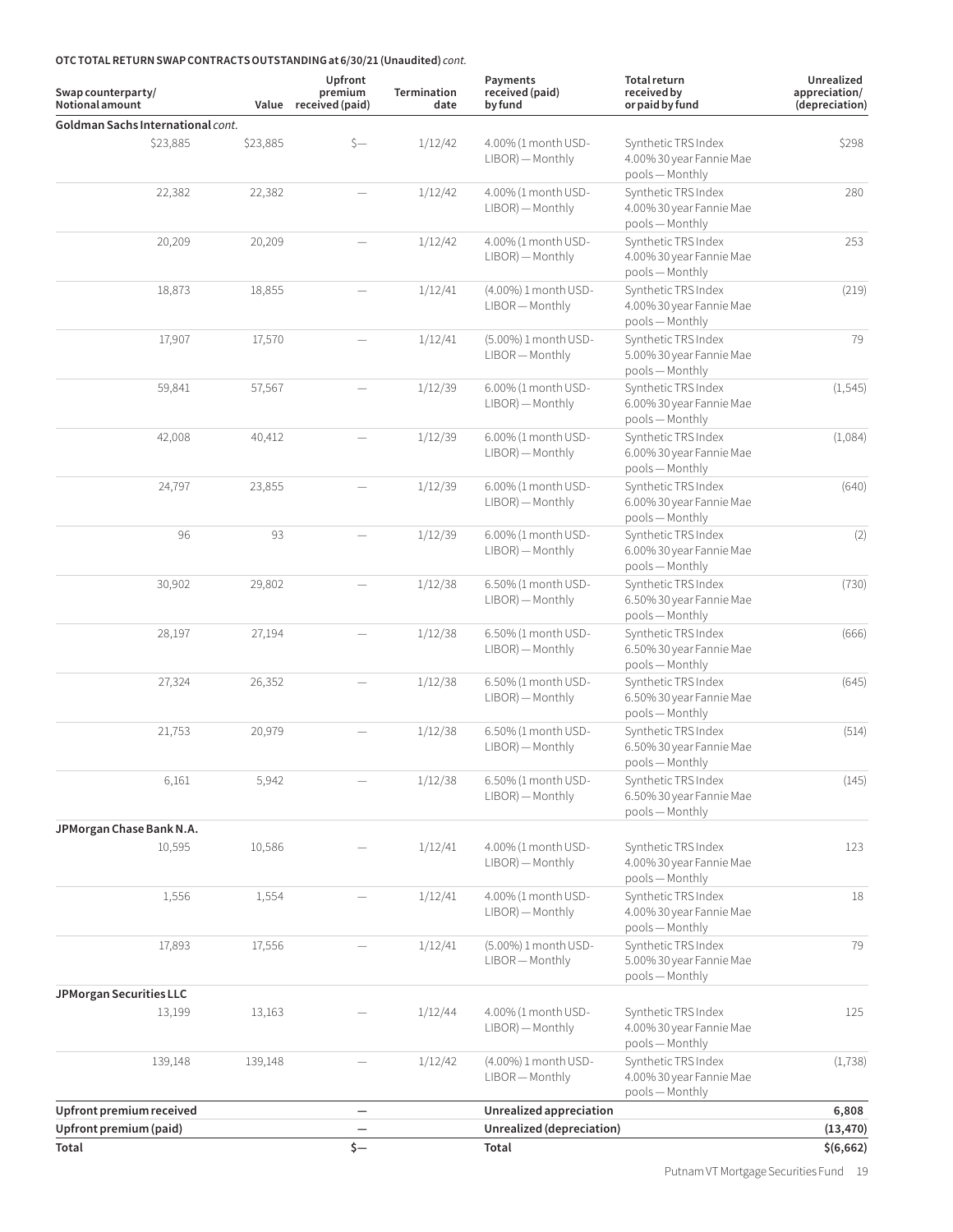**OTC TOTAL RETURN SWAP CONTRACTS OUTSTANDING at 6/30/21 (Unaudited)** *cont.*

| Swap counterparty/ Notional amount | Value | Upfront premium received (paid) | Termination date | Payments received (paid) by fund | Total return received by or paid by fund | Unrealized appreciation/ (depreciation) |
|---|---|---|---|---|---|---|
| **Goldman Sachs International** *cont.* | | | | | | |
| $23,885 | $23,885 | $— | 1/12/42 | 4.00% (1 month USD-LIBOR) — Monthly | Synthetic TRS Index 4.00% 30 year Fannie Mae pools — Monthly | $298 |
| 22,382 | 22,382 | — | 1/12/42 | 4.00% (1 month USD-LIBOR) — Monthly | Synthetic TRS Index 4.00% 30 year Fannie Mae pools — Monthly | 280 |
| 20,209 | 20,209 | — | 1/12/42 | 4.00% (1 month USD-LIBOR) — Monthly | Synthetic TRS Index 4.00% 30 year Fannie Mae pools — Monthly | 253 |
| 18,873 | 18,855 | — | 1/12/41 | (4.00%) 1 month USD-LIBOR — Monthly | Synthetic TRS Index 4.00% 30 year Fannie Mae pools — Monthly | (219) |
| 17,907 | 17,570 | — | 1/12/41 | (5.00%) 1 month USD-LIBOR — Monthly | Synthetic TRS Index 5.00% 30 year Fannie Mae pools — Monthly | 79 |
| 59,841 | 57,567 | — | 1/12/39 | 6.00% (1 month USD-LIBOR) — Monthly | Synthetic TRS Index 6.00% 30 year Fannie Mae pools — Monthly | (1,545) |
| 42,008 | 40,412 | — | 1/12/39 | 6.00% (1 month USD-LIBOR) — Monthly | Synthetic TRS Index 6.00% 30 year Fannie Mae pools — Monthly | (1,084) |
| 24,797 | 23,855 | — | 1/12/39 | 6.00% (1 month USD-LIBOR) — Monthly | Synthetic TRS Index 6.00% 30 year Fannie Mae pools — Monthly | (640) |
| 96 | 93 | — | 1/12/39 | 6.00% (1 month USD-LIBOR) — Monthly | Synthetic TRS Index 6.00% 30 year Fannie Mae pools — Monthly | (2) |
| 30,902 | 29,802 | — | 1/12/38 | 6.50% (1 month USD-LIBOR) — Monthly | Synthetic TRS Index 6.50% 30 year Fannie Mae pools — Monthly | (730) |
| 28,197 | 27,194 | — | 1/12/38 | 6.50% (1 month USD-LIBOR) — Monthly | Synthetic TRS Index 6.50% 30 year Fannie Mae pools — Monthly | (666) |
| 27,324 | 26,352 | — | 1/12/38 | 6.50% (1 month USD-LIBOR) — Monthly | Synthetic TRS Index 6.50% 30 year Fannie Mae pools — Monthly | (645) |
| 21,753 | 20,979 | — | 1/12/38 | 6.50% (1 month USD-LIBOR) — Monthly | Synthetic TRS Index 6.50% 30 year Fannie Mae pools — Monthly | (514) |
| 6,161 | 5,942 | — | 1/12/38 | 6.50% (1 month USD-LIBOR) — Monthly | Synthetic TRS Index 6.50% 30 year Fannie Mae pools — Monthly | (145) |
| **JPMorgan Chase Bank N.A.** | | | | | | |
| 10,595 | 10,586 | — | 1/12/41 | 4.00% (1 month USD-LIBOR) — Monthly | Synthetic TRS Index 4.00% 30 year Fannie Mae pools — Monthly | 123 |
| 1,556 | 1,554 | — | 1/12/41 | 4.00% (1 month USD-LIBOR) — Monthly | Synthetic TRS Index 4.00% 30 year Fannie Mae pools — Monthly | 18 |
| 17,893 | 17,556 | — | 1/12/41 | (5.00%) 1 month USD-LIBOR — Monthly | Synthetic TRS Index 5.00% 30 year Fannie Mae pools — Monthly | 79 |
| **JPMorgan Securities LLC** | | | | | | |
| 13,199 | 13,163 | — | 1/12/44 | 4.00% (1 month USD-LIBOR) — Monthly | Synthetic TRS Index 4.00% 30 year Fannie Mae pools — Monthly | 125 |
| 139,148 | 139,148 | — | 1/12/42 | (4.00%) 1 month USD-LIBOR — Monthly | Synthetic TRS Index 4.00% 30 year Fannie Mae pools — Monthly | (1,738) |
| **Upfront premium received** | | **—** | | **Unrealized appreciation** | | **6,808** |
| **Upfront premium (paid)** | | **—** | | **Unrealized (depreciation)** | | **(13,470)** |
| **Total** | | **$—** | | **Total** | | **$(6,662)** |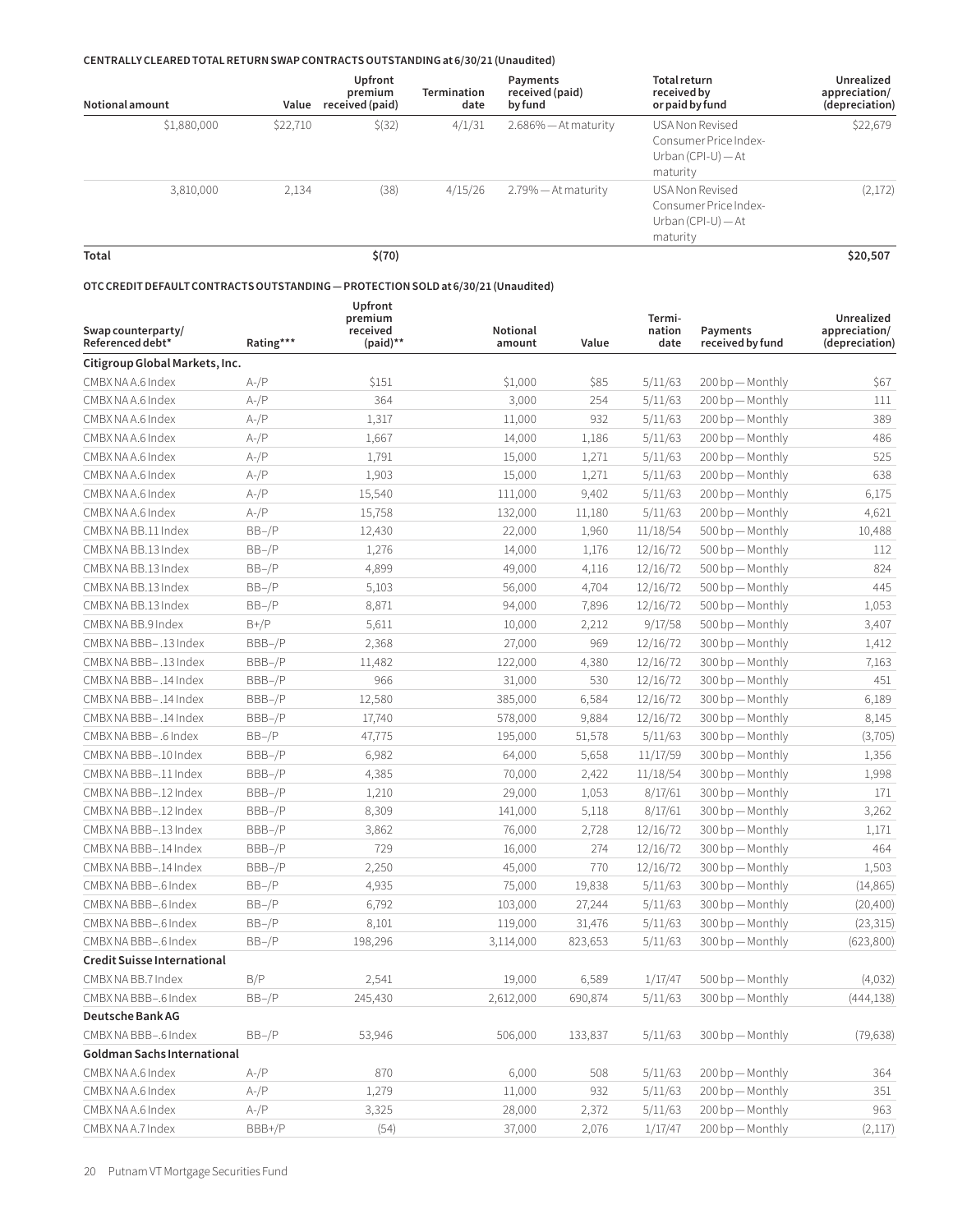**CENTRALLY CLEARED TOTAL RETURN SWAP CONTRACTS OUTSTANDING at 6/30/21 (Unaudited)**

| Notional amount | Value | Upfront premium received (paid) | Termination date | Payments received (paid) by fund | Total return received by or paid by fund | Unrealized appreciation/ (depreciation) |
|---|---|---|---|---|---|---|
| $1,880,000 | $22,710 | $(32) | 4/1/31 | 2.686% — At maturity | USA Non Revised Consumer Price Index-Urban (CPI-U) — At maturity | $22,679 |
| 3,810,000 | 2,134 | (38) | 4/15/26 | 2.79% — At maturity | USA Non Revised Consumer Price Index-Urban (CPI-U) — At maturity | (2,172) |
| **Total** | | **$(70)** | | | | **$20,507** |

**OTC CREDIT DEFAULT CONTRACTS OUTSTANDING — PROTECTION SOLD at 6/30/21 (Unaudited)**

| Swap counterparty/ Referenced debt* | Rating*** | Upfront premium received (paid)** | Notional amount | Value | Termi-nation date | Payments received by fund | Unrealized appreciation/ (depreciation) |
|---|---|---|---|---|---|---|---|
| **Citigroup Global Markets, Inc.** | | | | | | | |
| CMBX NA A.6 Index | A-/P | $151 | $1,000 | $85 | 5/11/63 | 200 bp — Monthly | $67 |
| CMBX NA A.6 Index | A-/P | 364 | 3,000 | 254 | 5/11/63 | 200 bp — Monthly | 111 |
| CMBX NA A.6 Index | A-/P | 1,317 | 11,000 | 932 | 5/11/63 | 200 bp — Monthly | 389 |
| CMBX NA A.6 Index | A-/P | 1,667 | 14,000 | 1,186 | 5/11/63 | 200 bp — Monthly | 486 |
| CMBX NA A.6 Index | A-/P | 1,791 | 15,000 | 1,271 | 5/11/63 | 200 bp — Monthly | 525 |
| CMBX NA A.6 Index | A-/P | 1,903 | 15,000 | 1,271 | 5/11/63 | 200 bp — Monthly | 638 |
| CMBX NA A.6 Index | A-/P | 15,540 | 111,000 | 9,402 | 5/11/63 | 200 bp — Monthly | 6,175 |
| CMBX NA A.6 Index | A-/P | 15,758 | 132,000 | 11,180 | 5/11/63 | 200 bp — Monthly | 4,621 |
| CMBX NA BB.11 Index | BB–/P | 12,430 | 22,000 | 1,960 | 11/18/54 | 500 bp — Monthly | 10,488 |
| CMBX NA BB.13 Index | BB–/P | 1,276 | 14,000 | 1,176 | 12/16/72 | 500 bp — Monthly | 112 |
| CMBX NA BB.13 Index | BB–/P | 4,899 | 49,000 | 4,116 | 12/16/72 | 500 bp — Monthly | 824 |
| CMBX NA BB.13 Index | BB–/P | 5,103 | 56,000 | 4,704 | 12/16/72 | 500 bp — Monthly | 445 |
| CMBX NA BB.13 Index | BB–/P | 8,871 | 94,000 | 7,896 | 12/16/72 | 500 bp — Monthly | 1,053 |
| CMBX NA BB.9 Index | B+/P | 5,611 | 10,000 | 2,212 | 9/17/58 | 500 bp — Monthly | 3,407 |
| CMBX NA BBB– .13 Index | BBB–/P | 2,368 | 27,000 | 969 | 12/16/72 | 300 bp — Monthly | 1,412 |
| CMBX NA BBB– .13 Index | BBB–/P | 11,482 | 122,000 | 4,380 | 12/16/72 | 300 bp — Monthly | 7,163 |
| CMBX NA BBB– .14 Index | BBB–/P | 966 | 31,000 | 530 | 12/16/72 | 300 bp — Monthly | 451 |
| CMBX NA BBB– .14 Index | BBB–/P | 12,580 | 385,000 | 6,584 | 12/16/72 | 300 bp — Monthly | 6,189 |
| CMBX NA BBB– .14 Index | BBB–/P | 17,740 | 578,000 | 9,884 | 12/16/72 | 300 bp — Monthly | 8,145 |
| CMBX NA BBB– .6 Index | BB–/P | 47,775 | 195,000 | 51,578 | 5/11/63 | 300 bp — Monthly | (3,705) |
| CMBX NA BBB–.10 Index | BBB–/P | 6,982 | 64,000 | 5,658 | 11/17/59 | 300 bp — Monthly | 1,356 |
| CMBX NA BBB–.11 Index | BBB–/P | 4,385 | 70,000 | 2,422 | 11/18/54 | 300 bp — Monthly | 1,998 |
| CMBX NA BBB–.12 Index | BBB–/P | 1,210 | 29,000 | 1,053 | 8/17/61 | 300 bp — Monthly | 171 |
| CMBX NA BBB–.12 Index | BBB–/P | 8,309 | 141,000 | 5,118 | 8/17/61 | 300 bp — Monthly | 3,262 |
| CMBX NA BBB–.13 Index | BBB–/P | 3,862 | 76,000 | 2,728 | 12/16/72 | 300 bp — Monthly | 1,171 |
| CMBX NA BBB–.14 Index | BBB–/P | 729 | 16,000 | 274 | 12/16/72 | 300 bp — Monthly | 464 |
| CMBX NA BBB–.14 Index | BBB–/P | 2,250 | 45,000 | 770 | 12/16/72 | 300 bp — Monthly | 1,503 |
| CMBX NA BBB–.6 Index | BB–/P | 4,935 | 75,000 | 19,838 | 5/11/63 | 300 bp — Monthly | (14,865) |
| CMBX NA BBB–.6 Index | BB–/P | 6,792 | 103,000 | 27,244 | 5/11/63 | 300 bp — Monthly | (20,400) |
| CMBX NA BBB–.6 Index | BB–/P | 8,101 | 119,000 | 31,476 | 5/11/63 | 300 bp — Monthly | (23,315) |
| CMBX NA BBB–.6 Index | BB–/P | 198,296 | 3,114,000 | 823,653 | 5/11/63 | 300 bp — Monthly | (623,800) |
| **Credit Suisse International** | | | | | | | |
| CMBX NA BB.7 Index | B/P | 2,541 | 19,000 | 6,589 | 1/17/47 | 500 bp — Monthly | (4,032) |
| CMBX NA BBB–.6 Index | BB–/P | 245,430 | 2,612,000 | 690,874 | 5/11/63 | 300 bp — Monthly | (444,138) |
| **Deutsche Bank AG** | | | | | | | |
| CMBX NA BBB–.6 Index | BB–/P | 53,946 | 506,000 | 133,837 | 5/11/63 | 300 bp — Monthly | (79,638) |
| **Goldman Sachs International** | | | | | | | |
| CMBX NA A.6 Index | A-/P | 870 | 6,000 | 508 | 5/11/63 | 200 bp — Monthly | 364 |
| CMBX NA A.6 Index | A-/P | 1,279 | 11,000 | 932 | 5/11/63 | 200 bp — Monthly | 351 |
| CMBX NA A.6 Index | A-/P | 3,325 | 28,000 | 2,372 | 5/11/63 | 200 bp — Monthly | 963 |
| CMBX NA A.7 Index | BBB+/P | (54) | 37,000 | 2,076 | 1/17/47 | 200 bp — Monthly | (2,117) |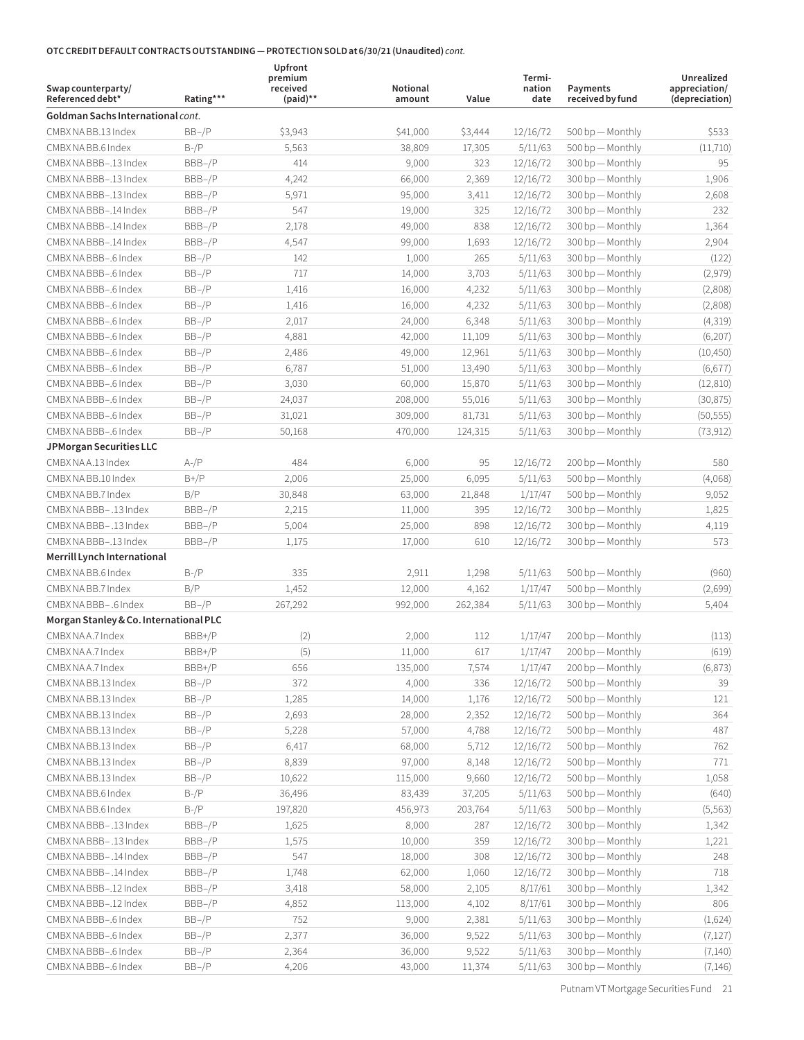**OTC CREDIT DEFAULT CONTRACTS OUTSTANDING — PROTECTION SOLD at 6/30/21 (Unaudited)** *cont.*

| Swap counterparty/ Referenced debt* | Rating*** | Upfront premium received (paid)** | Notional amount | Value | Termi- nation date | Payments received by fund | Unrealized appreciation/ (depreciation) |
|---|---|---|---|---|---|---|---|
| **Goldman Sachs International** *cont.* | | | | | | | |
| CMBX NA BB.13 Index | BB–/P | $3,943 | $41,000 | $3,444 | 12/16/72 | 500 bp — Monthly | $533 |
| CMBX NA BB.6 Index | B-/P | 5,563 | 38,809 | 17,305 | 5/11/63 | 500 bp — Monthly | (11,710) |
| CMBX NA BBB–.13 Index | BBB–/P | 414 | 9,000 | 323 | 12/16/72 | 300 bp — Monthly | 95 |
| CMBX NA BBB–.13 Index | BBB–/P | 4,242 | 66,000 | 2,369 | 12/16/72 | 300 bp — Monthly | 1,906 |
| CMBX NA BBB–.13 Index | BBB–/P | 5,971 | 95,000 | 3,411 | 12/16/72 | 300 bp — Monthly | 2,608 |
| CMBX NA BBB–.14 Index | BBB–/P | 547 | 19,000 | 325 | 12/16/72 | 300 bp — Monthly | 232 |
| CMBX NA BBB–.14 Index | BBB–/P | 2,178 | 49,000 | 838 | 12/16/72 | 300 bp — Monthly | 1,364 |
| CMBX NA BBB–.14 Index | BBB–/P | 4,547 | 99,000 | 1,693 | 12/16/72 | 300 bp — Monthly | 2,904 |
| CMBX NA BBB–.6 Index | BB–/P | 142 | 1,000 | 265 | 5/11/63 | 300 bp — Monthly | (122) |
| CMBX NA BBB–.6 Index | BB–/P | 717 | 14,000 | 3,703 | 5/11/63 | 300 bp — Monthly | (2,979) |
| CMBX NA BBB–.6 Index | BB–/P | 1,416 | 16,000 | 4,232 | 5/11/63 | 300 bp — Monthly | (2,808) |
| CMBX NA BBB–.6 Index | BB–/P | 1,416 | 16,000 | 4,232 | 5/11/63 | 300 bp — Monthly | (2,808) |
| CMBX NA BBB–.6 Index | BB–/P | 2,017 | 24,000 | 6,348 | 5/11/63 | 300 bp — Monthly | (4,319) |
| CMBX NA BBB–.6 Index | BB–/P | 4,881 | 42,000 | 11,109 | 5/11/63 | 300 bp — Monthly | (6,207) |
| CMBX NA BBB–.6 Index | BB–/P | 2,486 | 49,000 | 12,961 | 5/11/63 | 300 bp — Monthly | (10,450) |
| CMBX NA BBB–.6 Index | BB–/P | 6,787 | 51,000 | 13,490 | 5/11/63 | 300 bp — Monthly | (6,677) |
| CMBX NA BBB–.6 Index | BB–/P | 3,030 | 60,000 | 15,870 | 5/11/63 | 300 bp — Monthly | (12,810) |
| CMBX NA BBB–.6 Index | BB–/P | 24,037 | 208,000 | 55,016 | 5/11/63 | 300 bp — Monthly | (30,875) |
| CMBX NA BBB–.6 Index | BB–/P | 31,021 | 309,000 | 81,731 | 5/11/63 | 300 bp — Monthly | (50,555) |
| CMBX NA BBB–.6 Index | BB–/P | 50,168 | 470,000 | 124,315 | 5/11/63 | 300 bp — Monthly | (73,912) |
| **JPMorgan Securities LLC** | | | | | | | |
| CMBX NA A.13 Index | A-/P | 484 | 6,000 | 95 | 12/16/72 | 200 bp — Monthly | 580 |
| CMBX NA BB.10 Index | B+/P | 2,006 | 25,000 | 6,095 | 5/11/63 | 500 bp — Monthly | (4,068) |
| CMBX NA BB.7 Index | B/P | 30,848 | 63,000 | 21,848 | 1/17/47 | 500 bp — Monthly | 9,052 |
| CMBX NA BBB–.13 Index | BBB–/P | 2,215 | 11,000 | 395 | 12/16/72 | 300 bp — Monthly | 1,825 |
| CMBX NA BBB–.13 Index | BBB–/P | 5,004 | 25,000 | 898 | 12/16/72 | 300 bp — Monthly | 4,119 |
| CMBX NA BBB–.13 Index | BBB–/P | 1,175 | 17,000 | 610 | 12/16/72 | 300 bp — Monthly | 573 |
| **Merrill Lynch International** | | | | | | | |
| CMBX NA BB.6 Index | B-/P | 335 | 2,911 | 1,298 | 5/11/63 | 500 bp — Monthly | (960) |
| CMBX NA BB.7 Index | B/P | 1,452 | 12,000 | 4,162 | 1/17/47 | 500 bp — Monthly | (2,699) |
| CMBX NA BBB–.6 Index | BB–/P | 267,292 | 992,000 | 262,384 | 5/11/63 | 300 bp — Monthly | 5,404 |
| **Morgan Stanley & Co. International PLC** | | | | | | | |
| CMBX NA A.7 Index | BBB+/P | (2) | 2,000 | 112 | 1/17/47 | 200 bp — Monthly | (113) |
| CMBX NA A.7 Index | BBB+/P | (5) | 11,000 | 617 | 1/17/47 | 200 bp — Monthly | (619) |
| CMBX NA A.7 Index | BBB+/P | 656 | 135,000 | 7,574 | 1/17/47 | 200 bp — Monthly | (6,873) |
| CMBX NA BB.13 Index | BB–/P | 372 | 4,000 | 336 | 12/16/72 | 500 bp — Monthly | 39 |
| CMBX NA BB.13 Index | BB–/P | 1,285 | 14,000 | 1,176 | 12/16/72 | 500 bp — Monthly | 121 |
| CMBX NA BB.13 Index | BB–/P | 2,693 | 28,000 | 2,352 | 12/16/72 | 500 bp — Monthly | 364 |
| CMBX NA BB.13 Index | BB–/P | 5,228 | 57,000 | 4,788 | 12/16/72 | 500 bp — Monthly | 487 |
| CMBX NA BB.13 Index | BB–/P | 6,417 | 68,000 | 5,712 | 12/16/72 | 500 bp — Monthly | 762 |
| CMBX NA BB.13 Index | BB–/P | 8,839 | 97,000 | 8,148 | 12/16/72 | 500 bp — Monthly | 771 |
| CMBX NA BB.13 Index | BB–/P | 10,622 | 115,000 | 9,660 | 12/16/72 | 500 bp — Monthly | 1,058 |
| CMBX NA BB.6 Index | B-/P | 36,496 | 83,439 | 37,205 | 5/11/63 | 500 bp — Monthly | (640) |
| CMBX NA BB.6 Index | B-/P | 197,820 | 456,973 | 203,764 | 5/11/63 | 500 bp — Monthly | (5,563) |
| CMBX NA BBB–.13 Index | BBB–/P | 1,625 | 8,000 | 287 | 12/16/72 | 300 bp — Monthly | 1,342 |
| CMBX NA BBB–.13 Index | BBB–/P | 1,575 | 10,000 | 359 | 12/16/72 | 300 bp — Monthly | 1,221 |
| CMBX NA BBB–.14 Index | BBB–/P | 547 | 18,000 | 308 | 12/16/72 | 300 bp — Monthly | 248 |
| CMBX NA BBB–.14 Index | BBB–/P | 1,748 | 62,000 | 1,060 | 12/16/72 | 300 bp — Monthly | 718 |
| CMBX NA BBB–.12 Index | BBB–/P | 3,418 | 58,000 | 2,105 | 8/17/61 | 300 bp — Monthly | 1,342 |
| CMBX NA BBB–.12 Index | BBB–/P | 4,852 | 113,000 | 4,102 | 8/17/61 | 300 bp — Monthly | 806 |
| CMBX NA BBB–.6 Index | BB–/P | 752 | 9,000 | 2,381 | 5/11/63 | 300 bp — Monthly | (1,624) |
| CMBX NA BBB–.6 Index | BB–/P | 2,377 | 36,000 | 9,522 | 5/11/63 | 300 bp — Monthly | (7,127) |
| CMBX NA BBB–.6 Index | BB–/P | 2,364 | 36,000 | 9,522 | 5/11/63 | 300 bp — Monthly | (7,140) |
| CMBX NA BBB–.6 Index | BB–/P | 4,206 | 43,000 | 11,374 | 5/11/63 | 300 bp — Monthly | (7,146) |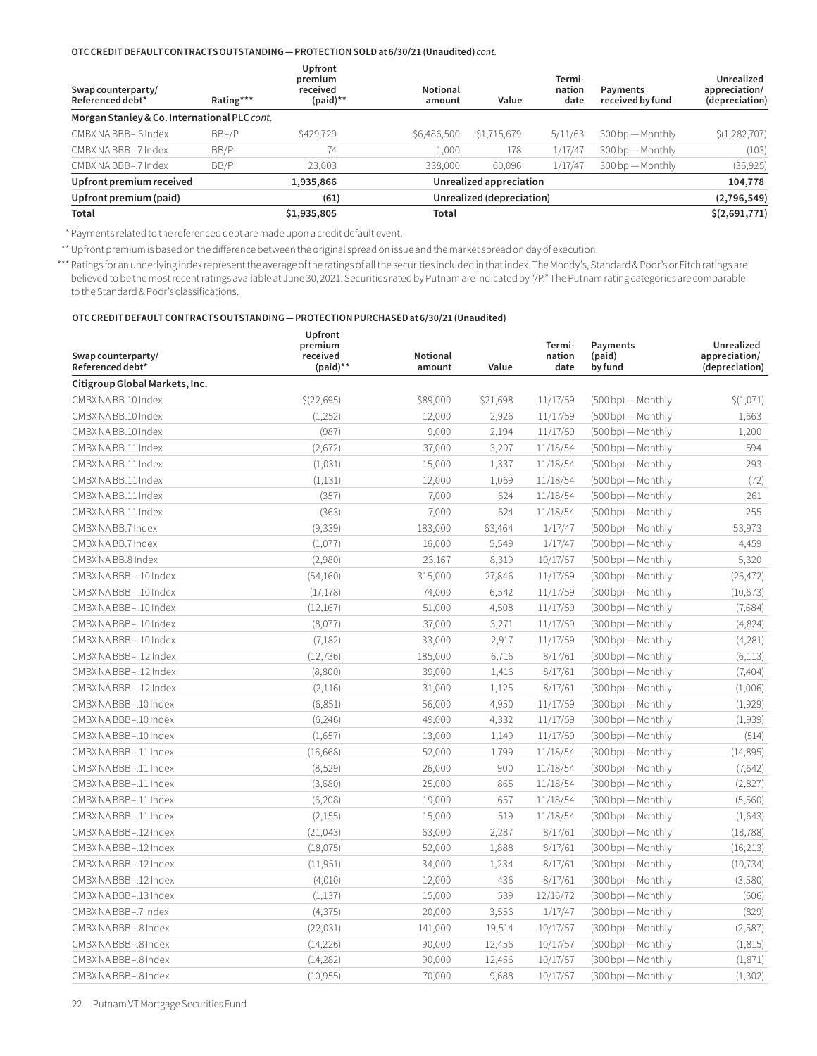**OTC CREDIT DEFAULT CONTRACTS OUTSTANDING — PROTECTION SOLD at 6/30/21 (Unaudited)** *cont.*

| Swap counterparty/ Referenced debt* | Rating*** | Upfront premium received (paid)** | Notional amount | Value | Termi- nation date | Payments received by fund | Unrealized appreciation/ (depreciation) |
|---|---|---|---|---|---|---|---|
| **Morgan Stanley & Co. International PLC** *cont.* | | | | | | | |
| CMBX NA BBB–.6 Index | BB–/P | $429,729 | $6,486,500 | $1,715,679 | 5/11/63 | 300 bp — Monthly | $(1,282,707) |
| CMBX NA BBB–.7 Index | BB/P | 74 | 1,000 | 178 | 1/17/47 | 300 bp — Monthly | (103) |
| CMBX NA BBB–.7 Index | BB/P | 23,003 | 338,000 | 60,096 | 1/17/47 | 300 bp — Monthly | (36,925) |
| **Upfront premium received** | | **1,935,866** | **Unrealized appreciation** | | | | **104,778** |
| **Upfront premium (paid)** | | **(61)** | **Unrealized (depreciation)** | | | | **(2,796,549)** |
| **Total** | | **$1,935,805** | **Total** | | | | **$(2,691,771)** |

\* Payments related to the referenced debt are made upon a credit default event.

\** Upfront premium is based on the difference between the original spread on issue and the market spread on day of execution.

\*** Ratings for an underlying index represent the average of the ratings of all the securities included in that index. The Moody's, Standard & Poor's or Fitch ratings are believed to be the most recent ratings available at June 30, 2021. Securities rated by Putnam are indicated by "/P." The Putnam rating categories are comparable to the Standard & Poor's classifications.

**OTC CREDIT DEFAULT CONTRACTS OUTSTANDING — PROTECTION PURCHASED at 6/30/21 (Unaudited)**

| Swap counterparty/ Referenced debt* | Upfront premium received (paid)** | Notional amount | Value | Termi- nation date | Payments (paid) by fund | Unrealized appreciation/ (depreciation) |
|---|---|---|---|---|---|---|
| **Citigroup Global Markets, Inc.** | | | | | | |
| CMBX NA BB.10 Index | $(22,695) | $89,000 | $21,698 | 11/17/59 | (500 bp) — Monthly | $(1,071) |
| CMBX NA BB.10 Index | (1,252) | 12,000 | 2,926 | 11/17/59 | (500 bp) — Monthly | 1,663 |
| CMBX NA BB.10 Index | (987) | 9,000 | 2,194 | 11/17/59 | (500 bp) — Monthly | 1,200 |
| CMBX NA BB.11 Index | (2,672) | 37,000 | 3,297 | 11/18/54 | (500 bp) — Monthly | 594 |
| CMBX NA BB.11 Index | (1,031) | 15,000 | 1,337 | 11/18/54 | (500 bp) — Monthly | 293 |
| CMBX NA BB.11 Index | (1,131) | 12,000 | 1,069 | 11/18/54 | (500 bp) — Monthly | (72) |
| CMBX NA BB.11 Index | (357) | 7,000 | 624 | 11/18/54 | (500 bp) — Monthly | 261 |
| CMBX NA BB.11 Index | (363) | 7,000 | 624 | 11/18/54 | (500 bp) — Monthly | 255 |
| CMBX NA BB.7 Index | (9,339) | 183,000 | 63,464 | 1/17/47 | (500 bp) — Monthly | 53,973 |
| CMBX NA BB.7 Index | (1,077) | 16,000 | 5,549 | 1/17/47 | (500 bp) — Monthly | 4,459 |
| CMBX NA BB.8 Index | (2,980) | 23,167 | 8,319 | 10/17/57 | (500 bp) — Monthly | 5,320 |
| CMBX NA BBB– .10 Index | (54,160) | 315,000 | 27,846 | 11/17/59 | (300 bp) — Monthly | (26,472) |
| CMBX NA BBB– .10 Index | (17,178) | 74,000 | 6,542 | 11/17/59 | (300 bp) — Monthly | (10,673) |
| CMBX NA BBB– .10 Index | (12,167) | 51,000 | 4,508 | 11/17/59 | (300 bp) — Monthly | (7,684) |
| CMBX NA BBB– .10 Index | (8,077) | 37,000 | 3,271 | 11/17/59 | (300 bp) — Monthly | (4,824) |
| CMBX NA BBB– .10 Index | (7,182) | 33,000 | 2,917 | 11/17/59 | (300 bp) — Monthly | (4,281) |
| CMBX NA BBB– .12 Index | (12,736) | 185,000 | 6,716 | 8/17/61 | (300 bp) — Monthly | (6,113) |
| CMBX NA BBB– .12 Index | (8,800) | 39,000 | 1,416 | 8/17/61 | (300 bp) — Monthly | (7,404) |
| CMBX NA BBB– .12 Index | (2,116) | 31,000 | 1,125 | 8/17/61 | (300 bp) — Monthly | (1,006) |
| CMBX NA BBB–.10 Index | (6,851) | 56,000 | 4,950 | 11/17/59 | (300 bp) — Monthly | (1,929) |
| CMBX NA BBB–.10 Index | (6,246) | 49,000 | 4,332 | 11/17/59 | (300 bp) — Monthly | (1,939) |
| CMBX NA BBB–.10 Index | (1,657) | 13,000 | 1,149 | 11/17/59 | (300 bp) — Monthly | (514) |
| CMBX NA BBB–.11 Index | (16,668) | 52,000 | 1,799 | 11/18/54 | (300 bp) — Monthly | (14,895) |
| CMBX NA BBB–.11 Index | (8,529) | 26,000 | 900 | 11/18/54 | (300 bp) — Monthly | (7,642) |
| CMBX NA BBB–.11 Index | (3,680) | 25,000 | 865 | 11/18/54 | (300 bp) — Monthly | (2,827) |
| CMBX NA BBB–.11 Index | (6,208) | 19,000 | 657 | 11/18/54 | (300 bp) — Monthly | (5,560) |
| CMBX NA BBB–.11 Index | (2,155) | 15,000 | 519 | 11/18/54 | (300 bp) — Monthly | (1,643) |
| CMBX NA BBB–.12 Index | (21,043) | 63,000 | 2,287 | 8/17/61 | (300 bp) — Monthly | (18,788) |
| CMBX NA BBB–.12 Index | (18,075) | 52,000 | 1,888 | 8/17/61 | (300 bp) — Monthly | (16,213) |
| CMBX NA BBB–.12 Index | (11,951) | 34,000 | 1,234 | 8/17/61 | (300 bp) — Monthly | (10,734) |
| CMBX NA BBB–.12 Index | (4,010) | 12,000 | 436 | 8/17/61 | (300 bp) — Monthly | (3,580) |
| CMBX NA BBB–.13 Index | (1,137) | 15,000 | 539 | 12/16/72 | (300 bp) — Monthly | (606) |
| CMBX NA BBB–.7 Index | (4,375) | 20,000 | 3,556 | 1/17/47 | (300 bp) — Monthly | (829) |
| CMBX NA BBB–.8 Index | (22,031) | 141,000 | 19,514 | 10/17/57 | (300 bp) — Monthly | (2,587) |
| CMBX NA BBB–.8 Index | (14,226) | 90,000 | 12,456 | 10/17/57 | (300 bp) — Monthly | (1,815) |
| CMBX NA BBB–.8 Index | (14,282) | 90,000 | 12,456 | 10/17/57 | (300 bp) — Monthly | (1,871) |
| CMBX NA BBB–.8 Index | (10,955) | 70,000 | 9,688 | 10/17/57 | (300 bp) — Monthly | (1,302) |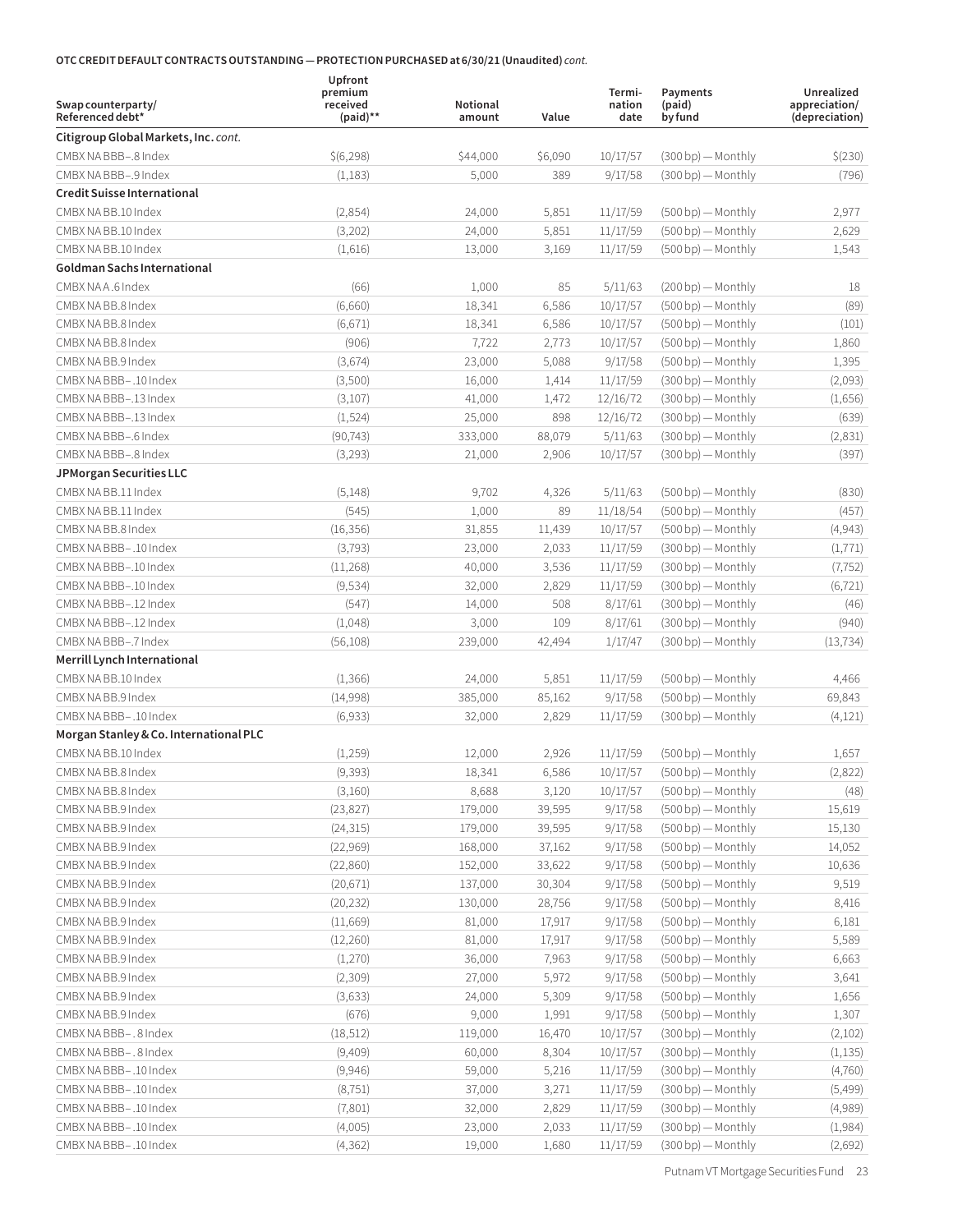**OTC CREDIT DEFAULT CONTRACTS OUTSTANDING — PROTECTION PURCHASED at 6/30/21 (Unaudited)** *cont.*

| Swap counterparty/ Referenced debt* | Upfront premium received (paid)** | Notional amount | Value | Termi- nation date | Payments (paid) by fund | Unrealized appreciation/ (depreciation) |
|---|---|---|---|---|---|---|
| **Citigroup Global Markets, Inc.** *cont.* | | | | | | |
| CMBX NA BBB–.8 Index | $(6,298) | $44,000 | $6,090 | 10/17/57 | (300 bp) — Monthly | $(230) |
| CMBX NA BBB–.9 Index | (1,183) | 5,000 | 389 | 9/17/58 | (300 bp) — Monthly | (796) |
| **Credit Suisse International** | | | | | | |
| CMBX NA BB.10 Index | (2,854) | 24,000 | 5,851 | 11/17/59 | (500 bp) — Monthly | 2,977 |
| CMBX NA BB.10 Index | (3,202) | 24,000 | 5,851 | 11/17/59 | (500 bp) — Monthly | 2,629 |
| CMBX NA BB.10 Index | (1,616) | 13,000 | 3,169 | 11/17/59 | (500 bp) — Monthly | 1,543 |
| **Goldman Sachs International** | | | | | | |
| CMBX NA A.6 Index | (66) | 1,000 | 85 | 5/11/63 | (200 bp) — Monthly | 18 |
| CMBX NA BB.8 Index | (6,660) | 18,341 | 6,586 | 10/17/57 | (500 bp) — Monthly | (89) |
| CMBX NA BB.8 Index | (6,671) | 18,341 | 6,586 | 10/17/57 | (500 bp) — Monthly | (101) |
| CMBX NA BB.8 Index | (906) | 7,722 | 2,773 | 10/17/57 | (500 bp) — Monthly | 1,860 |
| CMBX NA BB.9 Index | (3,674) | 23,000 | 5,088 | 9/17/58 | (500 bp) — Monthly | 1,395 |
| CMBX NA BBB–.10 Index | (3,500) | 16,000 | 1,414 | 11/17/59 | (300 bp) — Monthly | (2,093) |
| CMBX NA BBB–.13 Index | (3,107) | 41,000 | 1,472 | 12/16/72 | (300 bp) — Monthly | (1,656) |
| CMBX NA BBB–.13 Index | (1,524) | 25,000 | 898 | 12/16/72 | (300 bp) — Monthly | (639) |
| CMBX NA BBB–.6 Index | (90,743) | 333,000 | 88,079 | 5/11/63 | (300 bp) — Monthly | (2,831) |
| CMBX NA BBB–.8 Index | (3,293) | 21,000 | 2,906 | 10/17/57 | (300 bp) — Monthly | (397) |
| **JPMorgan Securities LLC** | | | | | | |
| CMBX NA BB.11 Index | (5,148) | 9,702 | 4,326 | 5/11/63 | (500 bp) — Monthly | (830) |
| CMBX NA BB.11 Index | (545) | 1,000 | 89 | 11/18/54 | (500 bp) — Monthly | (457) |
| CMBX NA BB.8 Index | (16,356) | 31,855 | 11,439 | 10/17/57 | (500 bp) — Monthly | (4,943) |
| CMBX NA BBB–.10 Index | (3,793) | 23,000 | 2,033 | 11/17/59 | (300 bp) — Monthly | (1,771) |
| CMBX NA BBB–.10 Index | (11,268) | 40,000 | 3,536 | 11/17/59 | (300 bp) — Monthly | (7,752) |
| CMBX NA BBB–.10 Index | (9,534) | 32,000 | 2,829 | 11/17/59 | (300 bp) — Monthly | (6,721) |
| CMBX NA BBB–.12 Index | (547) | 14,000 | 508 | 8/17/61 | (300 bp) — Monthly | (46) |
| CMBX NA BBB–.12 Index | (1,048) | 3,000 | 109 | 8/17/61 | (300 bp) — Monthly | (940) |
| CMBX NA BBB–.7 Index | (56,108) | 239,000 | 42,494 | 1/17/47 | (300 bp) — Monthly | (13,734) |
| **Merrill Lynch International** | | | | | | |
| CMBX NA BB.10 Index | (1,366) | 24,000 | 5,851 | 11/17/59 | (500 bp) — Monthly | 4,466 |
| CMBX NA BB.9 Index | (14,998) | 385,000 | 85,162 | 9/17/58 | (500 bp) — Monthly | 69,843 |
| CMBX NA BBB–.10 Index | (6,933) | 32,000 | 2,829 | 11/17/59 | (300 bp) — Monthly | (4,121) |
| **Morgan Stanley & Co. International PLC** | | | | | | |
| CMBX NA BB.10 Index | (1,259) | 12,000 | 2,926 | 11/17/59 | (500 bp) — Monthly | 1,657 |
| CMBX NA BB.8 Index | (9,393) | 18,341 | 6,586 | 10/17/57 | (500 bp) — Monthly | (2,822) |
| CMBX NA BB.8 Index | (3,160) | 8,688 | 3,120 | 10/17/57 | (500 bp) — Monthly | (48) |
| CMBX NA BB.9 Index | (23,827) | 179,000 | 39,595 | 9/17/58 | (500 bp) — Monthly | 15,619 |
| CMBX NA BB.9 Index | (24,315) | 179,000 | 39,595 | 9/17/58 | (500 bp) — Monthly | 15,130 |
| CMBX NA BB.9 Index | (22,969) | 168,000 | 37,162 | 9/17/58 | (500 bp) — Monthly | 14,052 |
| CMBX NA BB.9 Index | (22,860) | 152,000 | 33,622 | 9/17/58 | (500 bp) — Monthly | 10,636 |
| CMBX NA BB.9 Index | (20,671) | 137,000 | 30,304 | 9/17/58 | (500 bp) — Monthly | 9,519 |
| CMBX NA BB.9 Index | (20,232) | 130,000 | 28,756 | 9/17/58 | (500 bp) — Monthly | 8,416 |
| CMBX NA BB.9 Index | (11,669) | 81,000 | 17,917 | 9/17/58 | (500 bp) — Monthly | 6,181 |
| CMBX NA BB.9 Index | (12,260) | 81,000 | 17,917 | 9/17/58 | (500 bp) — Monthly | 5,589 |
| CMBX NA BB.9 Index | (1,270) | 36,000 | 7,963 | 9/17/58 | (500 bp) — Monthly | 6,663 |
| CMBX NA BB.9 Index | (2,309) | 27,000 | 5,972 | 9/17/58 | (500 bp) — Monthly | 3,641 |
| CMBX NA BB.9 Index | (3,633) | 24,000 | 5,309 | 9/17/58 | (500 bp) — Monthly | 1,656 |
| CMBX NA BB.9 Index | (676) | 9,000 | 1,991 | 9/17/58 | (500 bp) — Monthly | 1,307 |
| CMBX NA BBB– .8 Index | (18,512) | 119,000 | 16,470 | 10/17/57 | (300 bp) — Monthly | (2,102) |
| CMBX NA BBB– .8 Index | (9,409) | 60,000 | 8,304 | 10/17/57 | (300 bp) — Monthly | (1,135) |
| CMBX NA BBB– .10 Index | (9,946) | 59,000 | 5,216 | 11/17/59 | (300 bp) — Monthly | (4,760) |
| CMBX NA BBB– .10 Index | (8,751) | 37,000 | 3,271 | 11/17/59 | (300 bp) — Monthly | (5,499) |
| CMBX NA BBB– .10 Index | (7,801) | 32,000 | 2,829 | 11/17/59 | (300 bp) — Monthly | (4,989) |
| CMBX NA BBB– .10 Index | (4,005) | 23,000 | 2,033 | 11/17/59 | (300 bp) — Monthly | (1,984) |
| CMBX NA BBB– .10 Index | (4,362) | 19,000 | 1,680 | 11/17/59 | (300 bp) — Monthly | (2,692) |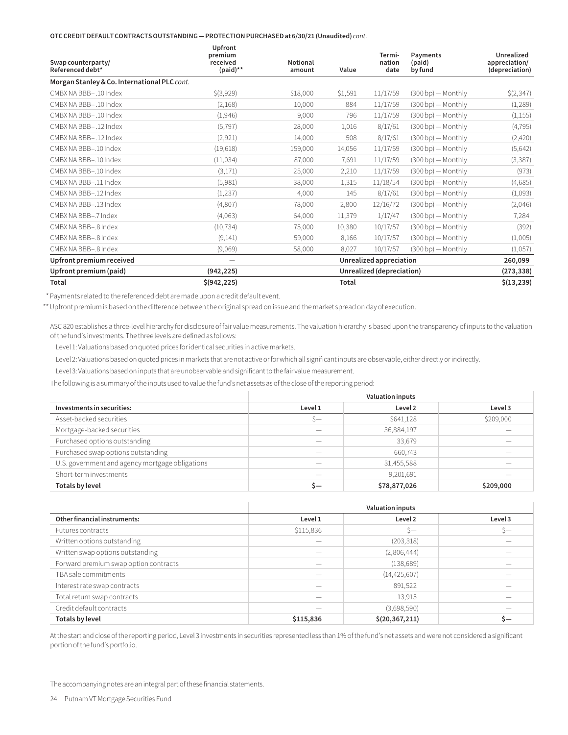**OTC CREDIT DEFAULT CONTRACTS OUTSTANDING — PROTECTION PURCHASED at 6/30/21 (Unaudited)** *cont.*

| Swap counterparty/ Referenced debt* | Upfront premium received (paid)** | Notional amount | Value | Termi- nation date | Payments (paid) by fund | Unrealized appreciation/ (depreciation) |
|---|---|---|---|---|---|---|
| **Morgan Stanley & Co. International PLC** *cont.* | | | | | | |
| CMBX NA BBB– .10 Index | $(3,929) | $18,000 | $1,591 | 11/17/59 | (300 bp) — Monthly | $(2,347) |
| CMBX NA BBB– .10 Index | (2,168) | 10,000 | 884 | 11/17/59 | (300 bp) — Monthly | (1,289) |
| CMBX NA BBB– .10 Index | (1,946) | 9,000 | 796 | 11/17/59 | (300 bp) — Monthly | (1,155) |
| CMBX NA BBB– .12 Index | (5,797) | 28,000 | 1,016 | 8/17/61 | (300 bp) — Monthly | (4,795) |
| CMBX NA BBB– .12 Index | (2,921) | 14,000 | 508 | 8/17/61 | (300 bp) — Monthly | (2,420) |
| CMBX NA BBB–.10 Index | (19,618) | 159,000 | 14,056 | 11/17/59 | (300 bp) — Monthly | (5,642) |
| CMBX NA BBB–.10 Index | (11,034) | 87,000 | 7,691 | 11/17/59 | (300 bp) — Monthly | (3,387) |
| CMBX NA BBB–.10 Index | (3,171) | 25,000 | 2,210 | 11/17/59 | (300 bp) — Monthly | (973) |
| CMBX NA BBB–.11 Index | (5,981) | 38,000 | 1,315 | 11/18/54 | (300 bp) — Monthly | (4,685) |
| CMBX NA BBB–.12 Index | (1,237) | 4,000 | 145 | 8/17/61 | (300 bp) — Monthly | (1,093) |
| CMBX NA BBB–.13 Index | (4,807) | 78,000 | 2,800 | 12/16/72 | (300 bp) — Monthly | (2,046) |
| CMBX NA BBB–.7 Index | (4,063) | 64,000 | 11,379 | 1/17/47 | (300 bp) — Monthly | 7,284 |
| CMBX NA BBB–.8 Index | (10,734) | 75,000 | 10,380 | 10/17/57 | (300 bp) — Monthly | (392) |
| CMBX NA BBB–.8 Index | (9,141) | 59,000 | 8,166 | 10/17/57 | (300 bp) — Monthly | (1,005) |
| CMBX NA BBB–.8 Index | (9,069) | 58,000 | 8,027 | 10/17/57 | (300 bp) — Monthly | (1,057) |
| **Upfront premium received** | **—** | | **Unrealized appreciation** | | | **260,099** |
| **Upfront premium (paid)** | **(942,225)** | | **Unrealized (depreciation)** | | | **(273,338)** |
| **Total** | **$(942,225)** | | **Total** | | | **$(13,239)** |

\* Payments related to the referenced debt are made upon a credit default event.

\*\* Upfront premium is based on the difference between the original spread on issue and the market spread on day of execution.

ASC 820 establishes a three-level hierarchy for disclosure of fair value measurements. The valuation hierarchy is based upon the transparency of inputs to the valuation of the fund's investments. The three levels are defined as follows:

Level 1: Valuations based on quoted prices for identical securities in active markets.

Level 2: Valuations based on quoted prices in markets that are not active or for which all significant inputs are observable, either directly or indirectly.

Level 3: Valuations based on inputs that are unobservable and significant to the fair value measurement.

The following is a summary of the inputs used to value the fund's net assets as of the close of the reporting period:

| | Valuation inputs | | |
|---|---|---|---|
| **Investments in securities:** | **Level 1** | **Level 2** | **Level 3** |
| Asset-backed securities | $— | $641,128 | $209,000 |
| Mortgage-backed securities | — | 36,884,197 | — |
| Purchased options outstanding | — | 33,679 | — |
| Purchased swap options outstanding | — | 660,743 | — |
| U.S. government and agency mortgage obligations | — | 31,455,588 | — |
| Short-term investments | — | 9,201,691 | — |
| **Totals by level** | **$—** | **$78,877,026** | **$209,000** |

| | Valuation inputs | | |
|---|---|---|---|
| **Other financial instruments:** | **Level 1** | **Level 2** | **Level 3** |
| Futures contracts | $115,836 | $— | $— |
| Written options outstanding | — | (203,318) | — |
| Written swap options outstanding | — | (2,806,444) | — |
| Forward premium swap option contracts | — | (138,689) | — |
| TBA sale commitments | — | (14,425,607) | — |
| Interest rate swap contracts | — | 891,522 | — |
| Total return swap contracts | — | 13,915 | — |
| Credit default contracts | — | (3,698,590) | — |
| **Totals by level** | **$115,836** | **$(20,367,211)** | **$—** |

At the start and close of the reporting period, Level 3 investments in securities represented less than 1% of the fund's net assets and were not considered a significant portion of the fund's portfolio.

The accompanying notes are an integral part of these financial statements.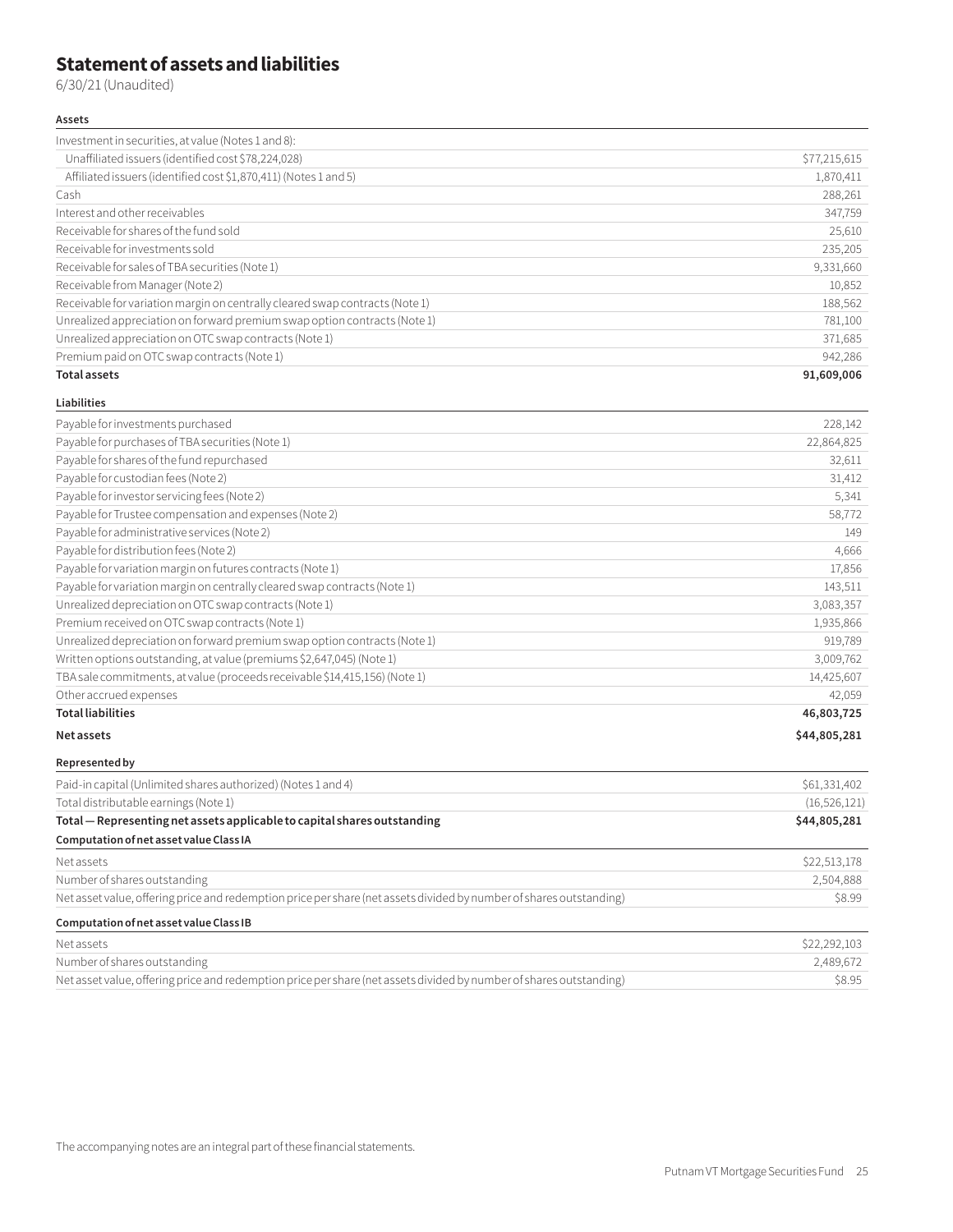# Statement of assets and liabilities

6/30/21 (Unaudited)

| **Assets** | |
|---|---|
| Investment in securities, at value (Notes 1 and 8): | |
| Unaffiliated issuers (identified cost $78,224,028) | $77,215,615 |
| Affiliated issuers (identified cost $1,870,411) (Notes 1 and 5) | 1,870,411 |
| Cash | 288,261 |
| Interest and other receivables | 347,759 |
| Receivable for shares of the fund sold | 25,610 |
| Receivable for investments sold | 235,205 |
| Receivable for sales of TBA securities (Note 1) | 9,331,660 |
| Receivable from Manager (Note 2) | 10,852 |
| Receivable for variation margin on centrally cleared swap contracts (Note 1) | 188,562 |
| Unrealized appreciation on forward premium swap option contracts (Note 1) | 781,100 |
| Unrealized appreciation on OTC swap contracts (Note 1) | 371,685 |
| Premium paid on OTC swap contracts (Note 1) | 942,286 |
| **Total assets** | **91,609,006** |

| **Liabilities** | |
|---|---|
| Payable for investments purchased | 228,142 |
| Payable for purchases of TBA securities (Note 1) | 22,864,825 |
| Payable for shares of the fund repurchased | 32,611 |
| Payable for custodian fees (Note 2) | 31,412 |
| Payable for investor servicing fees (Note 2) | 5,341 |
| Payable for Trustee compensation and expenses (Note 2) | 58,772 |
| Payable for administrative services (Note 2) | 149 |
| Payable for distribution fees (Note 2) | 4,666 |
| Payable for variation margin on futures contracts (Note 1) | 17,856 |
| Payable for variation margin on centrally cleared swap contracts (Note 1) | 143,511 |
| Unrealized depreciation on OTC swap contracts (Note 1) | 3,083,357 |
| Premium received on OTC swap contracts (Note 1) | 1,935,866 |
| Unrealized depreciation on forward premium swap option contracts (Note 1) | 919,789 |
| Written options outstanding, at value (premiums $2,647,045) (Note 1) | 3,009,762 |
| TBA sale commitments, at value (proceeds receivable $14,415,156) (Note 1) | 14,425,607 |
| Other accrued expenses | 42,059 |
| **Total liabilities** | **46,803,725** |
| **Net assets** | **$44,805,281** |

| **Represented by** | |
|---|---|
| Paid-in capital (Unlimited shares authorized) (Notes 1 and 4) | $61,331,402 |
| Total distributable earnings (Note 1) | (16,526,121) |
| **Total — Representing net assets applicable to capital shares outstanding** | **$44,805,281** |

| **Computation of net asset value Class IA** | |
|---|---|
| Net assets | $22,513,178 |
| Number of shares outstanding | 2,504,888 |
| Net asset value, offering price and redemption price per share (net assets divided by number of shares outstanding) | $8.99 |

| **Computation of net asset value Class IB** | |
|---|---|
| Net assets | $22,292,103 |
| Number of shares outstanding | 2,489,672 |
| Net asset value, offering price and redemption price per share (net assets divided by number of shares outstanding) | $8.95 |

The accompanying notes are an integral part of these financial statements.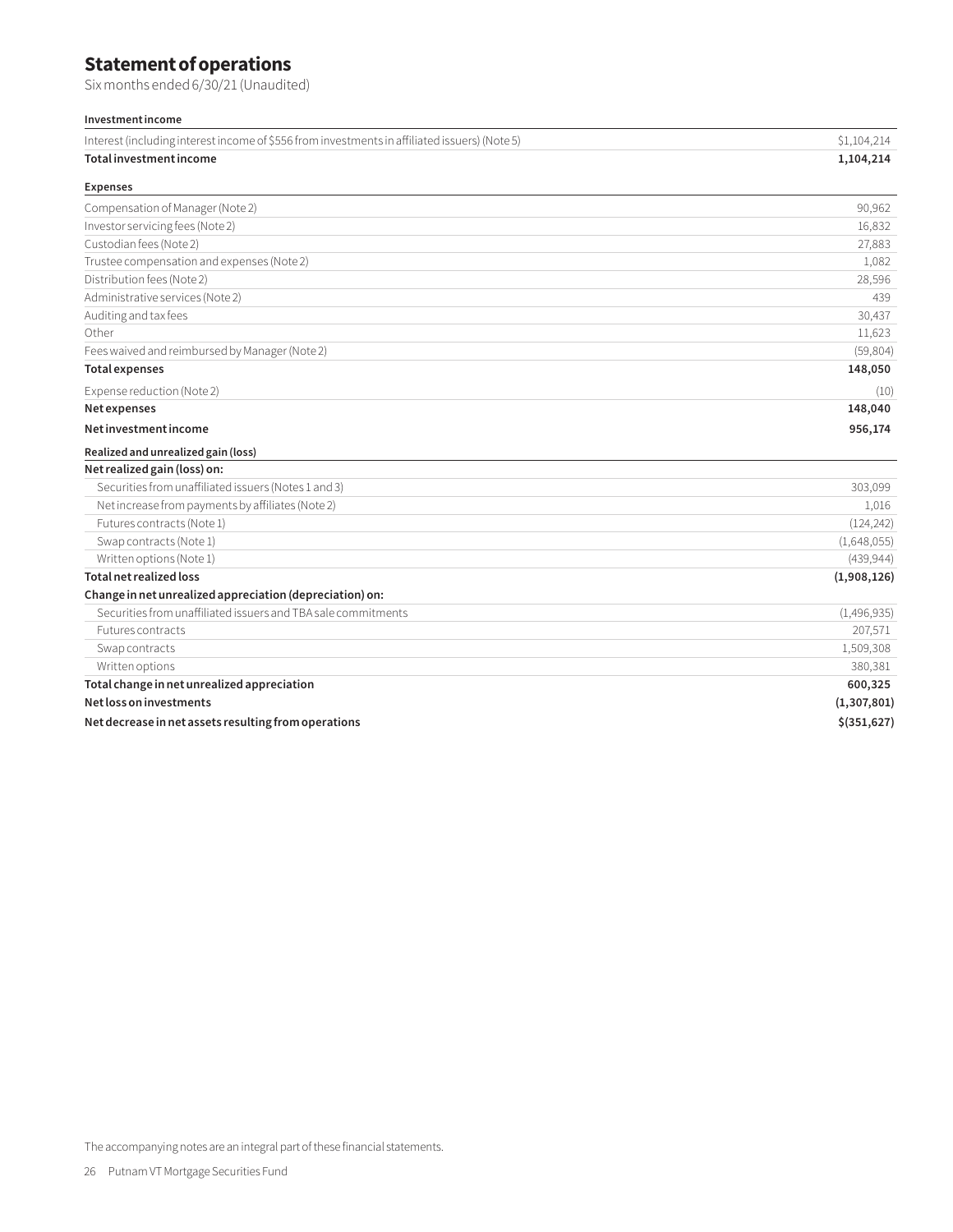# Statement of operations

Six months ended 6/30/21 (Unaudited)

| **Investment income** | |
|---|---|
| Interest (including interest income of $556 from investments in affiliated issuers) (Note 5) | $1,104,214 |
| **Total investment income** | **1,104,214** |
| **Expenses** | |
| Compensation of Manager (Note 2) | 90,962 |
| Investor servicing fees (Note 2) | 16,832 |
| Custodian fees (Note 2) | 27,883 |
| Trustee compensation and expenses (Note 2) | 1,082 |
| Distribution fees (Note 2) | 28,596 |
| Administrative services (Note 2) | 439 |
| Auditing and tax fees | 30,437 |
| Other | 11,623 |
| Fees waived and reimbursed by Manager (Note 2) | (59,804) |
| **Total expenses** | **148,050** |
| Expense reduction (Note 2) | (10) |
| **Net expenses** | **148,040** |
| **Net investment income** | **956,174** |
| **Realized and unrealized gain (loss)** | |
| **Net realized gain (loss) on:** | |
| Securities from unaffiliated issuers (Notes 1 and 3) | 303,099 |
| Net increase from payments by affiliates (Note 2) | 1,016 |
| Futures contracts (Note 1) | (124,242) |
| Swap contracts (Note 1) | (1,648,055) |
| Written options (Note 1) | (439,944) |
| **Total net realized loss** | **(1,908,126)** |
| **Change in net unrealized appreciation (depreciation) on:** | |
| Securities from unaffiliated issuers and TBA sale commitments | (1,496,935) |
| Futures contracts | 207,571 |
| Swap contracts | 1,509,308 |
| Written options | 380,381 |
| **Total change in net unrealized appreciation** | **600,325** |
| **Net loss on investments** | **(1,307,801)** |
| **Net decrease in net assets resulting from operations** | **$(351,627)** |

The accompanying notes are an integral part of these financial statements.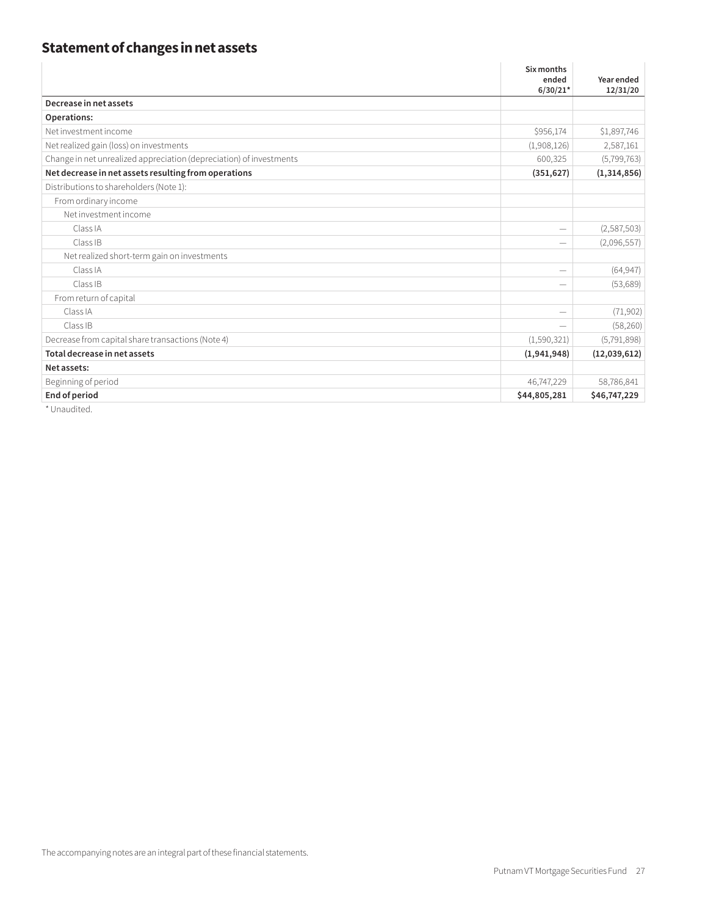## Statement of changes in net assets

| | Six months ended 6/30/21* | Year ended 12/31/20 |
|---|---|---|
| **Decrease in net assets** | | |
| **Operations:** | | |
| Net investment income | $956,174 | $1,897,746 |
| Net realized gain (loss) on investments | (1,908,126) | 2,587,161 |
| Change in net unrealized appreciation (depreciation) of investments | 600,325 | (5,799,763) |
| **Net decrease in net assets resulting from operations** | **(351,627)** | **(1,314,856)** |
| Distributions to shareholders (Note 1): | | |
| From ordinary income | | |
| Net investment income | | |
| Class IA | — | (2,587,503) |
| Class IB | — | (2,096,557) |
| Net realized short-term gain on investments | | |
| Class IA | — | (64,947) |
| Class IB | — | (53,689) |
| From return of capital | | |
| Class IA | — | (71,902) |
| Class IB | — | (58,260) |
| Decrease from capital share transactions (Note 4) | (1,590,321) | (5,791,898) |
| **Total decrease in net assets** | **(1,941,948)** | **(12,039,612)** |
| **Net assets:** | | |
| Beginning of period | 46,747,229 | 58,786,841 |
| **End of period** | **$44,805,281** | **$46,747,229** |

\* Unaudited.

The accompanying notes are an integral part of these financial statements.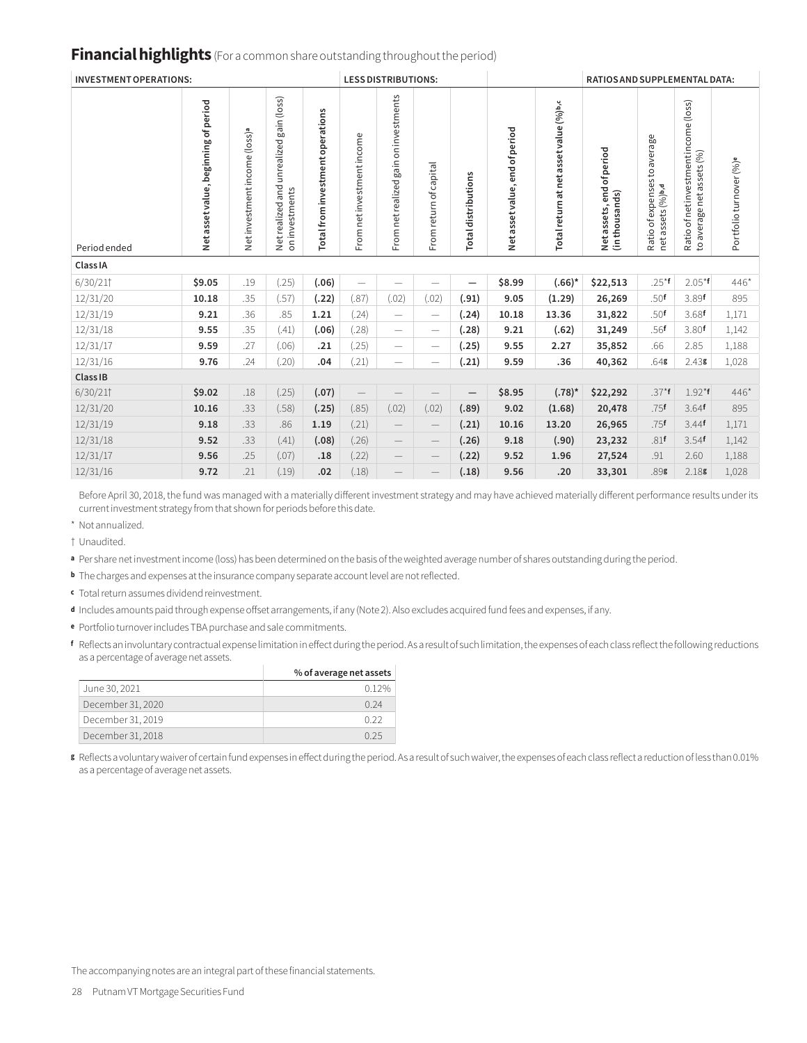## Financial highlights (For a common share outstanding throughout the period)

| INVESTMENT OPERATIONS: | | | | | LESS DISTRIBUTIONS: | | | | | | RATIOS AND SUPPLEMENTAL DATA: | | | |
|---|---|---|---|---|---|---|---|---|---|---|---|---|---|---|
| Period ended | Net asset value, beginning of period | Net investment income (loss)[a] | Net realized and unrealized gain (loss) on investments | Total from investment operations | From net investment income | From net realized gain on investments | From return of capital | Total distributions | Net asset value, end of period | Total return at net asset value (%)[b,c] | Net assets, end of period (in thousands) | Ratio of expenses to average net assets (%)[b,d] | Ratio of net investment income (loss) to average net assets (%) | Portfolio turnover (%)[e] |
| **Class IA** | | | | | | | | | | | | | | |
| 6/30/21† | **$9.05** | .19 | (.25) | **(.06)** | — | — | — | **—** | **$8.99** | **(.66)*** | **$22,513** | .25*[f] | 2.05*[f] | 446* |
| 12/31/20 | **10.18** | .35 | (.57) | **(.22)** | (.87) | (.02) | (.02) | **(.91)** | **9.05** | **(1.29)** | **26,269** | .50[f] | 3.89[f] | 895 |
| 12/31/19 | **9.21** | .36 | .85 | **1.21** | (.24) | — | — | **(.24)** | **10.18** | **13.36** | **31,822** | .50[f] | 3.68[f] | 1,171 |
| 12/31/18 | **9.55** | .35 | (.41) | **(.06)** | (.28) | — | — | **(.28)** | **9.21** | **(.62)** | **31,249** | .56[f] | 3.80[f] | 1,142 |
| 12/31/17 | **9.59** | .27 | (.06) | **.21** | (.25) | — | — | **(.25)** | **9.55** | **2.27** | **35,852** | .66 | 2.85 | 1,188 |
| 12/31/16 | **9.76** | .24 | (.20) | **.04** | (.21) | — | — | **(.21)** | **9.59** | **.36** | **40,362** | .64[g] | 2.43[g] | 1,028 |
| **Class IB** | | | | | | | | | | | | | | |
| 6/30/21† | **$9.02** | .18 | (.25) | **(.07)** | — | — | — | **—** | **$8.95** | **(.78)*** | **$22,292** | .37*[f] | 1.92*[f] | 446* |
| 12/31/20 | **10.16** | .33 | (.58) | **(.25)** | (.85) | (.02) | (.02) | **(.89)** | **9.02** | **(1.68)** | **20,478** | .75[f] | 3.64[f] | 895 |
| 12/31/19 | **9.18** | .33 | .86 | **1.19** | (.21) | — | — | **(.21)** | **10.16** | **13.20** | **26,965** | .75[f] | 3.44[f] | 1,171 |
| 12/31/18 | **9.52** | .33 | (.41) | **(.08)** | (.26) | — | — | **(.26)** | **9.18** | **(.90)** | **23,232** | .81[f] | 3.54[f] | 1,142 |
| 12/31/17 | **9.56** | .25 | (.07) | **.18** | (.22) | — | — | **(.22)** | **9.52** | **1.96** | **27,524** | .91 | 2.60 | 1,188 |
| 12/31/16 | **9.72** | .21 | (.19) | **.02** | (.18) | — | — | **(.18)** | **9.56** | **.20** | **33,301** | .89[g] | 2.18[g] | 1,028 |

Before April 30, 2018, the fund was managed with a materially different investment strategy and may have achieved materially different performance results under its current investment strategy from that shown for periods before this date.

\* Not annualized.

† Unaudited.

[a] Per share net investment income (loss) has been determined on the basis of the weighted average number of shares outstanding during the period.

[b] The charges and expenses at the insurance company separate account level are not reflected.

[c] Total return assumes dividend reinvestment.

[d] Includes amounts paid through expense offset arrangements, if any (Note 2). Also excludes acquired fund fees and expenses, if any.

[e] Portfolio turnover includes TBA purchase and sale commitments.

[f] Reflects an involuntary contractual expense limitation in effect during the period. As a result of such limitation, the expenses of each class reflect the following reductions as a percentage of average net assets.

| | % of average net assets |
|---|---|
| June 30, 2021 | 0.12% |
| December 31, 2020 | 0.24 |
| December 31, 2019 | 0.22 |
| December 31, 2018 | 0.25 |

[g] Reflects a voluntary waiver of certain fund expenses in effect during the period. As a result of such waiver, the expenses of each class reflect a reduction of less than 0.01% as a percentage of average net assets.

The accompanying notes are an integral part of these financial statements.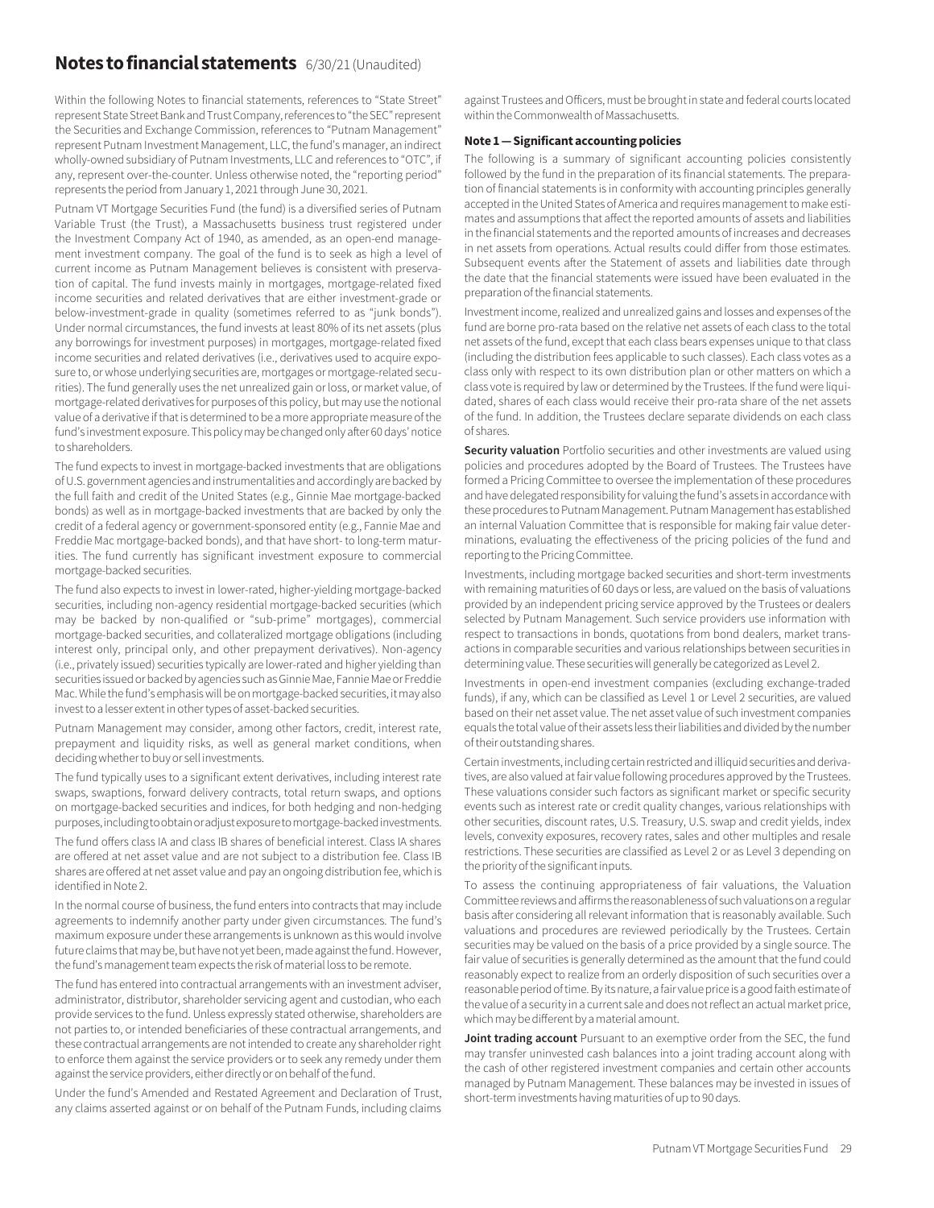# Notes to financial statements 6/30/21 (Unaudited)

Within the following Notes to financial statements, references to "State Street" represent State Street Bank and Trust Company, references to "the SEC" represent the Securities and Exchange Commission, references to "Putnam Management" represent Putnam Investment Management, LLC, the fund's manager, an indirect wholly-owned subsidiary of Putnam Investments, LLC and references to "OTC", if any, represent over-the-counter. Unless otherwise noted, the "reporting period" represents the period from January 1, 2021 through June 30, 2021.

Putnam VT Mortgage Securities Fund (the fund) is a diversified series of Putnam Variable Trust (the Trust), a Massachusetts business trust registered under the Investment Company Act of 1940, as amended, as an open-end management investment company. The goal of the fund is to seek as high a level of current income as Putnam Management believes is consistent with preservation of capital. The fund invests mainly in mortgages, mortgage-related fixed income securities and related derivatives that are either investment-grade or below-investment-grade in quality (sometimes referred to as "junk bonds"). Under normal circumstances, the fund invests at least 80% of its net assets (plus any borrowings for investment purposes) in mortgages, mortgage-related fixed income securities and related derivatives (i.e., derivatives used to acquire exposure to, or whose underlying securities are, mortgages or mortgage-related securities). The fund generally uses the net unrealized gain or loss, or market value, of mortgage-related derivatives for purposes of this policy, but may use the notional value of a derivative if that is determined to be a more appropriate measure of the fund's investment exposure. This policy may be changed only after 60 days' notice to shareholders.

The fund expects to invest in mortgage-backed investments that are obligations of U.S. government agencies and instrumentalities and accordingly are backed by the full faith and credit of the United States (e.g., Ginnie Mae mortgage-backed bonds) as well as in mortgage-backed investments that are backed by only the credit of a federal agency or government-sponsored entity (e.g., Fannie Mae and Freddie Mac mortgage-backed bonds), and that have short- to long-term maturities. The fund currently has significant investment exposure to commercial mortgage-backed securities.

The fund also expects to invest in lower-rated, higher-yielding mortgage-backed securities, including non-agency residential mortgage-backed securities (which may be backed by non-qualified or "sub-prime" mortgages), commercial mortgage-backed securities, and collateralized mortgage obligations (including interest only, principal only, and other prepayment derivatives). Non-agency (i.e., privately issued) securities typically are lower-rated and higher yielding than securities issued or backed by agencies such as Ginnie Mae, Fannie Mae or Freddie Mac. While the fund's emphasis will be on mortgage-backed securities, it may also invest to a lesser extent in other types of asset-backed securities.

Putnam Management may consider, among other factors, credit, interest rate, prepayment and liquidity risks, as well as general market conditions, when deciding whether to buy or sell investments.

The fund typically uses to a significant extent derivatives, including interest rate swaps, swaptions, forward delivery contracts, total return swaps, and options on mortgage-backed securities and indices, for both hedging and non-hedging purposes, including to obtain or adjust exposure to mortgage-backed investments.

The fund offers class IA and class IB shares of beneficial interest. Class IA shares are offered at net asset value and are not subject to a distribution fee. Class IB shares are offered at net asset value and pay an ongoing distribution fee, which is identified in Note 2.

In the normal course of business, the fund enters into contracts that may include agreements to indemnify another party under given circumstances. The fund's maximum exposure under these arrangements is unknown as this would involve future claims that may be, but have not yet been, made against the fund. However, the fund's management team expects the risk of material loss to be remote.

The fund has entered into contractual arrangements with an investment adviser, administrator, distributor, shareholder servicing agent and custodian, who each provide services to the fund. Unless expressly stated otherwise, shareholders are not parties to, or intended beneficiaries of these contractual arrangements, and these contractual arrangements are not intended to create any shareholder right to enforce them against the service providers or to seek any remedy under them against the service providers, either directly or on behalf of the fund.

Under the fund's Amended and Restated Agreement and Declaration of Trust, any claims asserted against or on behalf of the Putnam Funds, including claims against Trustees and Officers, must be brought in state and federal courts located within the Commonwealth of Massachusetts.

## Note 1 — Significant accounting policies

The following is a summary of significant accounting policies consistently followed by the fund in the preparation of its financial statements. The preparation of financial statements is in conformity with accounting principles generally accepted in the United States of America and requires management to make estimates and assumptions that affect the reported amounts of assets and liabilities in the financial statements and the reported amounts of increases and decreases in net assets from operations. Actual results could differ from those estimates. Subsequent events after the Statement of assets and liabilities date through the date that the financial statements were issued have been evaluated in the preparation of the financial statements.

Investment income, realized and unrealized gains and losses and expenses of the fund are borne pro-rata based on the relative net assets of each class to the total net assets of the fund, except that each class bears expenses unique to that class (including the distribution fees applicable to such classes). Each class votes as a class only with respect to its own distribution plan or other matters on which a class vote is required by law or determined by the Trustees. If the fund were liquidated, shares of each class would receive their pro-rata share of the net assets of the fund. In addition, the Trustees declare separate dividends on each class of shares.

**Security valuation** Portfolio securities and other investments are valued using policies and procedures adopted by the Board of Trustees. The Trustees have formed a Pricing Committee to oversee the implementation of these procedures and have delegated responsibility for valuing the fund's assets in accordance with these procedures to Putnam Management. Putnam Management has established an internal Valuation Committee that is responsible for making fair value determinations, evaluating the effectiveness of the pricing policies of the fund and reporting to the Pricing Committee.

Investments, including mortgage backed securities and short-term investments with remaining maturities of 60 days or less, are valued on the basis of valuations provided by an independent pricing service approved by the Trustees or dealers selected by Putnam Management. Such service providers use information with respect to transactions in bonds, quotations from bond dealers, market transactions in comparable securities and various relationships between securities in determining value. These securities will generally be categorized as Level 2.

Investments in open-end investment companies (excluding exchange-traded funds), if any, which can be classified as Level 1 or Level 2 securities, are valued based on their net asset value. The net asset value of such investment companies equals the total value of their assets less their liabilities and divided by the number of their outstanding shares.

Certain investments, including certain restricted and illiquid securities and derivatives, are also valued at fair value following procedures approved by the Trustees. These valuations consider such factors as significant market or specific security events such as interest rate or credit quality changes, various relationships with other securities, discount rates, U.S. Treasury, U.S. swap and credit yields, index levels, convexity exposures, recovery rates, sales and other multiples and resale restrictions. These securities are classified as Level 2 or as Level 3 depending on the priority of the significant inputs.

To assess the continuing appropriateness of fair valuations, the Valuation Committee reviews and affirms the reasonableness of such valuations on a regular basis after considering all relevant information that is reasonably available. Such valuations and procedures are reviewed periodically by the Trustees. Certain securities may be valued on the basis of a price provided by a single source. The fair value of securities is generally determined as the amount that the fund could reasonably expect to realize from an orderly disposition of such securities over a reasonable period of time. By its nature, a fair value price is a good faith estimate of the value of a security in a current sale and does not reflect an actual market price, which may be different by a material amount.

**Joint trading account** Pursuant to an exemptive order from the SEC, the fund may transfer uninvested cash balances into a joint trading account along with the cash of other registered investment companies and certain other accounts managed by Putnam Management. These balances may be invested in issues of short-term investments having maturities of up to 90 days.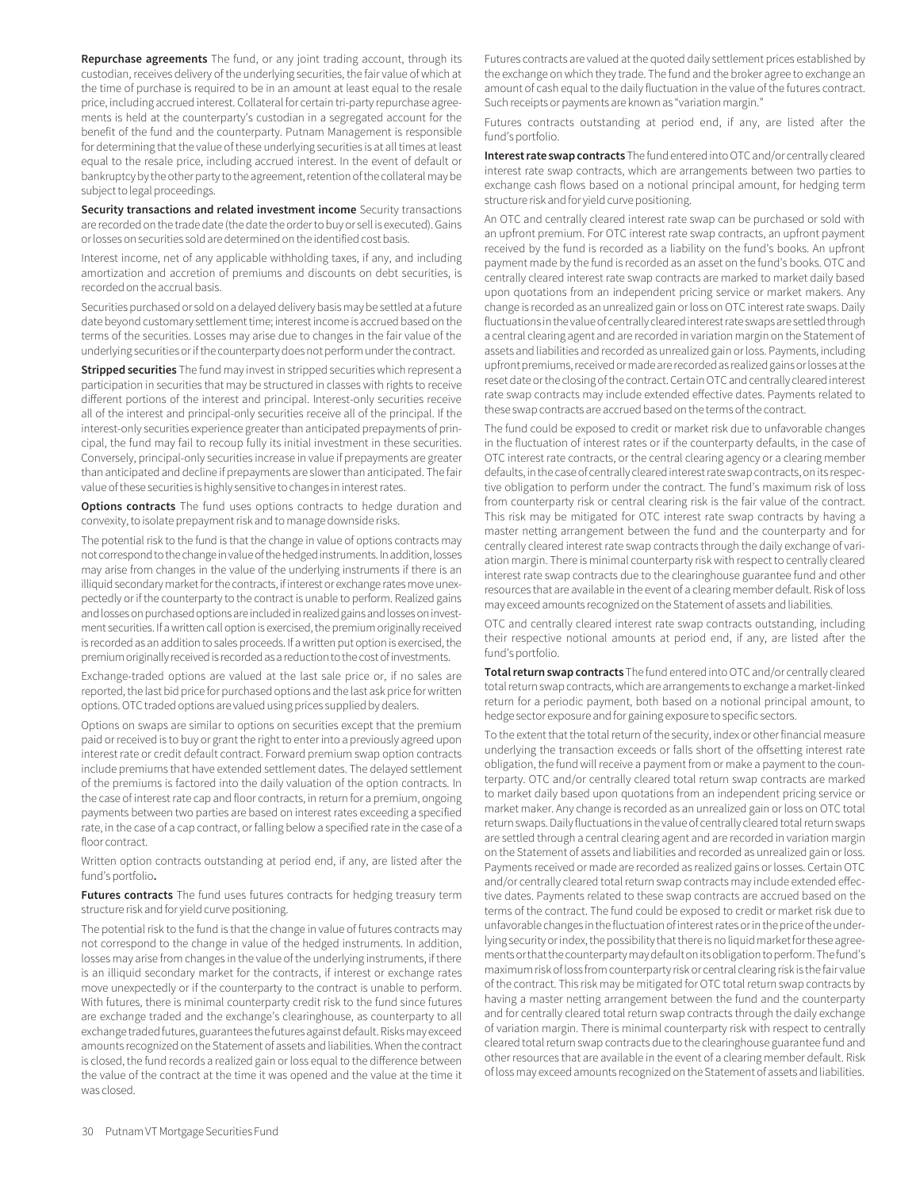**Repurchase agreements** The fund, or any joint trading account, through its custodian, receives delivery of the underlying securities, the fair value of which at the time of purchase is required to be in an amount at least equal to the resale price, including accrued interest. Collateral for certain tri-party repurchase agreements is held at the counterparty's custodian in a segregated account for the benefit of the fund and the counterparty. Putnam Management is responsible for determining that the value of these underlying securities is at all times at least equal to the resale price, including accrued interest. In the event of default or bankruptcy by the other party to the agreement, retention of the collateral may be subject to legal proceedings.

**Security transactions and related investment income** Security transactions are recorded on the trade date (the date the order to buy or sell is executed). Gains or losses on securities sold are determined on the identified cost basis.

Interest income, net of any applicable withholding taxes, if any, and including amortization and accretion of premiums and discounts on debt securities, is recorded on the accrual basis.

Securities purchased or sold on a delayed delivery basis may be settled at a future date beyond customary settlement time; interest income is accrued based on the terms of the securities. Losses may arise due to changes in the fair value of the underlying securities or if the counterparty does not perform under the contract.

**Stripped securities** The fund may invest in stripped securities which represent a participation in securities that may be structured in classes with rights to receive different portions of the interest and principal. Interest-only securities receive all of the interest and principal-only securities receive all of the principal. If the interest-only securities experience greater than anticipated prepayments of principal, the fund may fail to recoup fully its initial investment in these securities. Conversely, principal-only securities increase in value if prepayments are greater than anticipated and decline if prepayments are slower than anticipated. The fair value of these securities is highly sensitive to changes in interest rates.

**Options contracts** The fund uses options contracts to hedge duration and convexity, to isolate prepayment risk and to manage downside risks.

The potential risk to the fund is that the change in value of options contracts may not correspond to the change in value of the hedged instruments. In addition, losses may arise from changes in the value of the underlying instruments if there is an illiquid secondary market for the contracts, if interest or exchange rates move unexpectedly or if the counterparty to the contract is unable to perform. Realized gains and losses on purchased options are included in realized gains and losses on investment securities. If a written call option is exercised, the premium originally received is recorded as an addition to sales proceeds. If a written put option is exercised, the premium originally received is recorded as a reduction to the cost of investments.

Exchange-traded options are valued at the last sale price or, if no sales are reported, the last bid price for purchased options and the last ask price for written options. OTC traded options are valued using prices supplied by dealers.

Options on swaps are similar to options on securities except that the premium paid or received is to buy or grant the right to enter into a previously agreed upon interest rate or credit default contract. Forward premium swap option contracts include premiums that have extended settlement dates. The delayed settlement of the premiums is factored into the daily valuation of the option contracts. In the case of interest rate cap and floor contracts, in return for a premium, ongoing payments between two parties are based on interest rates exceeding a specified rate, in the case of a cap contract, or falling below a specified rate in the case of a floor contract.

Written option contracts outstanding at period end, if any, are listed after the fund's portfolio.

**Futures contracts** The fund uses futures contracts for hedging treasury term structure risk and for yield curve positioning.

The potential risk to the fund is that the change in value of futures contracts may not correspond to the change in value of the hedged instruments. In addition, losses may arise from changes in the value of the underlying instruments, if there is an illiquid secondary market for the contracts, if interest or exchange rates move unexpectedly or if the counterparty to the contract is unable to perform. With futures, there is minimal counterparty credit risk to the fund since futures are exchange traded and the exchange's clearinghouse, as counterparty to all exchange traded futures, guarantees the futures against default. Risks may exceed amounts recognized on the Statement of assets and liabilities. When the contract is closed, the fund records a realized gain or loss equal to the difference between the value of the contract at the time it was opened and the value at the time it was closed.

Futures contracts are valued at the quoted daily settlement prices established by the exchange on which they trade. The fund and the broker agree to exchange an amount of cash equal to the daily fluctuation in the value of the futures contract. Such receipts or payments are known as "variation margin."

Futures contracts outstanding at period end, if any, are listed after the fund's portfolio.

**Interest rate swap contracts** The fund entered into OTC and/or centrally cleared interest rate swap contracts, which are arrangements between two parties to exchange cash flows based on a notional principal amount, for hedging term structure risk and for yield curve positioning.

An OTC and centrally cleared interest rate swap can be purchased or sold with an upfront premium. For OTC interest rate swap contracts, an upfront payment received by the fund is recorded as a liability on the fund's books. An upfront payment made by the fund is recorded as an asset on the fund's books. OTC and centrally cleared interest rate swap contracts are marked to market daily based upon quotations from an independent pricing service or market makers. Any change is recorded as an unrealized gain or loss on OTC interest rate swaps. Daily fluctuations in the value of centrally cleared interest rate swaps are settled through a central clearing agent and are recorded in variation margin on the Statement of assets and liabilities and recorded as unrealized gain or loss. Payments, including upfront premiums, received or made are recorded as realized gains or losses at the reset date or the closing of the contract. Certain OTC and centrally cleared interest rate swap contracts may include extended effective dates. Payments related to these swap contracts are accrued based on the terms of the contract.

The fund could be exposed to credit or market risk due to unfavorable changes in the fluctuation of interest rates or if the counterparty defaults, in the case of OTC interest rate contracts, or the central clearing agency or a clearing member defaults, in the case of centrally cleared interest rate swap contracts, on its respective obligation to perform under the contract. The fund's maximum risk of loss from counterparty risk or central clearing risk is the fair value of the contract. This risk may be mitigated for OTC interest rate swap contracts by having a master netting arrangement between the fund and the counterparty and for centrally cleared interest rate swap contracts through the daily exchange of variation margin. There is minimal counterparty risk with respect to centrally cleared interest rate swap contracts due to the clearinghouse guarantee fund and other resources that are available in the event of a clearing member default. Risk of loss may exceed amounts recognized on the Statement of assets and liabilities.

OTC and centrally cleared interest rate swap contracts outstanding, including their respective notional amounts at period end, if any, are listed after the fund's portfolio.

**Total return swap contracts** The fund entered into OTC and/or centrally cleared total return swap contracts, which are arrangements to exchange a market-linked return for a periodic payment, both based on a notional principal amount, to hedge sector exposure and for gaining exposure to specific sectors.

To the extent that the total return of the security, index or other financial measure underlying the transaction exceeds or falls short of the offsetting interest rate obligation, the fund will receive a payment from or make a payment to the counterparty. OTC and/or centrally cleared total return swap contracts are marked to market daily based upon quotations from an independent pricing service or market maker. Any change is recorded as an unrealized gain or loss on OTC total return swaps. Daily fluctuations in the value of centrally cleared total return swaps are settled through a central clearing agent and are recorded in variation margin on the Statement of assets and liabilities and recorded as unrealized gain or loss. Payments received or made are recorded as realized gains or losses. Certain OTC and/or centrally cleared total return swap contracts may include extended effective dates. Payments related to these swap contracts are accrued based on the terms of the contract. The fund could be exposed to credit or market risk due to unfavorable changes in the fluctuation of interest rates or in the price of the underlying security or index, the possibility that there is no liquid market for these agreements or that the counterparty may default on its obligation to perform. The fund's maximum risk of loss from counterparty risk or central clearing risk is the fair value of the contract. This risk may be mitigated for OTC total return swap contracts by having a master netting arrangement between the fund and the counterparty and for centrally cleared total return swap contracts through the daily exchange of variation margin. There is minimal counterparty risk with respect to centrally cleared total return swap contracts due to the clearinghouse guarantee fund and other resources that are available in the event of a clearing member default. Risk of loss may exceed amounts recognized on the Statement of assets and liabilities.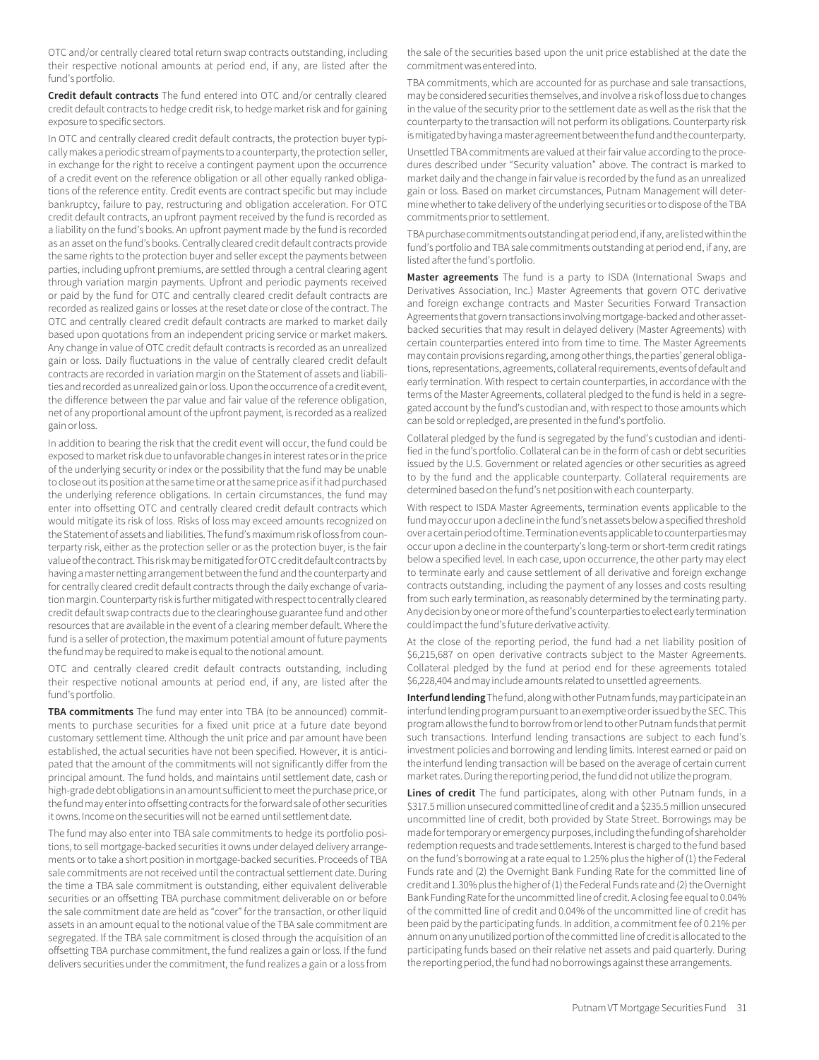OTC and/or centrally cleared total return swap contracts outstanding, including their respective notional amounts at period end, if any, are listed after the fund's portfolio.

**Credit default contracts** The fund entered into OTC and/or centrally cleared credit default contracts to hedge credit risk, to hedge market risk and for gaining exposure to specific sectors.

In OTC and centrally cleared credit default contracts, the protection buyer typically makes a periodic stream of payments to a counterparty, the protection seller, in exchange for the right to receive a contingent payment upon the occurrence of a credit event on the reference obligation or all other equally ranked obligations of the reference entity. Credit events are contract specific but may include bankruptcy, failure to pay, restructuring and obligation acceleration. For OTC credit default contracts, an upfront payment received by the fund is recorded as a liability on the fund's books. An upfront payment made by the fund is recorded as an asset on the fund's books. Centrally cleared credit default contracts provide the same rights to the protection buyer and seller except the payments between parties, including upfront premiums, are settled through a central clearing agent through variation margin payments. Upfront and periodic payments received or paid by the fund for OTC and centrally cleared credit default contracts are recorded as realized gains or losses at the reset date or close of the contract. The OTC and centrally cleared credit default contracts are marked to market daily based upon quotations from an independent pricing service or market makers. Any change in value of OTC credit default contracts is recorded as an unrealized gain or loss. Daily fluctuations in the value of centrally cleared credit default contracts are recorded in variation margin on the Statement of assets and liabilities and recorded as unrealized gain or loss. Upon the occurrence of a credit event, the difference between the par value and fair value of the reference obligation, net of any proportional amount of the upfront payment, is recorded as a realized gain or loss.

In addition to bearing the risk that the credit event will occur, the fund could be exposed to market risk due to unfavorable changes in interest rates or in the price of the underlying security or index or the possibility that the fund may be unable to close out its position at the same time or at the same price as if it had purchased the underlying reference obligations. In certain circumstances, the fund may enter into offsetting OTC and centrally cleared credit default contracts which would mitigate its risk of loss. Risks of loss may exceed amounts recognized on the Statement of assets and liabilities. The fund's maximum risk of loss from counterparty risk, either as the protection seller or as the protection buyer, is the fair value of the contract. This risk may be mitigated for OTC credit default contracts by having a master netting arrangement between the fund and the counterparty and for centrally cleared credit default contracts through the daily exchange of variation margin. Counterparty risk is further mitigated with respect to centrally cleared credit default swap contracts due to the clearinghouse guarantee fund and other resources that are available in the event of a clearing member default. Where the fund is a seller of protection, the maximum potential amount of future payments the fund may be required to make is equal to the notional amount.

OTC and centrally cleared credit default contracts outstanding, including their respective notional amounts at period end, if any, are listed after the fund's portfolio.

**TBA commitments** The fund may enter into TBA (to be announced) commitments to purchase securities for a fixed unit price at a future date beyond customary settlement time. Although the unit price and par amount have been established, the actual securities have not been specified. However, it is anticipated that the amount of the commitments will not significantly differ from the principal amount. The fund holds, and maintains until settlement date, cash or high-grade debt obligations in an amount sufficient to meet the purchase price, or the fund may enter into offsetting contracts for the forward sale of other securities it owns. Income on the securities will not be earned until settlement date.

The fund may also enter into TBA sale commitments to hedge its portfolio positions, to sell mortgage-backed securities it owns under delayed delivery arrangements or to take a short position in mortgage-backed securities. Proceeds of TBA sale commitments are not received until the contractual settlement date. During the time a TBA sale commitment is outstanding, either equivalent deliverable securities or an offsetting TBA purchase commitment deliverable on or before the sale commitment date are held as "cover" for the transaction, or other liquid assets in an amount equal to the notional value of the TBA sale commitment are segregated. If the TBA sale commitment is closed through the acquisition of an offsetting TBA purchase commitment, the fund realizes a gain or loss. If the fund delivers securities under the commitment, the fund realizes a gain or a loss from the sale of the securities based upon the unit price established at the date the commitment was entered into.

TBA commitments, which are accounted for as purchase and sale transactions, may be considered securities themselves, and involve a risk of loss due to changes in the value of the security prior to the settlement date as well as the risk that the counterparty to the transaction will not perform its obligations. Counterparty risk is mitigated by having a master agreement between the fund and the counterparty.

Unsettled TBA commitments are valued at their fair value according to the procedures described under "Security valuation" above. The contract is marked to market daily and the change in fair value is recorded by the fund as an unrealized gain or loss. Based on market circumstances, Putnam Management will determine whether to take delivery of the underlying securities or to dispose of the TBA commitments prior to settlement.

TBA purchase commitments outstanding at period end, if any, are listed within the fund's portfolio and TBA sale commitments outstanding at period end, if any, are listed after the fund's portfolio.

**Master agreements** The fund is a party to ISDA (International Swaps and Derivatives Association, Inc.) Master Agreements that govern OTC derivative and foreign exchange contracts and Master Securities Forward Transaction Agreements that govern transactions involving mortgage-backed and other asset-backed securities that may result in delayed delivery (Master Agreements) with certain counterparties entered into from time to time. The Master Agreements may contain provisions regarding, among other things, the parties' general obligations, representations, agreements, collateral requirements, events of default and early termination. With respect to certain counterparties, in accordance with the terms of the Master Agreements, collateral pledged to the fund is held in a segregated account by the fund's custodian and, with respect to those amounts which can be sold or repledged, are presented in the fund's portfolio.

Collateral pledged by the fund is segregated by the fund's custodian and identified in the fund's portfolio. Collateral can be in the form of cash or debt securities issued by the U.S. Government or related agencies or other securities as agreed to by the fund and the applicable counterparty. Collateral requirements are determined based on the fund's net position with each counterparty.

With respect to ISDA Master Agreements, termination events applicable to the fund may occur upon a decline in the fund's net assets below a specified threshold over a certain period of time. Termination events applicable to counterparties may occur upon a decline in the counterparty's long-term or short-term credit ratings below a specified level. In each case, upon occurrence, the other party may elect to terminate early and cause settlement of all derivative and foreign exchange contracts outstanding, including the payment of any losses and costs resulting from such early termination, as reasonably determined by the terminating party. Any decision by one or more of the fund's counterparties to elect early termination could impact the fund's future derivative activity.

At the close of the reporting period, the fund had a net liability position of $6,215,687 on open derivative contracts subject to the Master Agreements. Collateral pledged by the fund at period end for these agreements totaled $6,228,404 and may include amounts related to unsettled agreements.

**Interfund lending** The fund, along with other Putnam funds, may participate in an interfund lending program pursuant to an exemptive order issued by the SEC. This program allows the fund to borrow from or lend to other Putnam funds that permit such transactions. Interfund lending transactions are subject to each fund's investment policies and borrowing and lending limits. Interest earned or paid on the interfund lending transaction will be based on the average of certain current market rates. During the reporting period, the fund did not utilize the program.

**Lines of credit** The fund participates, along with other Putnam funds, in a $317.5 million unsecured committed line of credit and a $235.5 million unsecured uncommitted line of credit, both provided by State Street. Borrowings may be made for temporary or emergency purposes, including the funding of shareholder redemption requests and trade settlements. Interest is charged to the fund based on the fund's borrowing at a rate equal to 1.25% plus the higher of (1) the Federal Funds rate and (2) the Overnight Bank Funding Rate for the committed line of credit and 1.30% plus the higher of (1) the Federal Funds rate and (2) the Overnight Bank Funding Rate for the uncommitted line of credit. A closing fee equal to 0.04% of the committed line of credit and 0.04% of the uncommitted line of credit has been paid by the participating funds. In addition, a commitment fee of 0.21% per annum on any unutilized portion of the committed line of credit is allocated to the participating funds based on their relative net assets and paid quarterly. During the reporting period, the fund had no borrowings against these arrangements.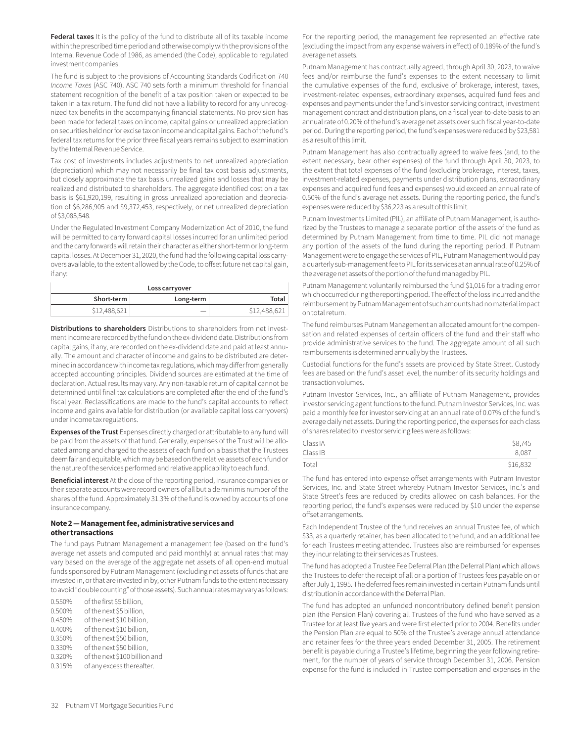**Federal taxes** It is the policy of the fund to distribute all of its taxable income within the prescribed time period and otherwise comply with the provisions of the Internal Revenue Code of 1986, as amended (the Code), applicable to regulated investment companies.

The fund is subject to the provisions of Accounting Standards Codification 740 *Income Taxes* (ASC 740). ASC 740 sets forth a minimum threshold for financial statement recognition of the benefit of a tax position taken or expected to be taken in a tax return. The fund did not have a liability to record for any unrecognized tax benefits in the accompanying financial statements. No provision has been made for federal taxes on income, capital gains or unrealized appreciation on securities held nor for excise tax on income and capital gains. Each of the fund's federal tax returns for the prior three fiscal years remains subject to examination by the Internal Revenue Service.

Tax cost of investments includes adjustments to net unrealized appreciation (depreciation) which may not necessarily be final tax cost basis adjustments, but closely approximate the tax basis unrealized gains and losses that may be realized and distributed to shareholders. The aggregate identified cost on a tax basis is $61,920,199, resulting in gross unrealized appreciation and depreciation of $6,286,905 and $9,372,453, respectively, or net unrealized depreciation of $3,085,548.

Under the Regulated Investment Company Modernization Act of 2010, the fund will be permitted to carry forward capital losses incurred for an unlimited period and the carry forwards will retain their character as either short-term or long-term capital losses. At December 31, 2020, the fund had the following capital loss carryovers available, to the extent allowed by the Code, to offset future net capital gain, if any:

| Loss carryover | | |
|---|---|---|
| Short-term | Long-term | Total |
| $12,488,621 | — | $12,488,621 |

**Distributions to shareholders** Distributions to shareholders from net investment income are recorded by the fund on the ex-dividend date. Distributions from capital gains, if any, are recorded on the ex-dividend date and paid at least annually. The amount and character of income and gains to be distributed are determined in accordance with income tax regulations, which may differ from generally accepted accounting principles. Dividend sources are estimated at the time of declaration. Actual results may vary. Any non-taxable return of capital cannot be determined until final tax calculations are completed after the end of the fund's fiscal year. Reclassifications are made to the fund's capital accounts to reflect income and gains available for distribution (or available capital loss carryovers) under income tax regulations.

**Expenses of the Trust** Expenses directly charged or attributable to any fund will be paid from the assets of that fund. Generally, expenses of the Trust will be allocated among and charged to the assets of each fund on a basis that the Trustees deem fair and equitable, which may be based on the relative assets of each fund or the nature of the services performed and relative applicability to each fund.

**Beneficial interest** At the close of the reporting period, insurance companies or their separate accounts were record owners of all but a de minimis number of the shares of the fund. Approximately 31.3% of the fund is owned by accounts of one insurance company.

### Note 2 — Management fee, administrative services and other transactions

The fund pays Putnam Management a management fee (based on the fund's average net assets and computed and paid monthly) at annual rates that may vary based on the average of the aggregate net assets of all open-end mutual funds sponsored by Putnam Management (excluding net assets of funds that are invested in, or that are invested in by, other Putnam funds to the extent necessary to avoid "double counting" of those assets). Such annual rates may vary as follows:

| | |
|---|---|
| 0.550% | of the first $5 billion, |
| 0.500% | of the next $5 billion, |
| 0.450% | of the next $10 billion, |
| 0.400% | of the next $10 billion, |
| 0.350% | of the next $50 billion, |
| 0.330% | of the next $50 billion, |
| 0.320% | of the next $100 billion and |
| 0.315% | of any excess thereafter. |

For the reporting period, the management fee represented an effective rate (excluding the impact from any expense waivers in effect) of 0.189% of the fund's average net assets.

Putnam Management has contractually agreed, through April 30, 2023, to waive fees and/or reimburse the fund's expenses to the extent necessary to limit the cumulative expenses of the fund, exclusive of brokerage, interest, taxes, investment-related expenses, extraordinary expenses, acquired fund fees and expenses and payments under the fund's investor servicing contract, investment management contract and distribution plans, on a fiscal year-to-date basis to an annual rate of 0.20% of the fund's average net assets over such fiscal year-to-date period. During the reporting period, the fund's expenses were reduced by $23,581 as a result of this limit.

Putnam Management has also contractually agreed to waive fees (and, to the extent necessary, bear other expenses) of the fund through April 30, 2023, to the extent that total expenses of the fund (excluding brokerage, interest, taxes, investment-related expenses, payments under distribution plans, extraordinary expenses and acquired fund fees and expenses) would exceed an annual rate of 0.50% of the fund's average net assets. During the reporting period, the fund's expenses were reduced by $36,223 as a result of this limit.

Putnam Investments Limited (PIL), an affiliate of Putnam Management, is authorized by the Trustees to manage a separate portion of the assets of the fund as determined by Putnam Management from time to time. PIL did not manage any portion of the assets of the fund during the reporting period. If Putnam Management were to engage the services of PIL, Putnam Management would pay a quarterly sub-management fee to PIL for its services at an annual rate of 0.25% of the average net assets of the portion of the fund managed by PIL.

Putnam Management voluntarily reimbursed the fund $1,016 for a trading error which occurred during the reporting period. The effect of the loss incurred and the reimbursement by Putnam Management of such amounts had no material impact on total return.

The fund reimburses Putnam Management an allocated amount for the compensation and related expenses of certain officers of the fund and their staff who provide administrative services to the fund. The aggregate amount of all such reimbursements is determined annually by the Trustees.

Custodial functions for the fund's assets are provided by State Street. Custody fees are based on the fund's asset level, the number of its security holdings and transaction volumes.

Putnam Investor Services, Inc., an affiliate of Putnam Management, provides investor servicing agent functions to the fund. Putnam Investor Services, Inc. was paid a monthly fee for investor servicing at an annual rate of 0.07% of the fund's average daily net assets. During the reporting period, the expenses for each class of shares related to investor servicing fees were as follows:

| | |
|---|---|
| Class IA | $8,745 |
| Class IB | 8,087 |
| Total | $16,832 |

The fund has entered into expense offset arrangements with Putnam Investor Services, Inc. and State Street whereby Putnam Investor Services, Inc.'s and State Street's fees are reduced by credits allowed on cash balances. For the reporting period, the fund's expenses were reduced by $10 under the expense offset arrangements.

Each Independent Trustee of the fund receives an annual Trustee fee, of which $33, as a quarterly retainer, has been allocated to the fund, and an additional fee for each Trustees meeting attended. Trustees also are reimbursed for expenses they incur relating to their services as Trustees.

The fund has adopted a Trustee Fee Deferral Plan (the Deferral Plan) which allows the Trustees to defer the receipt of all or a portion of Trustees fees payable on or after July 1, 1995. The deferred fees remain invested in certain Putnam funds until distribution in accordance with the Deferral Plan.

The fund has adopted an unfunded noncontributory defined benefit pension plan (the Pension Plan) covering all Trustees of the fund who have served as a Trustee for at least five years and were first elected prior to 2004. Benefits under the Pension Plan are equal to 50% of the Trustee's average annual attendance and retainer fees for the three years ended December 31, 2005. The retirement benefit is payable during a Trustee's lifetime, beginning the year following retirement, for the number of years of service through December 31, 2006. Pension expense for the fund is included in Trustee compensation and expenses in the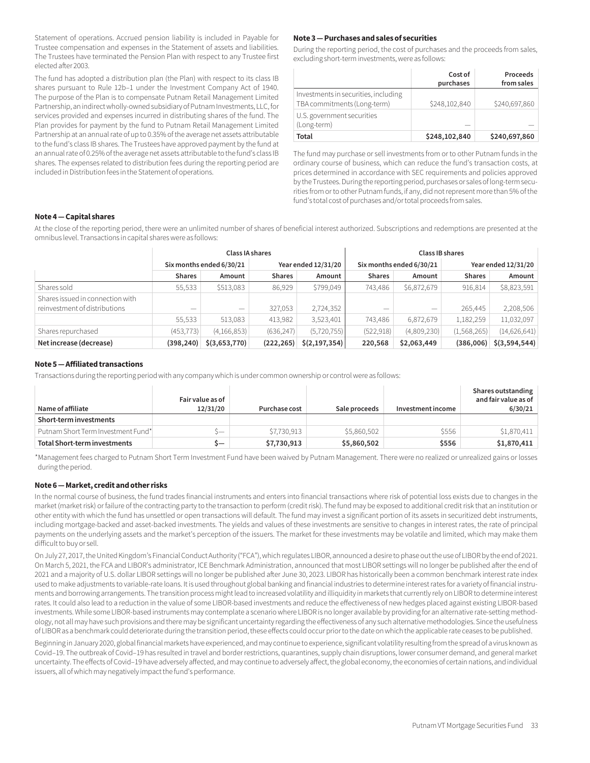Statement of operations. Accrued pension liability is included in Payable for Trustee compensation and expenses in the Statement of assets and liabilities. The Trustees have terminated the Pension Plan with respect to any Trustee first elected after 2003.

The fund has adopted a distribution plan (the Plan) with respect to its class IB shares pursuant to Rule 12b–1 under the Investment Company Act of 1940. The purpose of the Plan is to compensate Putnam Retail Management Limited Partnership, an indirect wholly-owned subsidiary of Putnam Investments, LLC, for services provided and expenses incurred in distributing shares of the fund. The Plan provides for payment by the fund to Putnam Retail Management Limited Partnership at an annual rate of up to 0.35% of the average net assets attributable to the fund's class IB shares. The Trustees have approved payment by the fund at an annual rate of 0.25% of the average net assets attributable to the fund's class IB shares. The expenses related to distribution fees during the reporting period are included in Distribution fees in the Statement of operations.

### Note 3 — Purchases and sales of securities

During the reporting period, the cost of purchases and the proceeds from sales, excluding short-term investments, were as follows:

| | Cost of purchases | Proceeds from sales |
|---|---|---|
| Investments in securities, including TBA commitments (Long-term) | $248,102,840 | $240,697,860 |
| U.S. government securities (Long-term) | — | — |
| **Total** | **$248,102,840** | **$240,697,860** |

The fund may purchase or sell investments from or to other Putnam funds in the ordinary course of business, which can reduce the fund's transaction costs, at prices determined in accordance with SEC requirements and policies approved by the Trustees. During the reporting period, purchases or sales of long-term securities from or to other Putnam funds, if any, did not represent more than 5% of the fund's total cost of purchases and/or total proceeds from sales.

### Note 4 — Capital shares

At the close of the reporting period, there were an unlimited number of shares of beneficial interest authorized. Subscriptions and redemptions are presented at the omnibus level. Transactions in capital shares were as follows:

| | Class IA shares | | | | Class IB shares | | | |
|---|---|---|---|---|---|---|---|---|
| | Six months ended 6/30/21 | | Year ended 12/31/20 | | Six months ended 6/30/21 | | Year ended 12/31/20 | |
| | **Shares** | **Amount** | **Shares** | **Amount** | **Shares** | **Amount** | **Shares** | **Amount** |
| Shares sold | 55,533 | $513,083 | 86,929 | $799,049 | 743,486 | $6,872,679 | 916,814 | $8,823,591 |
| Shares issued in connection with reinvestment of distributions | — | — | 327,053 | 2,724,352 | — | — | 265,445 | 2,208,506 |
| | 55,533 | 513,083 | 413,982 | 3,523,401 | 743,486 | 6,872,679 | 1,182,259 | 11,032,097 |
| Shares repurchased | (453,773) | (4,166,853) | (636,247) | (5,720,755) | (522,918) | (4,809,230) | (1,568,265) | (14,626,641) |
| **Net increase (decrease)** | **(398,240)** | **$(3,653,770)** | **(222,265)** | **$(2,197,354)** | **220,568** | **$2,063,449** | **(386,006)** | **$(3,594,544)** |

### Note 5 — Affiliated transactions

Transactions during the reporting period with any company which is under common ownership or control were as follows:

| Name of affiliate | Fair value as of 12/31/20 | Purchase cost | Sale proceeds | Investment income | Shares outstanding and fair value as of 6/30/21 |
|---|---|---|---|---|---|
| **Short-term investments** | | | | | |
| Putnam Short Term Investment Fund* | $— | $7,730,913 | $5,860,502 | $556 | $1,870,411 |
| **Total Short-term investments** | **$—** | **$7,730,913** | **$5,860,502** | **$556** | **$1,870,411** |

*Management fees charged to Putnam Short Term Investment Fund have been waived by Putnam Management. There were no realized or unrealized gains or losses during the period.

### Note 6 — Market, credit and other risks

In the normal course of business, the fund trades financial instruments and enters into financial transactions where risk of potential loss exists due to changes in the market (market risk) or failure of the contracting party to the transaction to perform (credit risk). The fund may be exposed to additional credit risk that an institution or other entity with which the fund has unsettled or open transactions will default. The fund may invest a significant portion of its assets in securitized debt instruments, including mortgage-backed and asset-backed investments. The yields and values of these investments are sensitive to changes in interest rates, the rate of principal payments on the underlying assets and the market's perception of the issuers. The market for these investments may be volatile and limited, which may make them difficult to buy or sell.

On July 27, 2017, the United Kingdom's Financial Conduct Authority ("FCA"), which regulates LIBOR, announced a desire to phase out the use of LIBOR by the end of 2021. On March 5, 2021, the FCA and LIBOR's administrator, ICE Benchmark Administration, announced that most LIBOR settings will no longer be published after the end of 2021 and a majority of U.S. dollar LIBOR settings will no longer be published after June 30, 2023. LIBOR has historically been a common benchmark interest rate index used to make adjustments to variable-rate loans. It is used throughout global banking and financial industries to determine interest rates for a variety of financial instruments and borrowing arrangements. The transition process might lead to increased volatility and illiquidity in markets that currently rely on LIBOR to determine interest rates. It could also lead to a reduction in the value of some LIBOR-based investments and reduce the effectiveness of new hedges placed against existing LIBOR-based investments. While some LIBOR-based instruments may contemplate a scenario where LIBOR is no longer available by providing for an alternative rate-setting methodology, not all may have such provisions and there may be significant uncertainty regarding the effectiveness of any such alternative methodologies. Since the usefulness of LIBOR as a benchmark could deteriorate during the transition period, these effects could occur prior to the date on which the applicable rate ceases to be published.

Beginning in January 2020, global financial markets have experienced, and may continue to experience, significant volatility resulting from the spread of a virus known as Covid–19. The outbreak of Covid–19 has resulted in travel and border restrictions, quarantines, supply chain disruptions, lower consumer demand, and general market uncertainty. The effects of Covid–19 have adversely affected, and may continue to adversely affect, the global economy, the economies of certain nations, and individual issuers, all of which may negatively impact the fund's performance.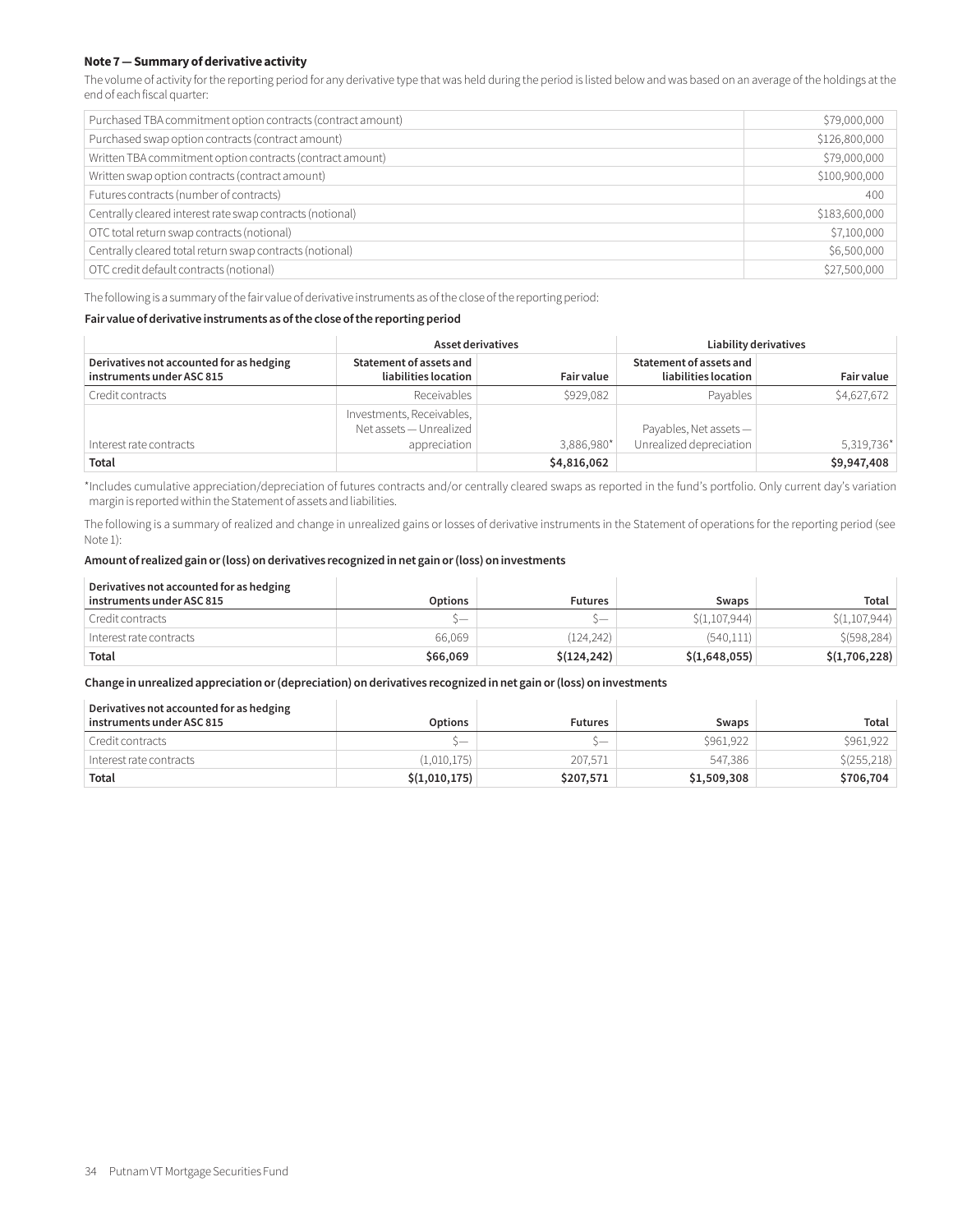### Note 7 — Summary of derivative activity

The volume of activity for the reporting period for any derivative type that was held during the period is listed below and was based on an average of the holdings at the end of each fiscal quarter:

| | |
|---|---|
| Purchased TBA commitment option contracts (contract amount) | $79,000,000 |
| Purchased swap option contracts (contract amount) | $126,800,000 |
| Written TBA commitment option contracts (contract amount) | $79,000,000 |
| Written swap option contracts (contract amount) | $100,900,000 |
| Futures contracts (number of contracts) | 400 |
| Centrally cleared interest rate swap contracts (notional) | $183,600,000 |
| OTC total return swap contracts (notional) | $7,100,000 |
| Centrally cleared total return swap contracts (notional) | $6,500,000 |
| OTC credit default contracts (notional) | $27,500,000 |

The following is a summary of the fair value of derivative instruments as of the close of the reporting period:

**Fair value of derivative instruments as of the close of the reporting period**

| | Asset derivatives | | Liability derivatives | |
|---|---|---|---|---|
| **Derivatives not accounted for as hedging instruments under ASC 815** | **Statement of assets and liabilities location** | **Fair value** | **Statement of assets and liabilities location** | **Fair value** |
| Credit contracts | Receivables | $929,082 | Payables | $4,627,672 |
| Interest rate contracts | Investments, Receivables, Net assets — Unrealized appreciation | 3,886,980* | Payables, Net assets — Unrealized depreciation | 5,319,736* |
| **Total** | | **$4,816,062** | | **$9,947,408** |

*Includes cumulative appreciation/depreciation of futures contracts and/or centrally cleared swaps as reported in the fund's portfolio. Only current day's variation margin is reported within the Statement of assets and liabilities.

The following is a summary of realized and change in unrealized gains or losses of derivative instruments in the Statement of operations for the reporting period (see Note 1):

**Amount of realized gain or (loss) on derivatives recognized in net gain or (loss) on investments**

| Derivatives not accounted for as hedging instruments under ASC 815 | Options | Futures | Swaps | Total |
|---|---|---|---|---|
| Credit contracts | $— | $— | $(1,107,944) | $(1,107,944) |
| Interest rate contracts | 66,069 | (124,242) | (540,111) | $(598,284) |
| **Total** | **$66,069** | **$(124,242)** | **$(1,648,055)** | **$(1,706,228)** |

**Change in unrealized appreciation or (depreciation) on derivatives recognized in net gain or (loss) on investments**

| Derivatives not accounted for as hedging instruments under ASC 815 | Options | Futures | Swaps | Total |
|---|---|---|---|---|
| Credit contracts | $— | $— | $961,922 | $961,922 |
| Interest rate contracts | (1,010,175) | 207,571 | 547,386 | $(255,218) |
| **Total** | **$(1,010,175)** | **$207,571** | **$1,509,308** | **$706,704** |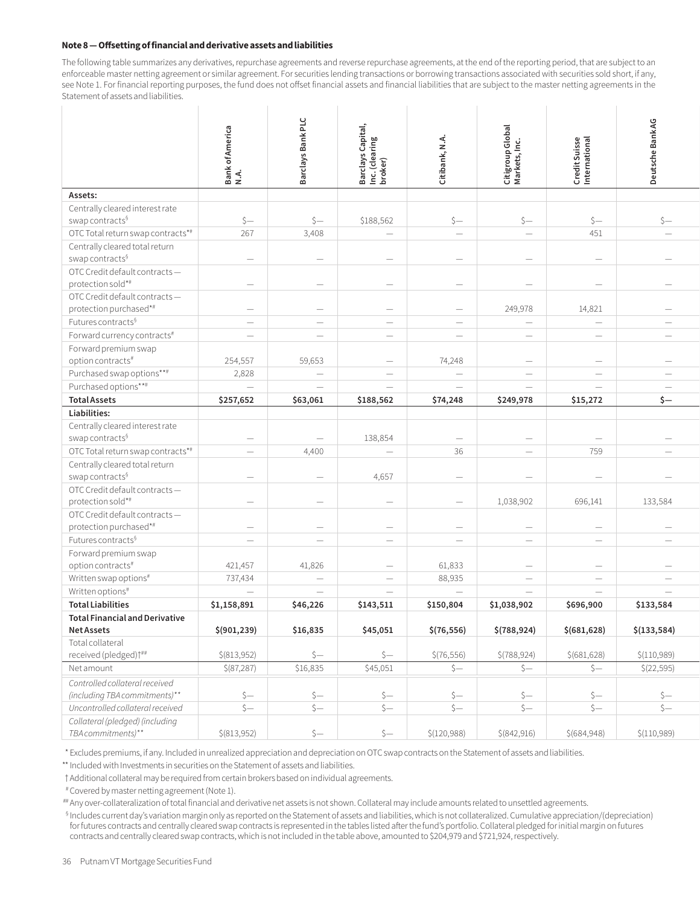### Note 8 — Offsetting of financial and derivative assets and liabilities

The following table summarizes any derivatives, repurchase agreements and reverse repurchase agreements, at the end of the reporting period, that are subject to an enforceable master netting agreement or similar agreement. For securities lending transactions or borrowing transactions associated with securities sold short, if any, see Note 1. For financial reporting purposes, the fund does not offset financial assets and financial liabilities that are subject to the master netting agreements in the Statement of assets and liabilities.

| | Bank of America N.A. | Barclays Bank PLC | Barclays Capital, Inc. (clearing broker) | Citibank, N.A. | Citigroup Global Markets, Inc. | Credit Suisse International | Deutsche Bank AG |
|---|---|---|---|---|---|---|---|
| **Assets:** | | | | | | | |
| Centrally cleared interest rate swap contracts§ | $— | $— | $188,562 | $— | $— | $— | $— |
| OTC Total return swap contracts*# | 267 | 3,408 | — | — | — | 451 | — |
| Centrally cleared total return swap contracts§ | — | — | — | — | — | — | — |
| OTC Credit default contracts — protection sold*# | — | — | — | — | — | — | — |
| OTC Credit default contracts — protection purchased*# | — | — | — | — | 249,978 | 14,821 | — |
| Futures contracts§ | — | — | — | — | — | — | — |
| Forward currency contracts# | — | — | — | — | — | — | — |
| Forward premium swap option contracts# | 254,557 | 59,653 | — | 74,248 | — | — | — |
| Purchased swap options**# | 2,828 | — | — | — | — | — | — |
| Purchased options**# | — | — | — | — | — | — | — |
| **Total Assets** | **$257,652** | **$63,061** | **$188,562** | **$74,248** | **$249,978** | **$15,272** | **$—** |
| **Liabilities:** | | | | | | | |
| Centrally cleared interest rate swap contracts§ | — | — | 138,854 | — | — | — | — |
| OTC Total return swap contracts*# | — | 4,400 | — | 36 | — | 759 | — |
| Centrally cleared total return swap contracts§ | — | — | 4,657 | — | — | — | — |
| OTC Credit default contracts — protection sold*# | — | — | — | — | 1,038,902 | 696,141 | 133,584 |
| OTC Credit default contracts — protection purchased*# | — | — | — | — | — | — | — |
| Futures contracts§ | — | — | — | — | — | — | — |
| Forward premium swap option contracts# | 421,457 | 41,826 | — | 61,833 | — | — | — |
| Written swap options# | 737,434 | — | — | 88,935 | — | — | — |
| Written options# | — | — | — | — | — | — | — |
| **Total Liabilities** | **$1,158,891** | **$46,226** | **$143,511** | **$150,804** | **$1,038,902** | **$696,900** | **$133,584** |
| **Total Financial and Derivative Net Assets** | **$(901,239)** | **$16,835** | **$45,051** | **$(76,556)** | **$(788,924)** | **$(681,628)** | **$(133,584)** |
| Total collateral received (pledged)†## | $(813,952) | $— | $— | $(76,556) | $(788,924) | $(681,628) | $(110,989) |
| Net amount | $(87,287) | $16,835 | $45,051 | $— | $— | $— | $(22,595) |
| *Controlled collateral received (including TBA commitments)*** | $— | $— | $— | $— | $— | $— | $— |
| *Uncontrolled collateral received* | $— | $— | $— | $— | $— | $— | $— |
| *Collateral (pledged) (including TBA commitments)*** | $(813,952) | $— | $— | $(120,988) | $(842,916) | $(684,948) | $(110,989) |

\* Excludes premiums, if any. Included in unrealized appreciation and depreciation on OTC swap contracts on the Statement of assets and liabilities.

** Included with Investments in securities on the Statement of assets and liabilities.

† Additional collateral may be required from certain brokers based on individual agreements.

\# Covered by master netting agreement (Note 1).

\## Any over-collateralization of total financial and derivative net assets is not shown. Collateral may include amounts related to unsettled agreements.

§ Includes current day's variation margin only as reported on the Statement of assets and liabilities, which is not collateralized. Cumulative appreciation/(depreciation) for futures contracts and centrally cleared swap contracts is represented in the tables listed after the fund's portfolio. Collateral pledged for initial margin on futures contracts and centrally cleared swap contracts, which is not included in the table above, amounted to $204,979 and $721,924, respectively.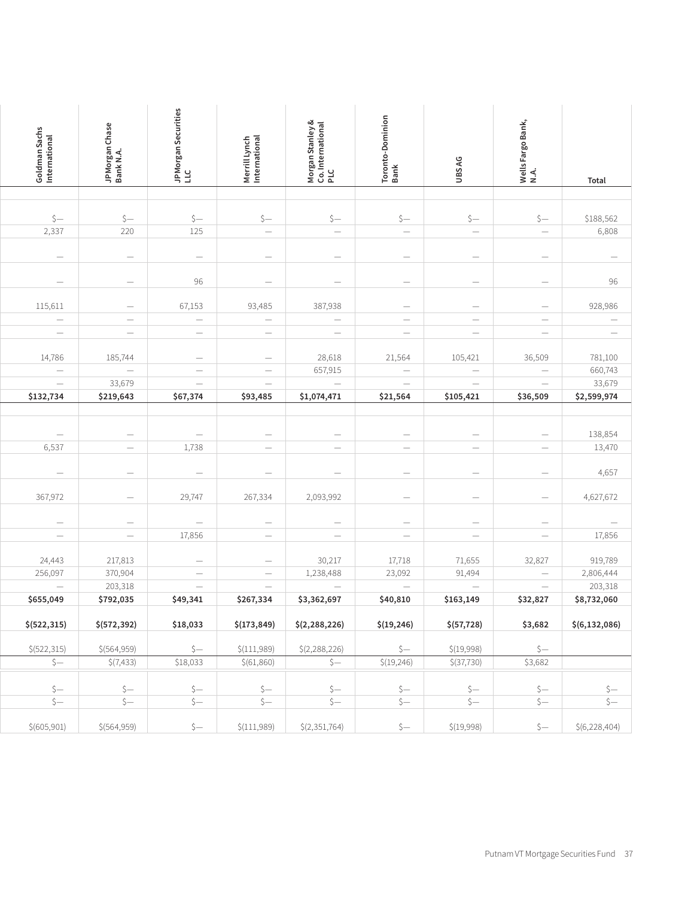| Goldman Sachs International | JPMorgan Chase Bank N.A. | JPMorgan Securities LLC | Merrill Lynch International | Morgan Stanley & Co. International PLC | Toronto-Dominion Bank | UBS AG | Wells Fargo Bank, N.A. | Total |
|---|---|---|---|---|---|---|---|---|
| | | | | | | | | |
| $— | $— | $— | $— | $— | $— | $— | $— | $188,562 |
| 2,337 | 220 | 125 | — | — | — | — | — | 6,808 |
| — | — | — | — | — | — | — | — | — |
| — | — | 96 | — | — | — | — | — | 96 |
| 115,611 | — | 67,153 | 93,485 | 387,938 | — | — | — | 928,986 |
| — | — | — | — | — | — | — | — | — |
| — | — | — | — | — | — | — | — | — |
| 14,786 | 185,744 | — | — | 28,618 | 21,564 | 105,421 | 36,509 | 781,100 |
| — | — | — | — | 657,915 | — | — | — | 660,743 |
| — | 33,679 | — | — | — | — | — | — | 33,679 |
| **$132,734** | **$219,643** | **$67,374** | **$93,485** | **$1,074,471** | **$21,564** | **$105,421** | **$36,509** | **$2,599,974** |
| | | | | | | | | |
| — | — | — | — | — | — | — | — | 138,854 |
| 6,537 | — | 1,738 | — | — | — | — | — | 13,470 |
| — | — | — | — | — | — | — | — | 4,657 |
| 367,972 | — | 29,747 | 267,334 | 2,093,992 | — | — | — | 4,627,672 |
| — | — | — | — | — | — | — | — | — |
| — | — | 17,856 | — | — | — | — | — | 17,856 |
| 24,443 | 217,813 | — | — | 30,217 | 17,718 | 71,655 | 32,827 | 919,789 |
| 256,097 | 370,904 | — | — | 1,238,488 | 23,092 | 91,494 | — | 2,806,444 |
| — | 203,318 | — | — | — | — | — | — | 203,318 |
| **$655,049** | **$792,035** | **$49,341** | **$267,334** | **$3,362,697** | **$40,810** | **$163,149** | **$32,827** | **$8,732,060** |
| **$(522,315)** | **$(572,392)** | **$18,033** | **$(173,849)** | **$(2,288,226)** | **$(19,246)** | **$(57,728)** | **$3,682** | **$(6,132,086)** |
| $(522,315) | $(564,959) | $— | $(111,989) | $(2,288,226) | $— | $(19,998) | $— | |
| $— | $(7,433) | $18,033 | $(61,860) | $— | $(19,246) | $(37,730) | $3,682 | |
| $— | $— | $— | $— | $— | $— | $— | $— | $— |
| $— | $— | $— | $— | $— | $— | $— | $— | $— |
| $(605,901) | $(564,959) | $— | $(111,989) | $(2,351,764) | $— | $(19,998) | $— | $(6,228,404) |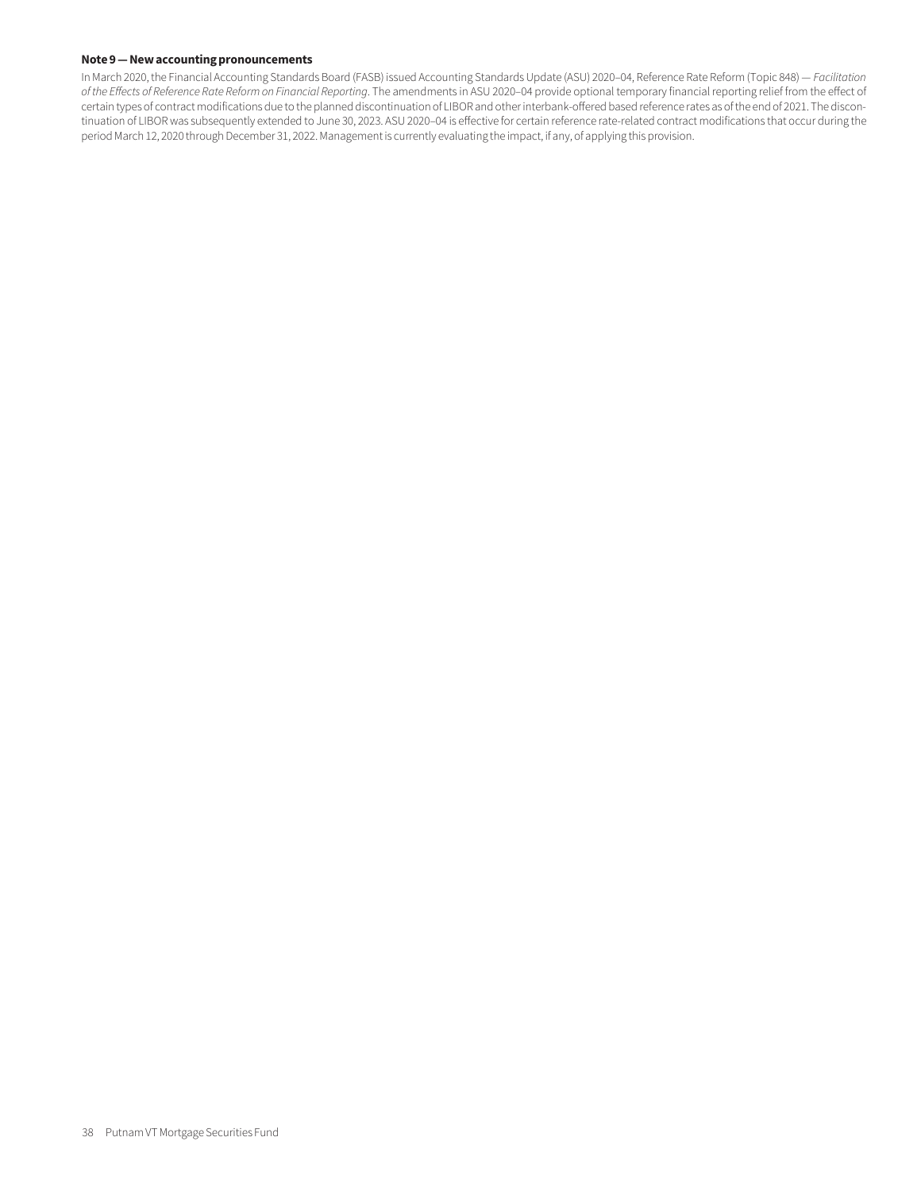#### Note 9 — New accounting pronouncements

In March 2020, the Financial Accounting Standards Board (FASB) issued Accounting Standards Update (ASU) 2020–04, Reference Rate Reform (Topic 848) — *Facilitation of the Effects of Reference Rate Reform on Financial Reporting*. The amendments in ASU 2020–04 provide optional temporary financial reporting relief from the effect of certain types of contract modifications due to the planned discontinuation of LIBOR and other interbank-offered based reference rates as of the end of 2021. The discontinuation of LIBOR was subsequently extended to June 30, 2023. ASU 2020–04 is effective for certain reference rate-related contract modifications that occur during the period March 12, 2020 through December 31, 2022. Management is currently evaluating the impact, if any, of applying this provision.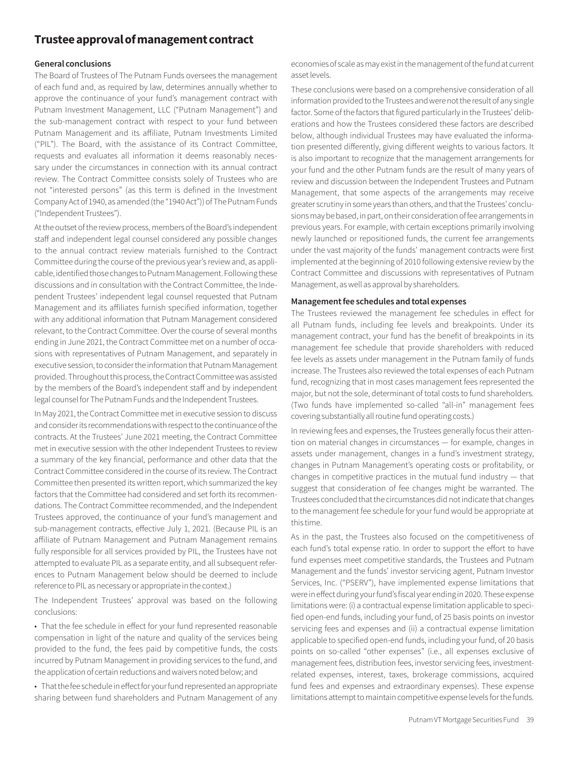# Trustee approval of management contract

### General conclusions

The Board of Trustees of The Putnam Funds oversees the management of each fund and, as required by law, determines annually whether to approve the continuance of your fund's management contract with Putnam Investment Management, LLC ("Putnam Management") and the sub-management contract with respect to your fund between Putnam Management and its affiliate, Putnam Investments Limited ("PIL"). The Board, with the assistance of its Contract Committee, requests and evaluates all information it deems reasonably necessary under the circumstances in connection with its annual contract review. The Contract Committee consists solely of Trustees who are not "interested persons" (as this term is defined in the Investment Company Act of 1940, as amended (the "1940 Act")) of The Putnam Funds ("Independent Trustees").

At the outset of the review process, members of the Board's independent staff and independent legal counsel considered any possible changes to the annual contract review materials furnished to the Contract Committee during the course of the previous year's review and, as applicable, identified those changes to Putnam Management. Following these discussions and in consultation with the Contract Committee, the Independent Trustees' independent legal counsel requested that Putnam Management and its affiliates furnish specified information, together with any additional information that Putnam Management considered relevant, to the Contract Committee. Over the course of several months ending in June 2021, the Contract Committee met on a number of occasions with representatives of Putnam Management, and separately in executive session, to consider the information that Putnam Management provided. Throughout this process, the Contract Committee was assisted by the members of the Board's independent staff and by independent legal counsel for The Putnam Funds and the Independent Trustees.

In May 2021, the Contract Committee met in executive session to discuss and consider its recommendations with respect to the continuance of the contracts. At the Trustees' June 2021 meeting, the Contract Committee met in executive session with the other Independent Trustees to review a summary of the key financial, performance and other data that the Contract Committee considered in the course of its review. The Contract Committee then presented its written report, which summarized the key factors that the Committee had considered and set forth its recommendations. The Contract Committee recommended, and the Independent Trustees approved, the continuance of your fund's management and sub-management contracts, effective July 1, 2021. (Because PIL is an affiliate of Putnam Management and Putnam Management remains fully responsible for all services provided by PIL, the Trustees have not attempted to evaluate PIL as a separate entity, and all subsequent references to Putnam Management below should be deemed to include reference to PIL as necessary or appropriate in the context.)

The Independent Trustees' approval was based on the following conclusions:

- That the fee schedule in effect for your fund represented reasonable compensation in light of the nature and quality of the services being provided to the fund, the fees paid by competitive funds, the costs incurred by Putnam Management in providing services to the fund, and the application of certain reductions and waivers noted below; and
- That the fee schedule in effect for your fund represented an appropriate sharing between fund shareholders and Putnam Management of any economies of scale as may exist in the management of the fund at current asset levels.

These conclusions were based on a comprehensive consideration of all information provided to the Trustees and were not the result of any single factor. Some of the factors that figured particularly in the Trustees' deliberations and how the Trustees considered these factors are described below, although individual Trustees may have evaluated the information presented differently, giving different weights to various factors. It is also important to recognize that the management arrangements for your fund and the other Putnam funds are the result of many years of review and discussion between the Independent Trustees and Putnam Management, that some aspects of the arrangements may receive greater scrutiny in some years than others, and that the Trustees' conclusions may be based, in part, on their consideration of fee arrangements in previous years. For example, with certain exceptions primarily involving newly launched or repositioned funds, the current fee arrangements under the vast majority of the funds' management contracts were first implemented at the beginning of 2010 following extensive review by the Contract Committee and discussions with representatives of Putnam Management, as well as approval by shareholders.

### Management fee schedules and total expenses

The Trustees reviewed the management fee schedules in effect for all Putnam funds, including fee levels and breakpoints. Under its management contract, your fund has the benefit of breakpoints in its management fee schedule that provide shareholders with reduced fee levels as assets under management in the Putnam family of funds increase. The Trustees also reviewed the total expenses of each Putnam fund, recognizing that in most cases management fees represented the major, but not the sole, determinant of total costs to fund shareholders. (Two funds have implemented so-called "all-in" management fees covering substantially all routine fund operating costs.)

In reviewing fees and expenses, the Trustees generally focus their attention on material changes in circumstances — for example, changes in assets under management, changes in a fund's investment strategy, changes in Putnam Management's operating costs or profitability, or changes in competitive practices in the mutual fund industry — that suggest that consideration of fee changes might be warranted. The Trustees concluded that the circumstances did not indicate that changes to the management fee schedule for your fund would be appropriate at this time.

As in the past, the Trustees also focused on the competitiveness of each fund's total expense ratio. In order to support the effort to have fund expenses meet competitive standards, the Trustees and Putnam Management and the funds' investor servicing agent, Putnam Investor Services, Inc. ("PSERV"), have implemented expense limitations that were in effect during your fund's fiscal year ending in 2020. These expense limitations were: (i) a contractual expense limitation applicable to specified open-end funds, including your fund, of 25 basis points on investor servicing fees and expenses and (ii) a contractual expense limitation applicable to specified open-end funds, including your fund, of 20 basis points on so-called "other expenses" (i.e., all expenses exclusive of management fees, distribution fees, investor servicing fees, investment-related expenses, interest, taxes, brokerage commissions, acquired fund fees and expenses and extraordinary expenses). These expense limitations attempt to maintain competitive expense levels for the funds.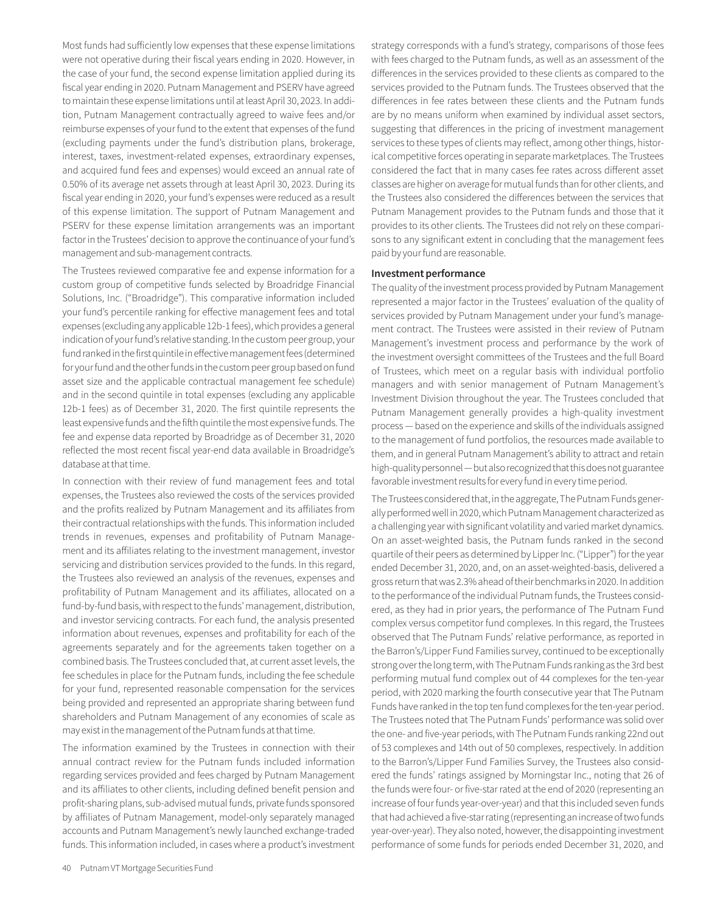Most funds had sufficiently low expenses that these expense limitations were not operative during their fiscal years ending in 2020. However, in the case of your fund, the second expense limitation applied during its fiscal year ending in 2020. Putnam Management and PSERV have agreed to maintain these expense limitations until at least April 30, 2023. In addition, Putnam Management contractually agreed to waive fees and/or reimburse expenses of your fund to the extent that expenses of the fund (excluding payments under the fund's distribution plans, brokerage, interest, taxes, investment-related expenses, extraordinary expenses, and acquired fund fees and expenses) would exceed an annual rate of 0.50% of its average net assets through at least April 30, 2023. During its fiscal year ending in 2020, your fund's expenses were reduced as a result of this expense limitation. The support of Putnam Management and PSERV for these expense limitation arrangements was an important factor in the Trustees' decision to approve the continuance of your fund's management and sub-management contracts.

The Trustees reviewed comparative fee and expense information for a custom group of competitive funds selected by Broadridge Financial Solutions, Inc. ("Broadridge"). This comparative information included your fund's percentile ranking for effective management fees and total expenses (excluding any applicable 12b-1 fees), which provides a general indication of your fund's relative standing. In the custom peer group, your fund ranked in the first quintile in effective management fees (determined for your fund and the other funds in the custom peer group based on fund asset size and the applicable contractual management fee schedule) and in the second quintile in total expenses (excluding any applicable 12b-1 fees) as of December 31, 2020. The first quintile represents the least expensive funds and the fifth quintile the most expensive funds. The fee and expense data reported by Broadridge as of December 31, 2020 reflected the most recent fiscal year-end data available in Broadridge's database at that time.

In connection with their review of fund management fees and total expenses, the Trustees also reviewed the costs of the services provided and the profits realized by Putnam Management and its affiliates from their contractual relationships with the funds. This information included trends in revenues, expenses and profitability of Putnam Management and its affiliates relating to the investment management, investor servicing and distribution services provided to the funds. In this regard, the Trustees also reviewed an analysis of the revenues, expenses and profitability of Putnam Management and its affiliates, allocated on a fund-by-fund basis, with respect to the funds' management, distribution, and investor servicing contracts. For each fund, the analysis presented information about revenues, expenses and profitability for each of the agreements separately and for the agreements taken together on a combined basis. The Trustees concluded that, at current asset levels, the fee schedules in place for the Putnam funds, including the fee schedule for your fund, represented reasonable compensation for the services being provided and represented an appropriate sharing between fund shareholders and Putnam Management of any economies of scale as may exist in the management of the Putnam funds at that time.

The information examined by the Trustees in connection with their annual contract review for the Putnam funds included information regarding services provided and fees charged by Putnam Management and its affiliates to other clients, including defined benefit pension and profit-sharing plans, sub-advised mutual funds, private funds sponsored by affiliates of Putnam Management, model-only separately managed accounts and Putnam Management's newly launched exchange-traded funds. This information included, in cases where a product's investment strategy corresponds with a fund's strategy, comparisons of those fees with fees charged to the Putnam funds, as well as an assessment of the differences in the services provided to these clients as compared to the services provided to the Putnam funds. The Trustees observed that the differences in fee rates between these clients and the Putnam funds are by no means uniform when examined by individual asset sectors, suggesting that differences in the pricing of investment management services to these types of clients may reflect, among other things, historical competitive forces operating in separate marketplaces. The Trustees considered the fact that in many cases fee rates across different asset classes are higher on average for mutual funds than for other clients, and the Trustees also considered the differences between the services that Putnam Management provides to the Putnam funds and those that it provides to its other clients. The Trustees did not rely on these comparisons to any significant extent in concluding that the management fees paid by your fund are reasonable.

**Investment performance**

The quality of the investment process provided by Putnam Management represented a major factor in the Trustees' evaluation of the quality of services provided by Putnam Management under your fund's management contract. The Trustees were assisted in their review of Putnam Management's investment process and performance by the work of the investment oversight committees of the Trustees and the full Board of Trustees, which meet on a regular basis with individual portfolio managers and with senior management of Putnam Management's Investment Division throughout the year. The Trustees concluded that Putnam Management generally provides a high-quality investment process — based on the experience and skills of the individuals assigned to the management of fund portfolios, the resources made available to them, and in general Putnam Management's ability to attract and retain high-quality personnel — but also recognized that this does not guarantee favorable investment results for every fund in every time period.

The Trustees considered that, in the aggregate, The Putnam Funds generally performed well in 2020, which Putnam Management characterized as a challenging year with significant volatility and varied market dynamics. On an asset-weighted basis, the Putnam funds ranked in the second quartile of their peers as determined by Lipper Inc. ("Lipper") for the year ended December 31, 2020, and, on an asset-weighted-basis, delivered a gross return that was 2.3% ahead of their benchmarks in 2020. In addition to the performance of the individual Putnam funds, the Trustees considered, as they had in prior years, the performance of The Putnam Fund complex versus competitor fund complexes. In this regard, the Trustees observed that The Putnam Funds' relative performance, as reported in the Barron's/Lipper Fund Families survey, continued to be exceptionally strong over the long term, with The Putnam Funds ranking as the 3rd best performing mutual fund complex out of 44 complexes for the ten-year period, with 2020 marking the fourth consecutive year that The Putnam Funds have ranked in the top ten fund complexes for the ten-year period. The Trustees noted that The Putnam Funds' performance was solid over the one- and five-year periods, with The Putnam Funds ranking 22nd out of 53 complexes and 14th out of 50 complexes, respectively. In addition to the Barron's/Lipper Fund Families Survey, the Trustees also considered the funds' ratings assigned by Morningstar Inc., noting that 26 of the funds were four- or five-star rated at the end of 2020 (representing an increase of four funds year-over-year) and that this included seven funds that had achieved a five-star rating (representing an increase of two funds year-over-year). They also noted, however, the disappointing investment performance of some funds for periods ended December 31, 2020, and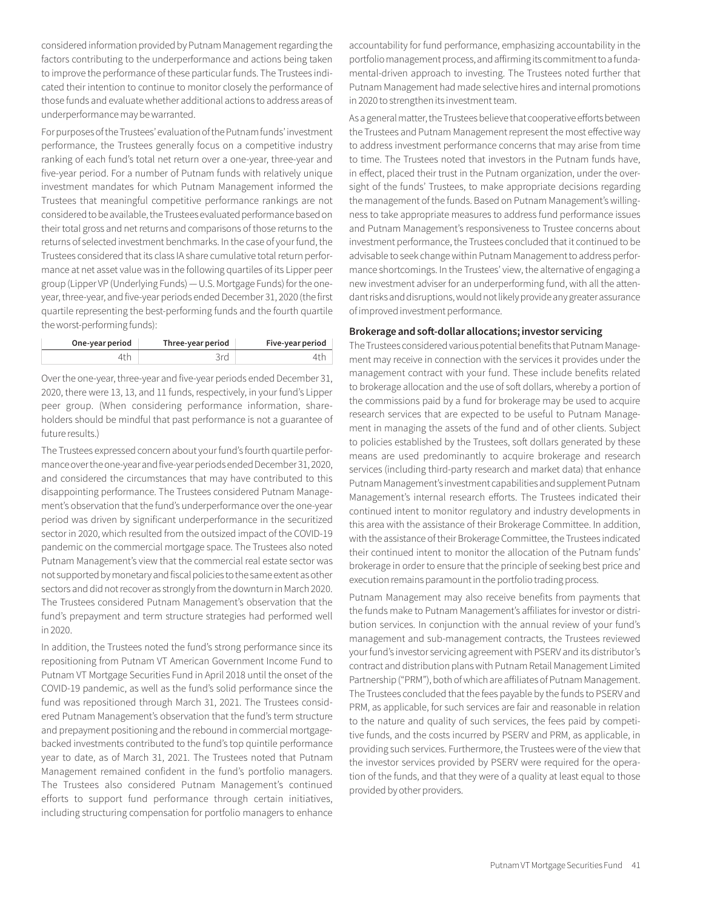considered information provided by Putnam Management regarding the factors contributing to the underperformance and actions being taken to improve the performance of these particular funds. The Trustees indicated their intention to continue to monitor closely the performance of those funds and evaluate whether additional actions to address areas of underperformance may be warranted.

For purposes of the Trustees' evaluation of the Putnam funds' investment performance, the Trustees generally focus on a competitive industry ranking of each fund's total net return over a one-year, three-year and five-year period. For a number of Putnam funds with relatively unique investment mandates for which Putnam Management informed the Trustees that meaningful competitive performance rankings are not considered to be available, the Trustees evaluated performance based on their total gross and net returns and comparisons of those returns to the returns of selected investment benchmarks. In the case of your fund, the Trustees considered that its class IA share cumulative total return performance at net asset value was in the following quartiles of its Lipper peer group (Lipper VP (Underlying Funds) — U.S. Mortgage Funds) for the one-year, three-year, and five-year periods ended December 31, 2020 (the first quartile representing the best-performing funds and the fourth quartile the worst-performing funds):

| One-year period | Three-year period | Five-year period |
|---|---|---|
| 4th | 3rd | 4th |

Over the one-year, three-year and five-year periods ended December 31, 2020, there were 13, 13, and 11 funds, respectively, in your fund's Lipper peer group. (When considering performance information, shareholders should be mindful that past performance is not a guarantee of future results.)

The Trustees expressed concern about your fund's fourth quartile performance over the one-year and five-year periods ended December 31, 2020, and considered the circumstances that may have contributed to this disappointing performance. The Trustees considered Putnam Management's observation that the fund's underperformance over the one-year period was driven by significant underperformance in the securitized sector in 2020, which resulted from the outsized impact of the COVID-19 pandemic on the commercial mortgage space. The Trustees also noted Putnam Management's view that the commercial real estate sector was not supported by monetary and fiscal policies to the same extent as other sectors and did not recover as strongly from the downturn in March 2020. The Trustees considered Putnam Management's observation that the fund's prepayment and term structure strategies had performed well in 2020.

In addition, the Trustees noted the fund's strong performance since its repositioning from Putnam VT American Government Income Fund to Putnam VT Mortgage Securities Fund in April 2018 until the onset of the COVID-19 pandemic, as well as the fund's solid performance since the fund was repositioned through March 31, 2021. The Trustees considered Putnam Management's observation that the fund's term structure and prepayment positioning and the rebound in commercial mortgage-backed investments contributed to the fund's top quintile performance year to date, as of March 31, 2021. The Trustees noted that Putnam Management remained confident in the fund's portfolio managers. The Trustees also considered Putnam Management's continued efforts to support fund performance through certain initiatives, including structuring compensation for portfolio managers to enhance accountability for fund performance, emphasizing accountability in the portfolio management process, and affirming its commitment to a fundamental-driven approach to investing. The Trustees noted further that Putnam Management had made selective hires and internal promotions in 2020 to strengthen its investment team.

As a general matter, the Trustees believe that cooperative efforts between the Trustees and Putnam Management represent the most effective way to address investment performance concerns that may arise from time to time. The Trustees noted that investors in the Putnam funds have, in effect, placed their trust in the Putnam organization, under the oversight of the funds' Trustees, to make appropriate decisions regarding the management of the funds. Based on Putnam Management's willingness to take appropriate measures to address fund performance issues and Putnam Management's responsiveness to Trustee concerns about investment performance, the Trustees concluded that it continued to be advisable to seek change within Putnam Management to address performance shortcomings. In the Trustees' view, the alternative of engaging a new investment adviser for an underperforming fund, with all the attendant risks and disruptions, would not likely provide any greater assurance of improved investment performance.

**Brokerage and soft-dollar allocations; investor servicing**

The Trustees considered various potential benefits that Putnam Management may receive in connection with the services it provides under the management contract with your fund. These include benefits related to brokerage allocation and the use of soft dollars, whereby a portion of the commissions paid by a fund for brokerage may be used to acquire research services that are expected to be useful to Putnam Management in managing the assets of the fund and of other clients. Subject to policies established by the Trustees, soft dollars generated by these means are used predominantly to acquire brokerage and research services (including third-party research and market data) that enhance Putnam Management's investment capabilities and supplement Putnam Management's internal research efforts. The Trustees indicated their continued intent to monitor regulatory and industry developments in this area with the assistance of their Brokerage Committee. In addition, with the assistance of their Brokerage Committee, the Trustees indicated their continued intent to monitor the allocation of the Putnam funds' brokerage in order to ensure that the principle of seeking best price and execution remains paramount in the portfolio trading process.

Putnam Management may also receive benefits from payments that the funds make to Putnam Management's affiliates for investor or distribution services. In conjunction with the annual review of your fund's management and sub-management contracts, the Trustees reviewed your fund's investor servicing agreement with PSERV and its distributor's contract and distribution plans with Putnam Retail Management Limited Partnership ("PRM"), both of which are affiliates of Putnam Management. The Trustees concluded that the fees payable by the funds to PSERV and PRM, as applicable, for such services are fair and reasonable in relation to the nature and quality of such services, the fees paid by competitive funds, and the costs incurred by PSERV and PRM, as applicable, in providing such services. Furthermore, the Trustees were of the view that the investor services provided by PSERV were required for the operation of the funds, and that they were of a quality at least equal to those provided by other providers.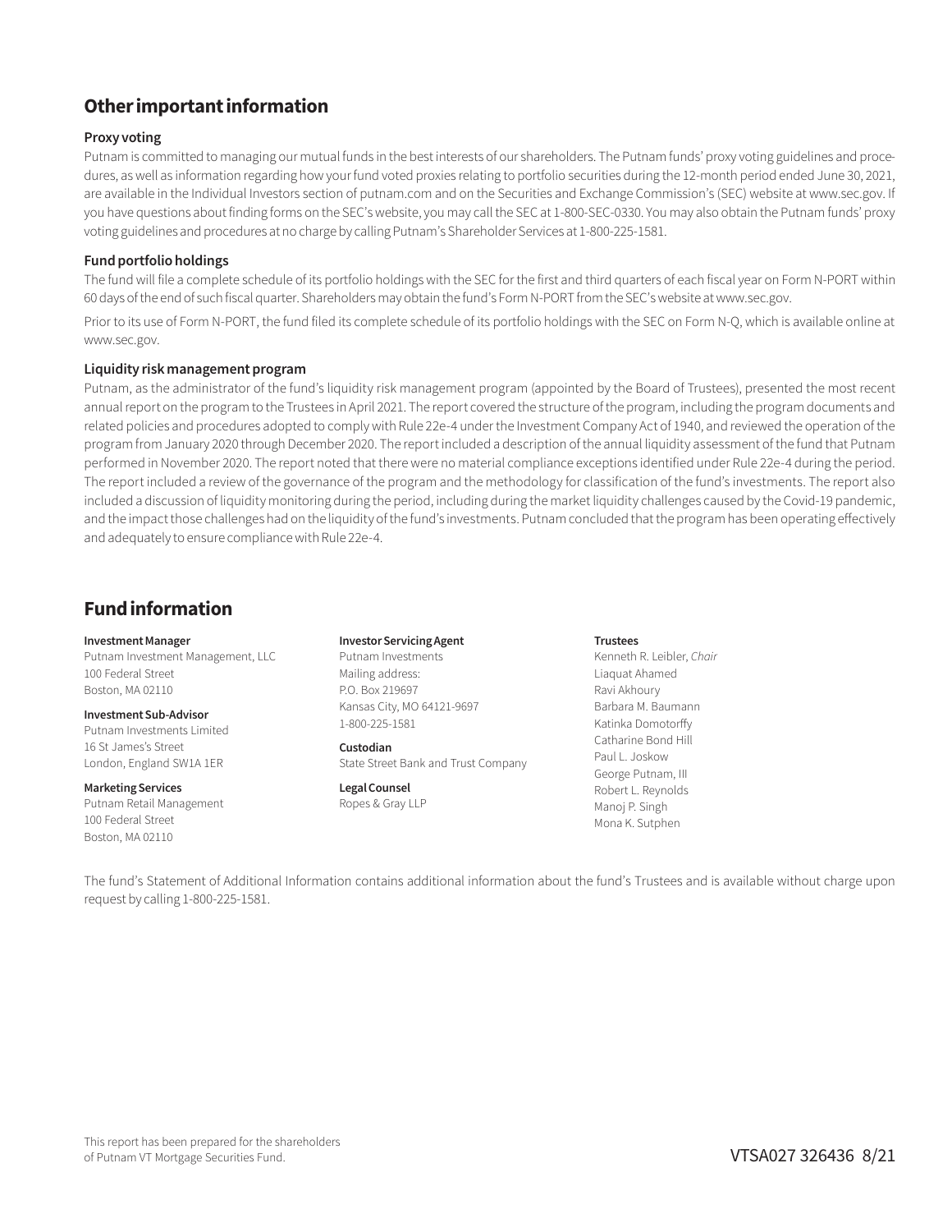## Other important information

### Proxy voting

Putnam is committed to managing our mutual funds in the best interests of our shareholders. The Putnam funds' proxy voting guidelines and procedures, as well as information regarding how your fund voted proxies relating to portfolio securities during the 12-month period ended June 30, 2021, are available in the Individual Investors section of putnam.com and on the Securities and Exchange Commission's (SEC) website at www.sec.gov. If you have questions about finding forms on the SEC's website, you may call the SEC at 1-800-SEC-0330. You may also obtain the Putnam funds' proxy voting guidelines and procedures at no charge by calling Putnam's Shareholder Services at 1-800-225-1581.

### Fund portfolio holdings

The fund will file a complete schedule of its portfolio holdings with the SEC for the first and third quarters of each fiscal year on Form N-PORT within 60 days of the end of such fiscal quarter. Shareholders may obtain the fund's Form N-PORT from the SEC's website at www.sec.gov.

Prior to its use of Form N-PORT, the fund filed its complete schedule of its portfolio holdings with the SEC on Form N-Q, which is available online at www.sec.gov.

### Liquidity risk management program

Putnam, as the administrator of the fund's liquidity risk management program (appointed by the Board of Trustees), presented the most recent annual report on the program to the Trustees in April 2021. The report covered the structure of the program, including the program documents and related policies and procedures adopted to comply with Rule 22e-4 under the Investment Company Act of 1940, and reviewed the operation of the program from January 2020 through December 2020. The report included a description of the annual liquidity assessment of the fund that Putnam performed in November 2020. The report noted that there were no material compliance exceptions identified under Rule 22e-4 during the period. The report included a review of the governance of the program and the methodology for classification of the fund's investments. The report also included a discussion of liquidity monitoring during the period, including during the market liquidity challenges caused by the Covid-19 pandemic, and the impact those challenges had on the liquidity of the fund's investments. Putnam concluded that the program has been operating effectively and adequately to ensure compliance with Rule 22e-4.

## Fund information

**Investment Manager**
Putnam Investment Management, LLC
100 Federal Street
Boston, MA 02110

**Investment Sub-Advisor**
Putnam Investments Limited
16 St James's Street
London, England SW1A 1ER

**Marketing Services**
Putnam Retail Management
100 Federal Street
Boston, MA 02110

**Investor Servicing Agent**
Putnam Investments
Mailing address:
P.O. Box 219697
Kansas City, MO 64121-9697
1-800-225-1581

**Custodian**
State Street Bank and Trust Company

**Legal Counsel**
Ropes & Gray LLP

**Trustees**
Kenneth R. Leibler, *Chair*
Liaquat Ahamed
Ravi Akhoury
Barbara M. Baumann
Katinka Domotorffy
Catharine Bond Hill
Paul L. Joskow
George Putnam, III
Robert L. Reynolds
Manoj P. Singh
Mona K. Sutphen

The fund's Statement of Additional Information contains additional information about the fund's Trustees and is available without charge upon request by calling 1-800-225-1581.

This report has been prepared for the shareholders of Putnam VT Mortgage Securities Fund.

VTSA027 326436 8/21